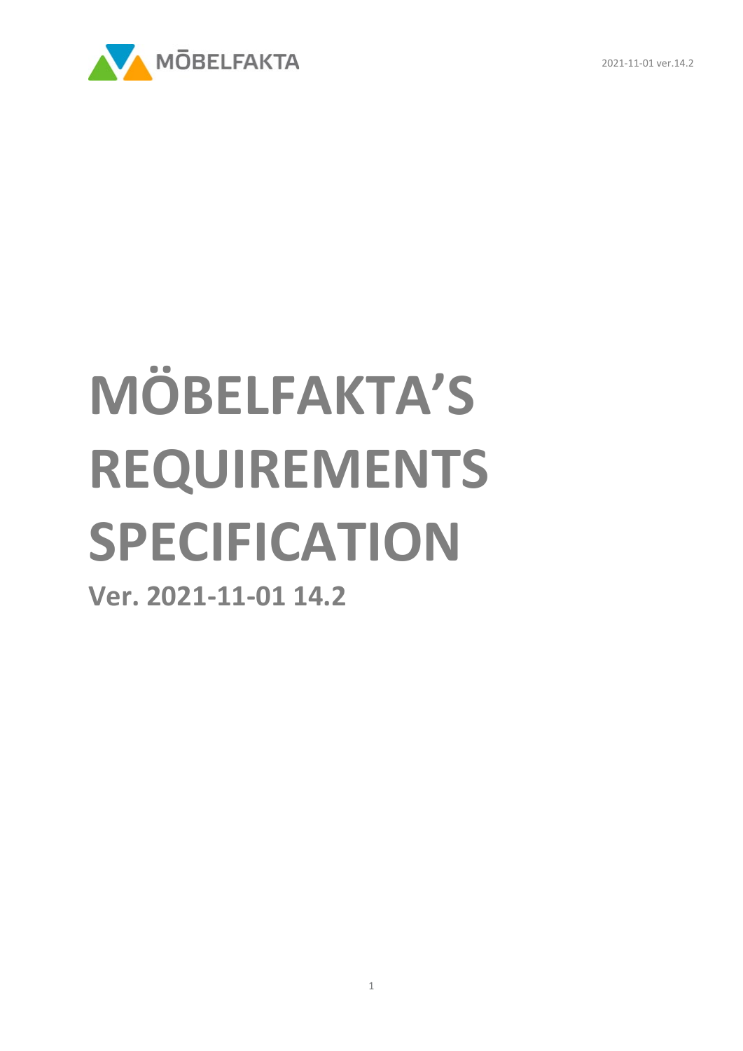# MÖBELFAKTA'S REQUIREMENTS SPECIFICATION

**Ver. 2021-11-01 14.2**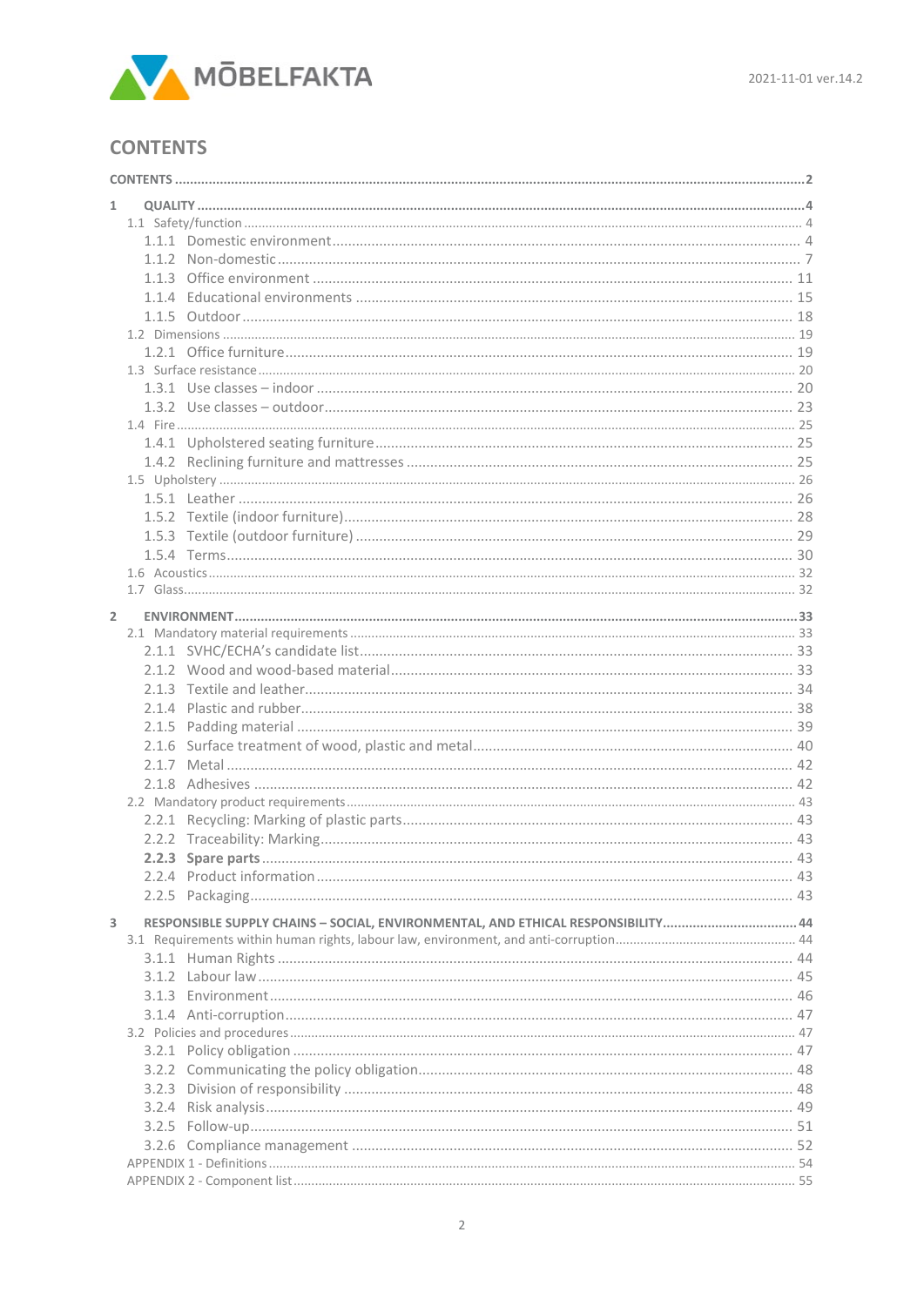# CONTENTS

CONTENTS ..... 2

**1 QUALITY** ..... 4
- 1.1 Safety/function ..... 4
  - 1.1.1 Domestic environment ..... 4
  - 1.1.2 Non-domestic ..... 7
  - 1.1.3 Office environment ..... 11
  - 1.1.4 Educational environments ..... 15
  - 1.1.5 Outdoor ..... 18
- 1.2 Dimensions ..... 19
  - 1.2.1 Office furniture ..... 19
- 1.3 Surface resistance ..... 20
  - 1.3.1 Use classes – indoor ..... 20
  - 1.3.2 Use classes – outdoor ..... 23
- 1.4 Fire ..... 25
  - 1.4.1 Upholstered seating furniture ..... 25
  - 1.4.2 Reclining furniture and mattresses ..... 25
- 1.5 Upholstery ..... 26
  - 1.5.1 Leather ..... 26
  - 1.5.2 Textile (indoor furniture) ..... 28
  - 1.5.3 Textile (outdoor furniture) ..... 29
  - 1.5.4 Terms ..... 30
- 1.6 Acoustics ..... 32
- 1.7 Glass ..... 32

**2 ENVIRONMENT** ..... 33
- 2.1 Mandatory material requirements ..... 33
  - 2.1.1 SVHC/ECHA's candidate list ..... 33
  - 2.1.2 Wood and wood-based material ..... 33
  - 2.1.3 Textile and leather ..... 34
  - 2.1.4 Plastic and rubber ..... 38
  - 2.1.5 Padding material ..... 39
  - 2.1.6 Surface treatment of wood, plastic and metal ..... 40
  - 2.1.7 Metal ..... 42
  - 2.1.8 Adhesives ..... 42
- 2.2 Mandatory product requirements ..... 43
  - 2.2.1 Recycling: Marking of plastic parts ..... 43
  - 2.2.2 Traceability: Marking ..... 43
  - **2.2.3 Spare parts** ..... 43
  - 2.2.4 Product information ..... 43
  - 2.2.5 Packaging ..... 43

**3 RESPONSIBLE SUPPLY CHAINS – SOCIAL, ENVIRONMENTAL, AND ETHICAL RESPONSIBILITY** ..... 44
- 3.1 Requirements within human rights, labour law, environment, and anti-corruption ..... 44
  - 3.1.1 Human Rights ..... 44
  - 3.1.2 Labour law ..... 45
  - 3.1.3 Environment ..... 46
  - 3.1.4 Anti-corruption ..... 47
- 3.2 Policies and procedures ..... 47
  - 3.2.1 Policy obligation ..... 47
  - 3.2.2 Communicating the policy obligation ..... 48
  - 3.2.3 Division of responsibility ..... 48
  - 3.2.4 Risk analysis ..... 49
  - 3.2.5 Follow-up ..... 51
  - 3.2.6 Compliance management ..... 52
- APPENDIX 1 - Definitions ..... 54
- APPENDIX 2 - Component list ..... 55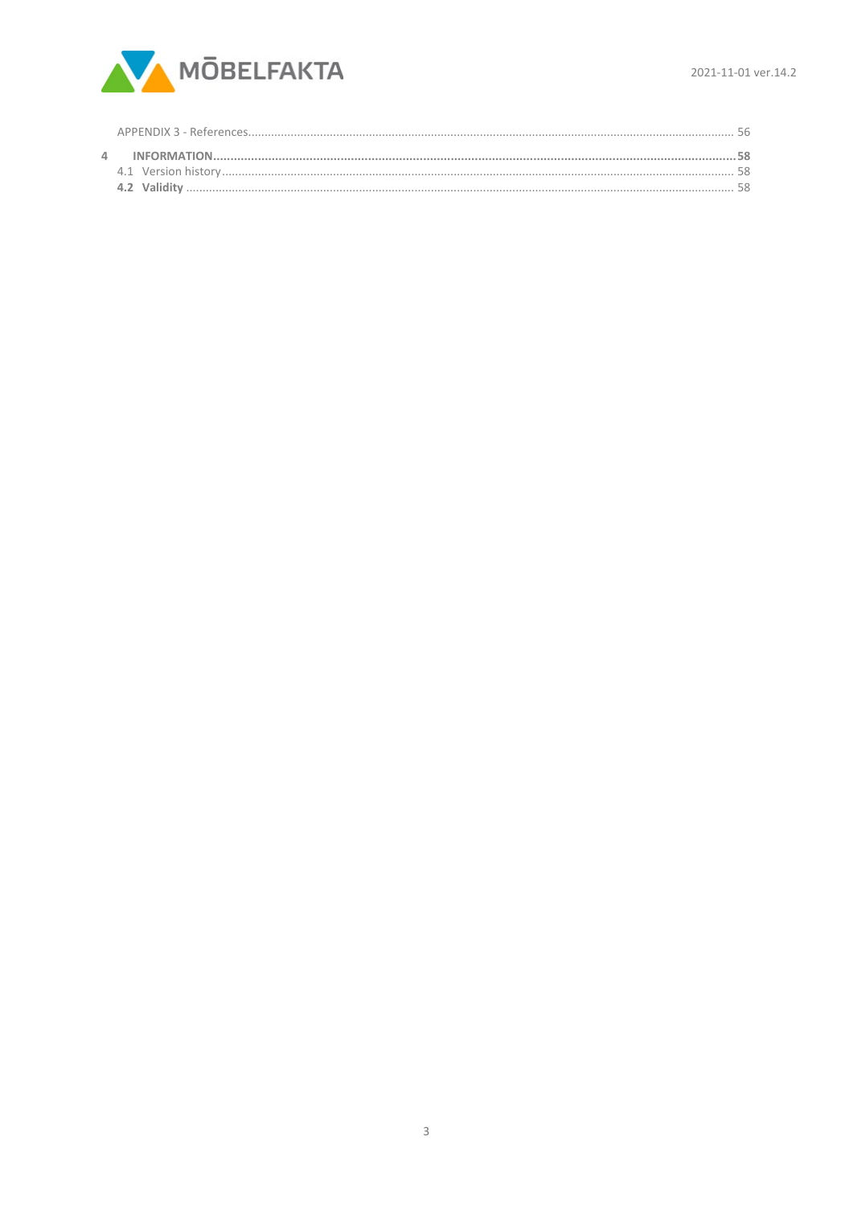APPENDIX 3 - References ..... 56

**4 INFORMATION ..... 58**

4.1 Version history ..... 58

**4.2 Validity** ..... 58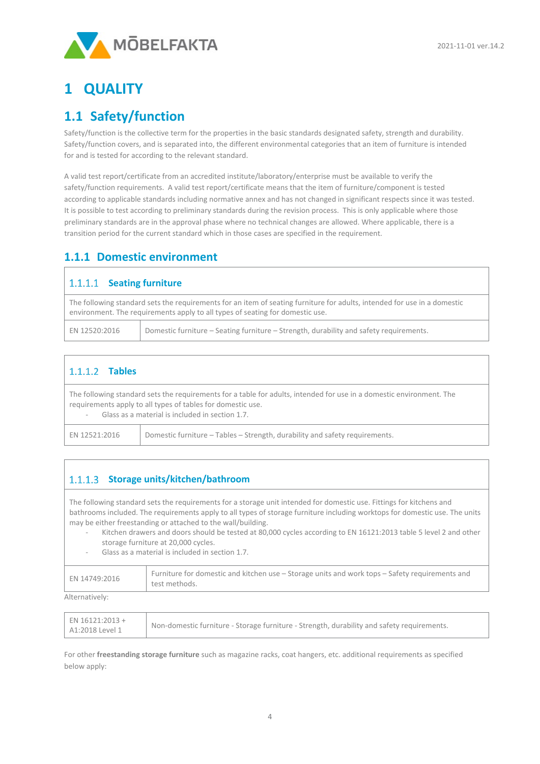# 1 QUALITY

## 1.1 Safety/function

Safety/function is the collective term for the properties in the basic standards designated safety, strength and durability. Safety/function covers, and is separated into, the different environmental categories that an item of furniture is intended for and is tested for according to the relevant standard.

A valid test report/certificate from an accredited institute/laboratory/enterprise must be available to verify the safety/function requirements. A valid test report/certificate means that the item of furniture/component is tested according to applicable standards including normative annex and has not changed in significant respects since it was tested. It is possible to test according to preliminary standards during the revision process. This is only applicable where those preliminary standards are in the approval phase where no technical changes are allowed. Where applicable, there is a transition period for the current standard which in those cases are specified in the requirement.

### 1.1.1 Domestic environment

#### 1.1.1.1 Seating furniture

The following standard sets the requirements for an item of seating furniture for adults, intended for use in a domestic environment. The requirements apply to all types of seating for domestic use.

| | |
|---|---|
| EN 12520:2016 | Domestic furniture – Seating furniture – Strength, durability and safety requirements. |

#### 1.1.1.2 Tables

The following standard sets the requirements for a table for adults, intended for use in a domestic environment. The requirements apply to all types of tables for domestic use.

- Glass as a material is included in section 1.7.

| | |
|---|---|
| EN 12521:2016 | Domestic furniture – Tables – Strength, durability and safety requirements. |

#### 1.1.1.3 Storage units/kitchen/bathroom

The following standard sets the requirements for a storage unit intended for domestic use. Fittings for kitchens and bathrooms included. The requirements apply to all types of storage furniture including worktops for domestic use. The units may be either freestanding or attached to the wall/building.

- Kitchen drawers and doors should be tested at 80,000 cycles according to EN 16121:2013 table 5 level 2 and other storage furniture at 20,000 cycles.
- Glass as a material is included in section 1.7.

| | |
|---|---|
| EN 14749:2016 | Furniture for domestic and kitchen use – Storage units and work tops – Safety requirements and test methods. |

Alternatively:

| | |
|---|---|
| EN 16121:2013 + A1:2018 Level 1 | Non-domestic furniture - Storage furniture - Strength, durability and safety requirements. |

For other **freestanding storage furniture** such as magazine racks, coat hangers, etc. additional requirements as specified below apply: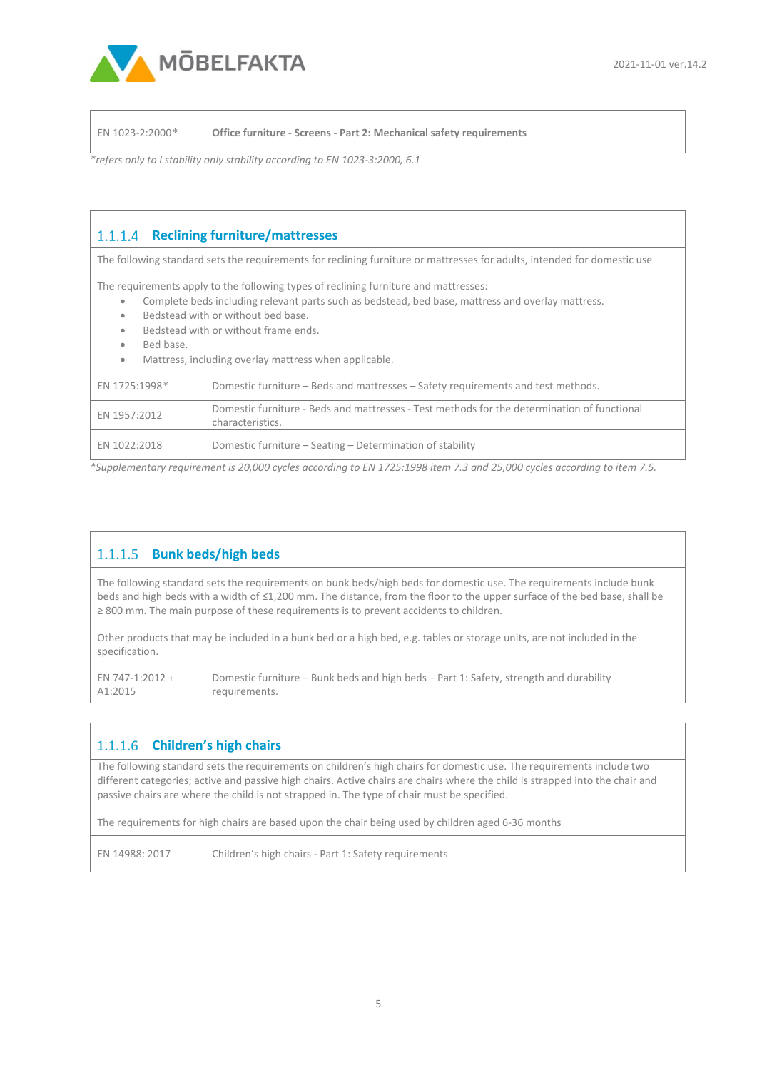| EN 1023-2:2000* | **Office furniture - Screens - Part 2: Mechanical safety requirements** |
|---|---|

*\*refers only to l stability only stability according to EN 1023-3:2000, 6.1*

### 1.1.1.4 Reclining furniture/mattresses

The following standard sets the requirements for reclining furniture or mattresses for adults, intended for domestic use

The requirements apply to the following types of reclining furniture and mattresses:

- Complete beds including relevant parts such as bedstead, bed base, mattress and overlay mattress.
- Bedstead with or without bed base.
- Bedstead with or without frame ends.
- Bed base.
- Mattress, including overlay mattress when applicable.

| Standard | Title |
|---|---|
| EN 1725:1998* | Domestic furniture – Beds and mattresses – Safety requirements and test methods. |
| EN 1957:2012 | Domestic furniture - Beds and mattresses - Test methods for the determination of functional characteristics. |
| EN 1022:2018 | Domestic furniture – Seating – Determination of stability |

*\*Supplementary requirement is 20,000 cycles according to EN 1725:1998 item 7.3 and 25,000 cycles according to item 7.5.*

### 1.1.1.5 Bunk beds/high beds

The following standard sets the requirements on bunk beds/high beds for domestic use. The requirements include bunk beds and high beds with a width of ≤1,200 mm. The distance, from the floor to the upper surface of the bed base, shall be ≥ 800 mm. The main purpose of these requirements is to prevent accidents to children.

Other products that may be included in a bunk bed or a high bed, e.g. tables or storage units, are not included in the specification.

| Standard | Title |
|---|---|
| EN 747-1:2012 + A1:2015 | Domestic furniture – Bunk beds and high beds – Part 1: Safety, strength and durability requirements. |

### 1.1.1.6 Children's high chairs

The following standard sets the requirements on children's high chairs for domestic use. The requirements include two different categories; active and passive high chairs. Active chairs are chairs where the child is strapped into the chair and passive chairs are where the child is not strapped in. The type of chair must be specified.

The requirements for high chairs are based upon the chair being used by children aged 6-36 months

| Standard | Title |
|---|---|
| EN 14988: 2017 | Children's high chairs - Part 1: Safety requirements |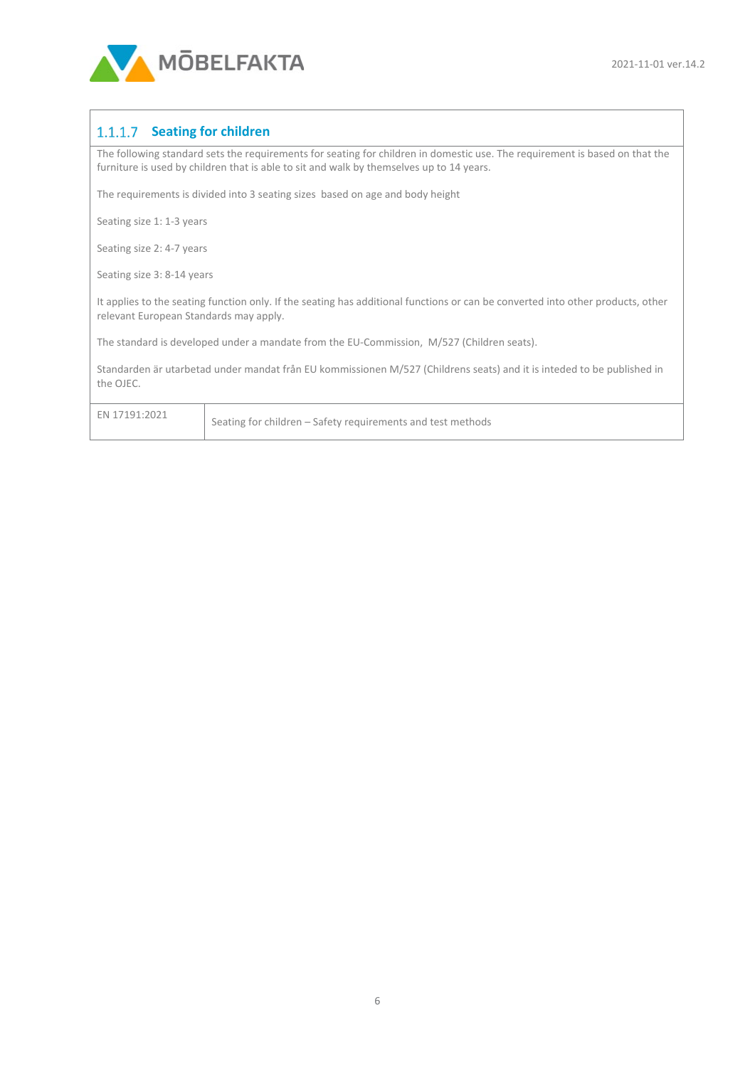#### 1.1.1.7 Seating for children

The following standard sets the requirements for seating for children in domestic use. The requirement is based on that the furniture is used by children that is able to sit and walk by themselves up to 14 years.

The requirements is divided into 3 seating sizes  based on age and body height

Seating size 1: 1-3 years

Seating size 2: 4-7 years

Seating size 3: 8-14 years

It applies to the seating function only. If the seating has additional functions or can be converted into other products, other relevant European Standards may apply.

The standard is developed under a mandate from the EU-Commission,  M/527 (Children seats).

Standarden är utarbetad under mandat från EU kommissionen M/527 (Childrens seats) and it is inteded to be published in the OJEC.

| | |
|---|---|
| EN 17191:2021 | Seating for children – Safety requirements and test methods |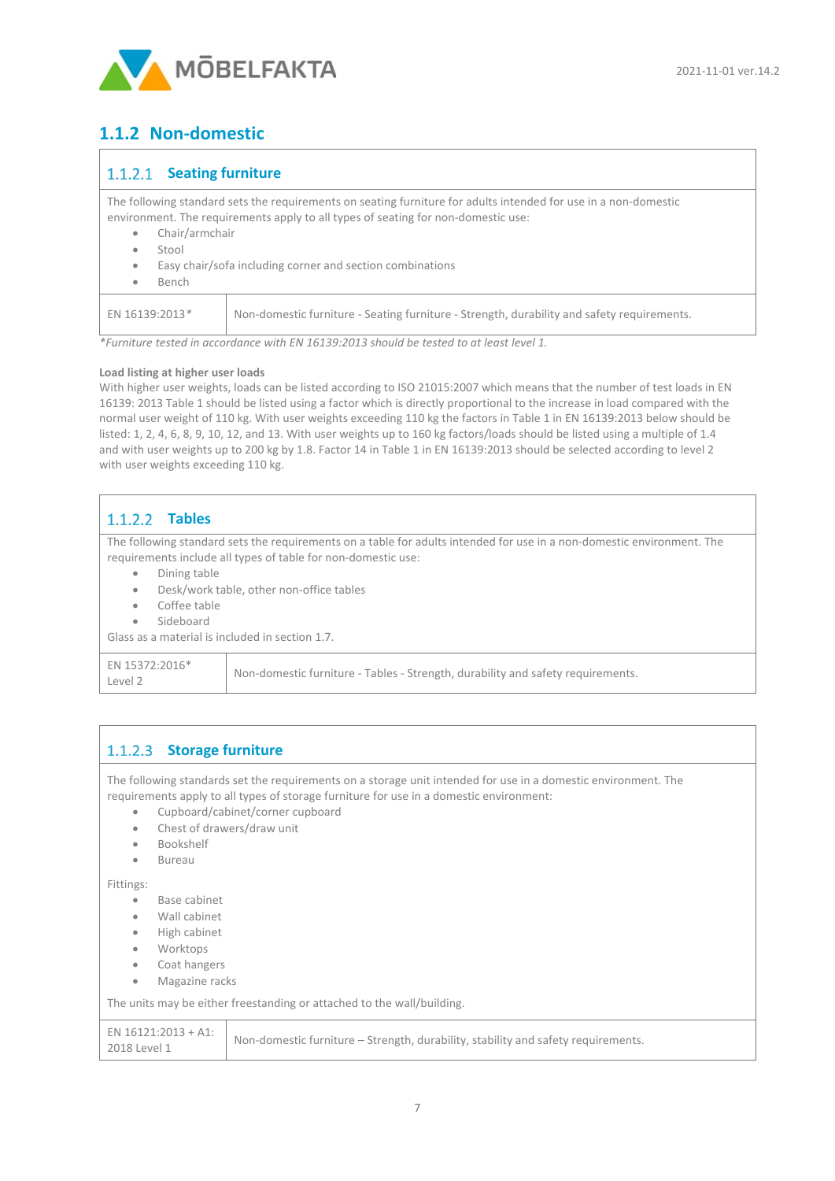## 1.1.2 Non-domestic

### 1.1.2.1 Seating furniture

The following standard sets the requirements on seating furniture for adults intended for use in a non-domestic environment. The requirements apply to all types of seating for non-domestic use:

- Chair/armchair
- Stool
- Easy chair/sofa including corner and section combinations
- Bench

| EN 16139:2013* | Non-domestic furniture - Seating furniture - Strength, durability and safety requirements. |
|---|---|

*\*Furniture tested in accordance with EN 16139:2013 should be tested to at least level 1.*

**Load listing at higher user loads**

With higher user weights, loads can be listed according to ISO 21015:2007 which means that the number of test loads in EN 16139: 2013 Table 1 should be listed using a factor which is directly proportional to the increase in load compared with the normal user weight of 110 kg. With user weights exceeding 110 kg the factors in Table 1 in EN 16139:2013 below should be listed: 1, 2, 4, 6, 8, 9, 10, 12, and 13. With user weights up to 160 kg factors/loads should be listed using a multiple of 1.4 and with user weights up to 200 kg by 1.8. Factor 14 in Table 1 in EN 16139:2013 should be selected according to level 2 with user weights exceeding 110 kg.

### 1.1.2.2 Tables

The following standard sets the requirements on a table for adults intended for use in a non-domestic environment. The requirements include all types of table for non-domestic use:

- Dining table
- Desk/work table, other non-office tables
- Coffee table
- Sideboard

Glass as a material is included in section 1.7.

| EN 15372:2016* Level 2 | Non-domestic furniture - Tables - Strength, durability and safety requirements. |
|---|---|

### 1.1.2.3 Storage furniture

The following standards set the requirements on a storage unit intended for use in a domestic environment. The requirements apply to all types of storage furniture for use in a domestic environment:

- Cupboard/cabinet/corner cupboard
- Chest of drawers/draw unit
- Bookshelf
- Bureau

Fittings:

- Base cabinet
- Wall cabinet
- High cabinet
- Worktops
- Coat hangers
- Magazine racks

The units may be either freestanding or attached to the wall/building.

| EN 16121:2013 + A1: 2018 Level 1 | Non-domestic furniture – Strength, durability, stability and safety requirements. |
|---|---|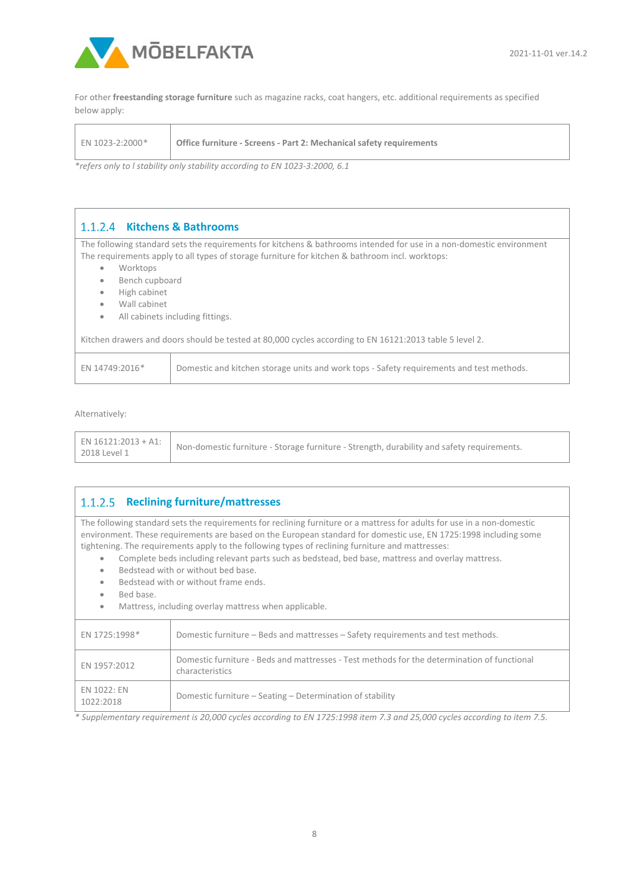For other **freestanding storage furniture** such as magazine racks, coat hangers, etc. additional requirements as specified below apply:

| | |
|---|---|
| EN 1023-2:2000* | **Office furniture - Screens - Part 2: Mechanical safety requirements** |

*\*refers only to l stability only stability according to EN 1023-3:2000, 6.1*

### 1.1.2.4 Kitchens & Bathrooms

The following standard sets the requirements for kitchens & bathrooms intended for use in a non-domestic environment
The requirements apply to all types of storage furniture for kitchen & bathroom incl. worktops:

- Worktops
- Bench cupboard
- High cabinet
- Wall cabinet
- All cabinets including fittings.

Kitchen drawers and doors should be tested at 80,000 cycles according to EN 16121:2013 table 5 level 2.

| | |
|---|---|
| EN 14749:2016* | Domestic and kitchen storage units and work tops - Safety requirements and test methods. |

Alternatively:

| | |
|---|---|
| EN 16121:2013 + A1: 2018 Level 1 | Non-domestic furniture - Storage furniture - Strength, durability and safety requirements. |

### 1.1.2.5 Reclining furniture/mattresses

The following standard sets the requirements for reclining furniture or a mattress for adults for use in a non-domestic environment. These requirements are based on the European standard for domestic use, EN 1725:1998 including some tightening. The requirements apply to the following types of reclining furniture and mattresses:

- Complete beds including relevant parts such as bedstead, bed base, mattress and overlay mattress.
- Bedstead with or without bed base.
- Bedstead with or without frame ends.
- Bed base.
- Mattress, including overlay mattress when applicable.

| | |
|---|---|
| EN 1725:1998* | Domestic furniture – Beds and mattresses – Safety requirements and test methods. |
| EN 1957:2012 | Domestic furniture - Beds and mattresses - Test methods for the determination of functional characteristics |
| EN 1022: EN 1022:2018 | Domestic furniture – Seating – Determination of stability |

*\* Supplementary requirement is 20,000 cycles according to EN 1725:1998 item 7.3 and 25,000 cycles according to item 7.5.*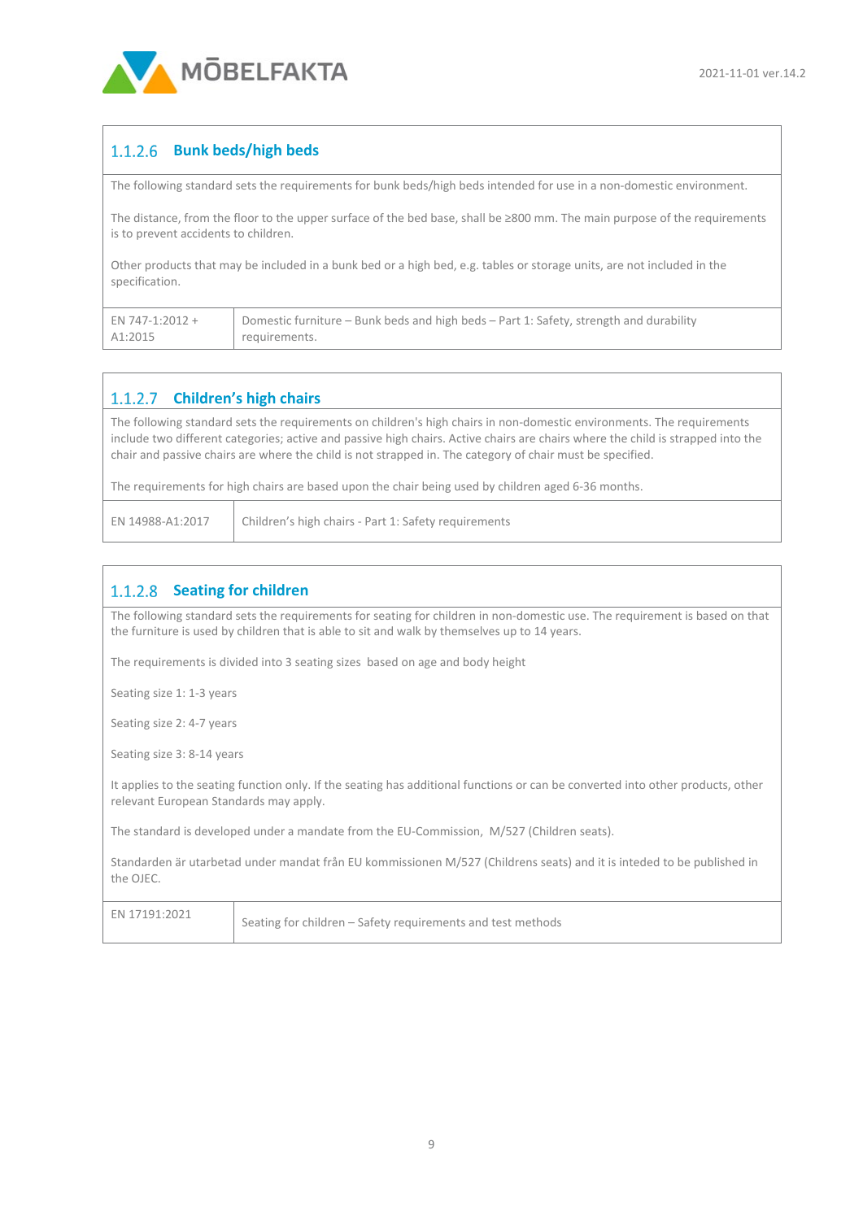#### 1.1.2.6 Bunk beds/high beds

The following standard sets the requirements for bunk beds/high beds intended for use in a non-domestic environment.

The distance, from the floor to the upper surface of the bed base, shall be ≥800 mm. The main purpose of the requirements is to prevent accidents to children.

Other products that may be included in a bunk bed or a high bed, e.g. tables or storage units, are not included in the specification.

| EN 747-1:2012 + A1:2015 | Domestic furniture – Bunk beds and high beds – Part 1: Safety, strength and durability requirements. |
|---|---|

#### 1.1.2.7 Children's high chairs

The following standard sets the requirements on children's high chairs in non-domestic environments. The requirements include two different categories; active and passive high chairs. Active chairs are chairs where the child is strapped into the chair and passive chairs are where the child is not strapped in. The category of chair must be specified.

The requirements for high chairs are based upon the chair being used by children aged 6-36 months.

| EN 14988-A1:2017 | Children's high chairs - Part 1: Safety requirements |
|---|---|

#### 1.1.2.8 Seating for children

The following standard sets the requirements for seating for children in non-domestic use. The requirement is based on that the furniture is used by children that is able to sit and walk by themselves up to 14 years.

The requirements is divided into 3 seating sizes based on age and body height

Seating size 1: 1-3 years

Seating size 2: 4-7 years

Seating size 3: 8-14 years

It applies to the seating function only. If the seating has additional functions or can be converted into other products, other relevant European Standards may apply.

The standard is developed under a mandate from the EU-Commission, M/527 (Children seats).

Standarden är utarbetad under mandat från EU kommissionen M/527 (Childrens seats) and it is inteded to be published in the OJEC.

| EN 17191:2021 | Seating for children – Safety requirements and test methods |
|---|---|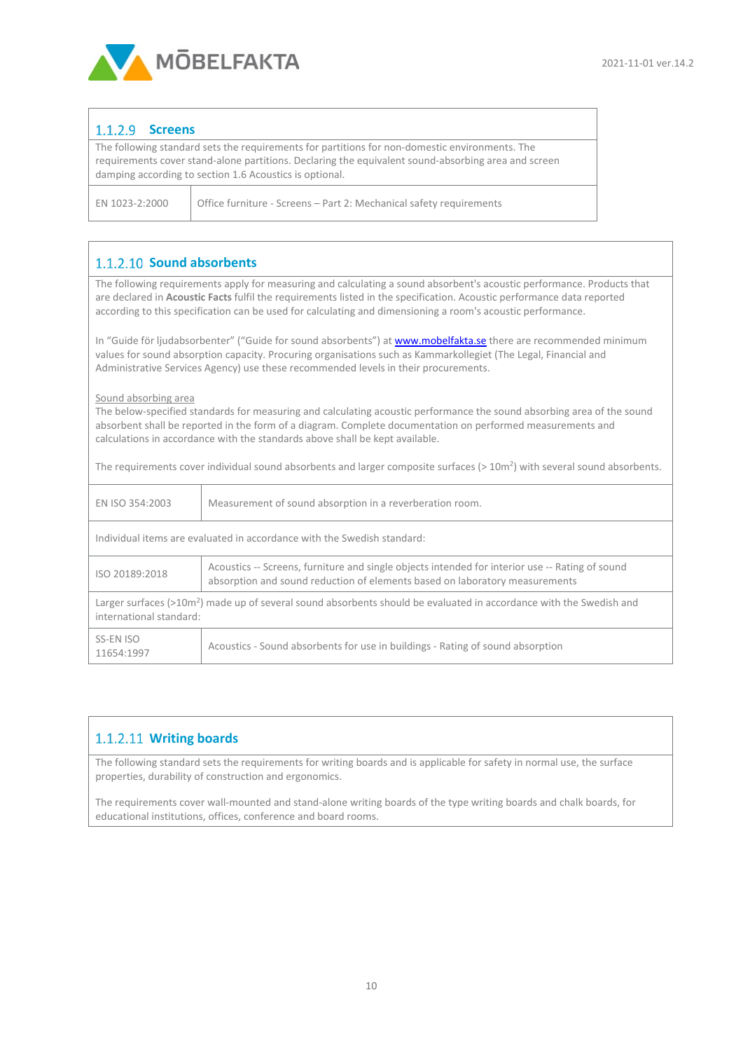### 1.1.2.9 Screens

The following standard sets the requirements for partitions for non-domestic environments. The requirements cover stand-alone partitions. Declaring the equivalent sound-absorbing area and screen damping according to section 1.6 Acoustics is optional.

| | |
|---|---|
| EN 1023-2:2000 | Office furniture - Screens – Part 2: Mechanical safety requirements |

### 1.1.2.10 Sound absorbents

The following requirements apply for measuring and calculating a sound absorbent's acoustic performance. Products that are declared in **Acoustic Facts** fulfil the requirements listed in the specification. Acoustic performance data reported according to this specification can be used for calculating and dimensioning a room's acoustic performance.

In "Guide för ljudabsorbenter" ("Guide for sound absorbents") at www.mobelfakta.se there are recommended minimum values for sound absorption capacity. Procuring organisations such as Kammarkollegiet (The Legal, Financial and Administrative Services Agency) use these recommended levels in their procurements.

Sound absorbing area

The below-specified standards for measuring and calculating acoustic performance the sound absorbing area of the sound absorbent shall be reported in the form of a diagram. Complete documentation on performed measurements and calculations in accordance with the standards above shall be kept available.

The requirements cover individual sound absorbents and larger composite surfaces (> 10m$^2$) with several sound absorbents.

| | |
|---|---|
| EN ISO 354:2003 | Measurement of sound absorption in a reverberation room. |

Individual items are evaluated in accordance with the Swedish standard:

| | |
|---|---|
| ISO 20189:2018 | Acoustics -- Screens, furniture and single objects intended for interior use -- Rating of sound absorption and sound reduction of elements based on laboratory measurements |

Larger surfaces (>10m$^2$) made up of several sound absorbents should be evaluated in accordance with the Swedish and international standard:

| | |
|---|---|
| SS-EN ISO 11654:1997 | Acoustics - Sound absorbents for use in buildings - Rating of sound absorption |

### 1.1.2.11 Writing boards

The following standard sets the requirements for writing boards and is applicable for safety in normal use, the surface properties, durability of construction and ergonomics.

The requirements cover wall-mounted and stand-alone writing boards of the type writing boards and chalk boards, for educational institutions, offices, conference and board rooms.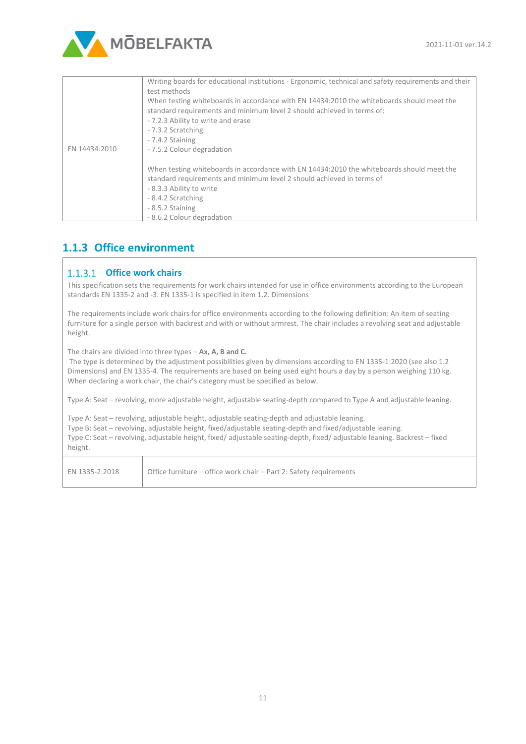| | |
|---|---|
| EN 14434:2010 | Writing boards for educational institutions - Ergonomic, technical and safety requirements and their test methods<br>When testing whiteboards in accordance with EN 14434:2010 the whiteboards should meet the standard requirements and minimum level 2 should achieved in terms of:<br>- 7.2.3 Ability to write and erase<br>- 7.3.2 Scratching<br>- 7.4.2 Staining<br>- 7.5.2 Colour degradation<br><br>When testing whiteboards in accordance with EN 14434:2010 the whiteboards should meet the standard requirements and minimum level 2 should achieved in terms of<br>- 8.3.3 Ability to write<br>- 8.4.2 Scratching<br>- 8.5.2 Staining<br>- 8.6.2 Colour degradation |

## 1.1.3 Office environment

### 1.1.3.1 Office work chairs

This specification sets the requirements for work chairs intended for use in office environments according to the European standards EN 1335-2 and -3. EN 1335-1 is specified in item 1.2. Dimensions

The requirements include work chairs for office environments according to the following definition: An item of seating furniture for a single person with backrest and with or without armrest. The chair includes a revolving seat and adjustable height.

The chairs are divided into three types – **Ax, A, B and C.**
The type is determined by the adjustment possibilities given by dimensions according to EN 1335-1:2020 (see also 1.2 Dimensions) and EN 1335-4. The requirements are based on being used eight hours a day by a person weighing 110 kg. When declaring a work chair, the chair's category must be specified as below.

Type A: Seat – revolving, more adjustable height, adjustable seating-depth compared to Type A and adjustable leaning.

Type A: Seat – revolving, adjustable height, adjustable seating-depth and adjustable leaning.
Type B: Seat – revolving, adjustable height, fixed/adjustable seating-depth and fixed/adjustable leaning.
Type C: Seat – revolving, adjustable height, fixed/ adjustable seating-depth, fixed/ adjustable leaning. Backrest – fixed height.

| | |
|---|---|
| EN 1335-2:2018 | Office furniture – office work chair – Part 2: Safety requirements |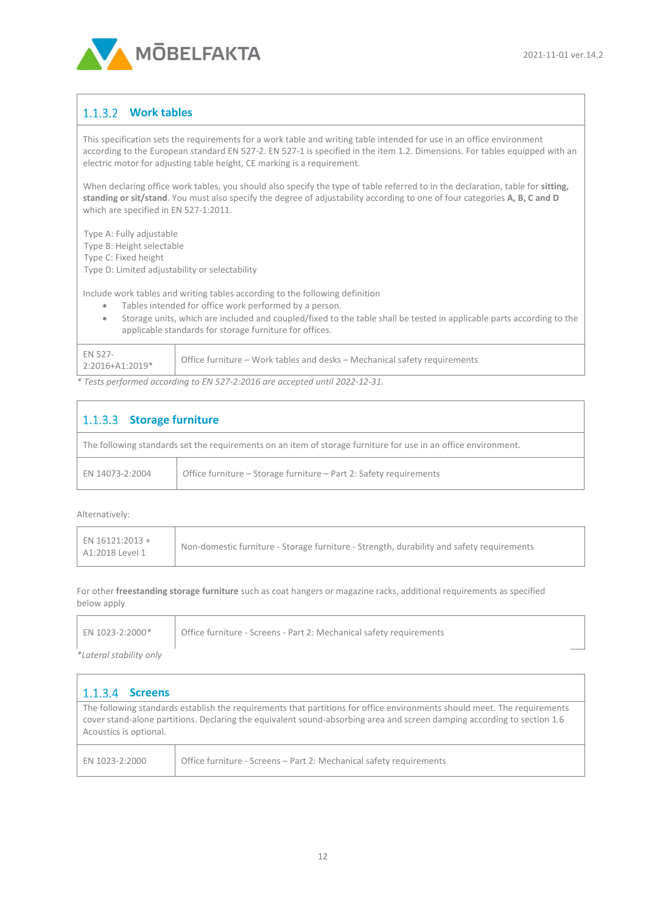### 1.1.3.2 Work tables

This specification sets the requirements for a work table and writing table intended for use in an office environment according to the European standard EN 527-2. EN 527-1 is specified in the item 1.2. Dimensions. For tables equipped with an electric motor for adjusting table height, CE marking is a requirement.

When declaring office work tables, you should also specify the type of table referred to in the declaration, table for **sitting, standing or sit/stand**. You must also specify the degree of adjustability according to one of four categories **A, B, C and D** which are specified in EN 527-1:2011.

Type A: Fully adjustable
Type B: Height selectable
Type C: Fixed height
Type D: Limited adjustability or selectability

Include work tables and writing tables according to the following definition

- Tables intended for office work performed by a person.
- Storage units, which are included and coupled/fixed to the table shall be tested in applicable parts according to the applicable standards for storage furniture for offices.

| | |
|---|---|
| EN 527-2:2016+A1:2019* | Office furniture – Work tables and desks – Mechanical safety requirements |

*\* Tests performed according to EN 527-2:2016 are accepted until 2022-12-31.*

### 1.1.3.3 Storage furniture

The following standards set the requirements on an item of storage furniture for use in an office environment.

| | |
|---|---|
| EN 14073-2:2004 | Office furniture – Storage furniture – Part 2: Safety requirements |

Alternatively:

| | |
|---|---|
| EN 16121:2013 + A1:2018 Level 1 | Non-domestic furniture - Storage furniture - Strength, durability and safety requirements |

For other **freestanding storage furniture** such as coat hangers or magazine racks, additional requirements as specified below apply

| | |
|---|---|
| EN 1023-2:2000* | Office furniture - Screens - Part 2: Mechanical safety requirements |

*\*Lateral stability only*

### 1.1.3.4 Screens

The following standards establish the requirements that partitions for office environments should meet. The requirements cover stand-alone partitions. Declaring the equivalent sound-absorbing area and screen damping according to section 1.6 Acoustics is optional.

| | |
|---|---|
| EN 1023-2:2000 | Office furniture - Screens – Part 2: Mechanical safety requirements |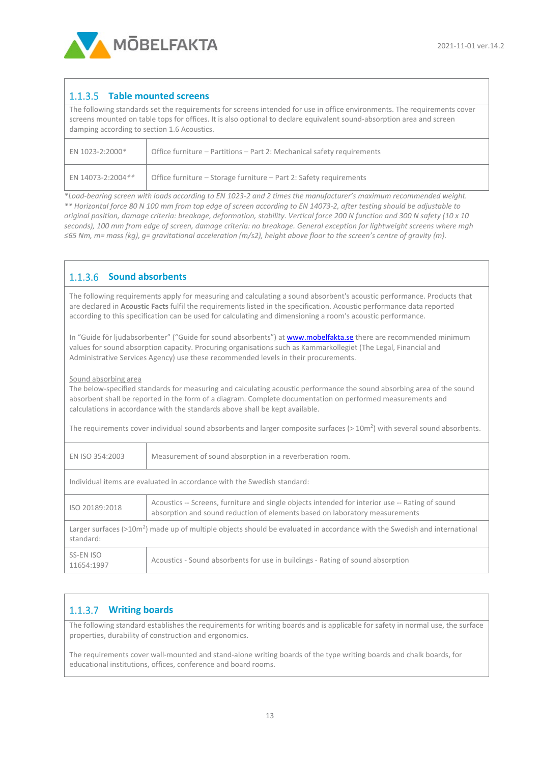#### 1.1.3.5 Table mounted screens

The following standards set the requirements for screens intended for use in office environments. The requirements cover screens mounted on table tops for offices. It is also optional to declare equivalent sound-absorption area and screen damping according to section 1.6 Acoustics.

| | |
|---|---|
| EN 1023-2:2000* | Office furniture – Partitions – Part 2: Mechanical safety requirements |
| EN 14073-2:2004** | Office furniture – Storage furniture – Part 2: Safety requirements |

*\*Load-bearing screen with loads according to EN 1023-2 and 2 times the manufacturer's maximum recommended weight.*
*\*\* Horizontal force 80 N 100 mm from top edge of screen according to EN 14073-2, after testing should be adjustable to original position, damage criteria: breakage, deformation, stability. Vertical force 200 N function and 300 N safety (10 x 10 seconds), 100 mm from edge of screen, damage criteria: no breakage. General exception for lightweight screens where mgh ≤65 Nm, m= mass (kg), g= gravitational acceleration (m/s2), height above floor to the screen's centre of gravity (m).*

#### 1.1.3.6 Sound absorbents

The following requirements apply for measuring and calculating a sound absorbent's acoustic performance. Products that are declared in **Acoustic Facts** fulfil the requirements listed in the specification. Acoustic performance data reported according to this specification can be used for calculating and dimensioning a room's acoustic performance.

In "Guide för ljudabsorbenter" ("Guide for sound absorbents") at www.mobelfakta.se there are recommended minimum values for sound absorption capacity. Procuring organisations such as Kammarkollegiet (The Legal, Financial and Administrative Services Agency) use these recommended levels in their procurements.

Sound absorbing area
The below-specified standards for measuring and calculating acoustic performance the sound absorbing area of the sound absorbent shall be reported in the form of a diagram. Complete documentation on performed measurements and calculations in accordance with the standards above shall be kept available.

The requirements cover individual sound absorbents and larger composite surfaces (> $10m^2$) with several sound absorbents.

| | |
|---|---|
| EN ISO 354:2003 | Measurement of sound absorption in a reverberation room. |
| Individual items are evaluated in accordance with the Swedish standard: | |
| ISO 20189:2018 | Acoustics -- Screens, furniture and single objects intended for interior use -- Rating of sound absorption and sound reduction of elements based on laboratory measurements |
| Larger surfaces (>$10m^2$) made up of multiple objects should be evaluated in accordance with the Swedish and international standard: | |
| SS-EN ISO 11654:1997 | Acoustics - Sound absorbents for use in buildings - Rating of sound absorption |

#### 1.1.3.7 Writing boards

The following standard establishes the requirements for writing boards and is applicable for safety in normal use, the surface properties, durability of construction and ergonomics.

The requirements cover wall-mounted and stand-alone writing boards of the type writing boards and chalk boards, for educational institutions, offices, conference and board rooms.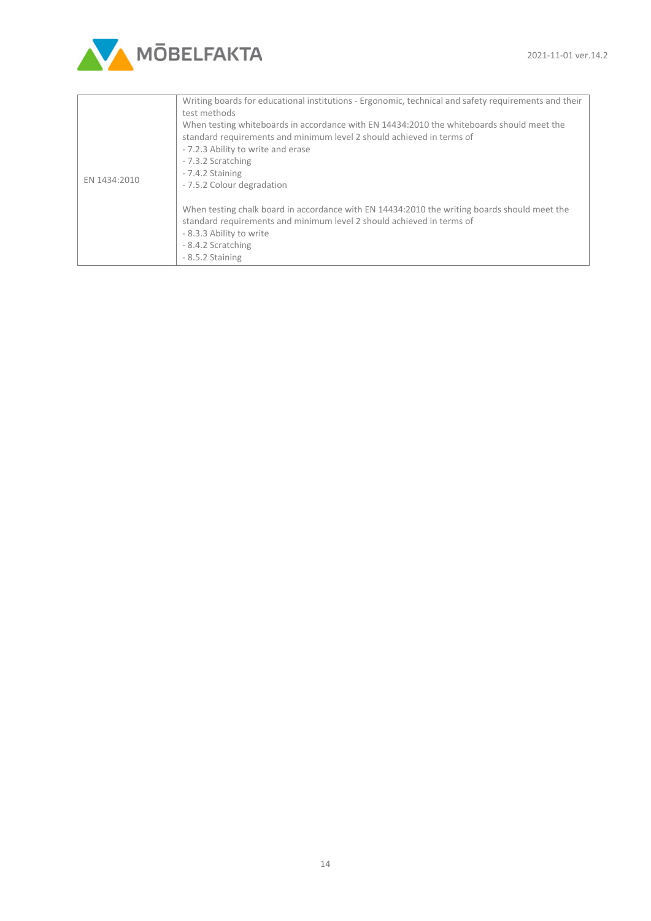| | |
|---|---|
| EN 1434:2010 | Writing boards for educational institutions - Ergonomic, technical and safety requirements and their test methods<br>When testing whiteboards in accordance with EN 14434:2010 the whiteboards should meet the standard requirements and minimum level 2 should achieved in terms of<br>- 7.2.3 Ability to write and erase<br>- 7.3.2 Scratching<br>- 7.4.2 Staining<br>- 7.5.2 Colour degradation<br><br>When testing chalk board in accordance with EN 14434:2010 the writing boards should meet the standard requirements and minimum level 2 should achieved in terms of<br>- 8.3.3 Ability to write<br>- 8.4.2 Scratching<br>- 8.5.2 Staining |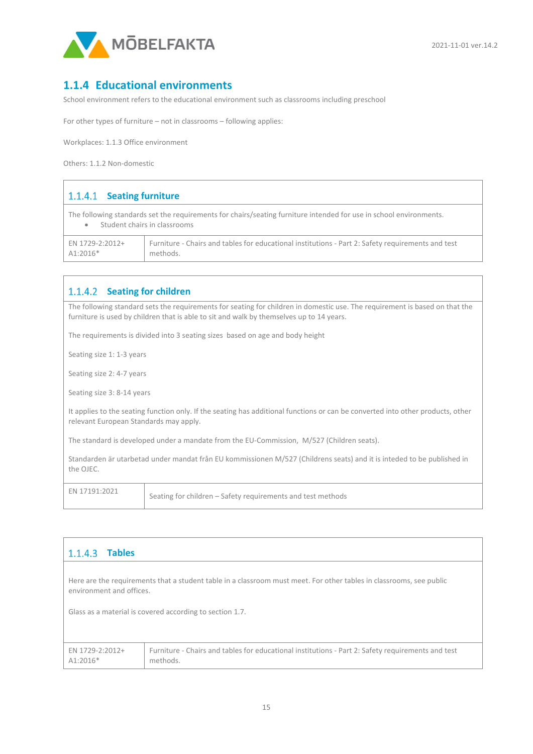## 1.1.4 Educational environments

School environment refers to the educational environment such as classrooms including preschool

For other types of furniture – not in classrooms – following applies:

Workplaces: 1.1.3 Office environment

Others: 1.1.2 Non-domestic

### 1.1.4.1 Seating furniture

The following standards set the requirements for chairs/seating furniture intended for use in school environments.

- Student chairs in classrooms

| | |
|---|---|
| EN 1729-2:2012+ A1:2016* | Furniture - Chairs and tables for educational institutions - Part 2: Safety requirements and test methods. |

### 1.1.4.2 Seating for children

The following standard sets the requirements for seating for children in domestic use. The requirement is based on that the furniture is used by children that is able to sit and walk by themselves up to 14 years.

The requirements is divided into 3 seating sizes based on age and body height

Seating size 1: 1-3 years

Seating size 2: 4-7 years

Seating size 3: 8-14 years

It applies to the seating function only. If the seating has additional functions or can be converted into other products, other relevant European Standards may apply.

The standard is developed under a mandate from the EU-Commission, M/527 (Children seats).

Standarden är utarbetad under mandat från EU kommissionen M/527 (Childrens seats) and it is inteded to be published in the OJEC.

| | |
|---|---|
| EN 17191:2021 | Seating for children – Safety requirements and test methods |

### 1.1.4.3 Tables

Here are the requirements that a student table in a classroom must meet. For other tables in classrooms, see public environment and offices.

Glass as a material is covered according to section 1.7.

| | |
|---|---|
| EN 1729-2:2012+ A1:2016* | Furniture - Chairs and tables for educational institutions - Part 2: Safety requirements and test methods. |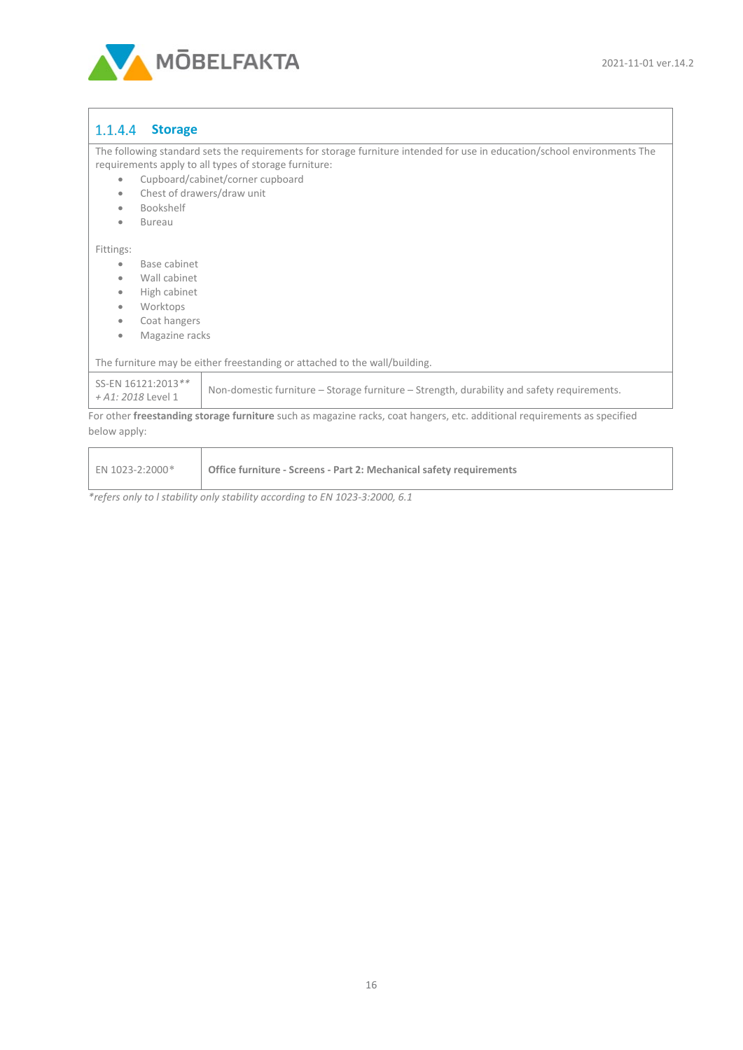### 1.1.4.4 Storage

The following standard sets the requirements for storage furniture intended for use in education/school environments The requirements apply to all types of storage furniture:

- Cupboard/cabinet/corner cupboard
- Chest of drawers/draw unit
- Bookshelf
- Bureau

Fittings:

- Base cabinet
- Wall cabinet
- High cabinet
- Worktops
- Coat hangers
- Magazine racks

The furniture may be either freestanding or attached to the wall/building.

| SS-EN 16121:2013** *+ A1: 2018* Level 1 | Non-domestic furniture – Storage furniture – Strength, durability and safety requirements. |
|---|---|

For other **freestanding storage furniture** such as magazine racks, coat hangers, etc. additional requirements as specified below apply:

| EN 1023-2:2000* | **Office furniture - Screens - Part 2: Mechanical safety requirements** |
|---|---|

*\*refers only to l stability only stability according to EN 1023-3:2000, 6.1*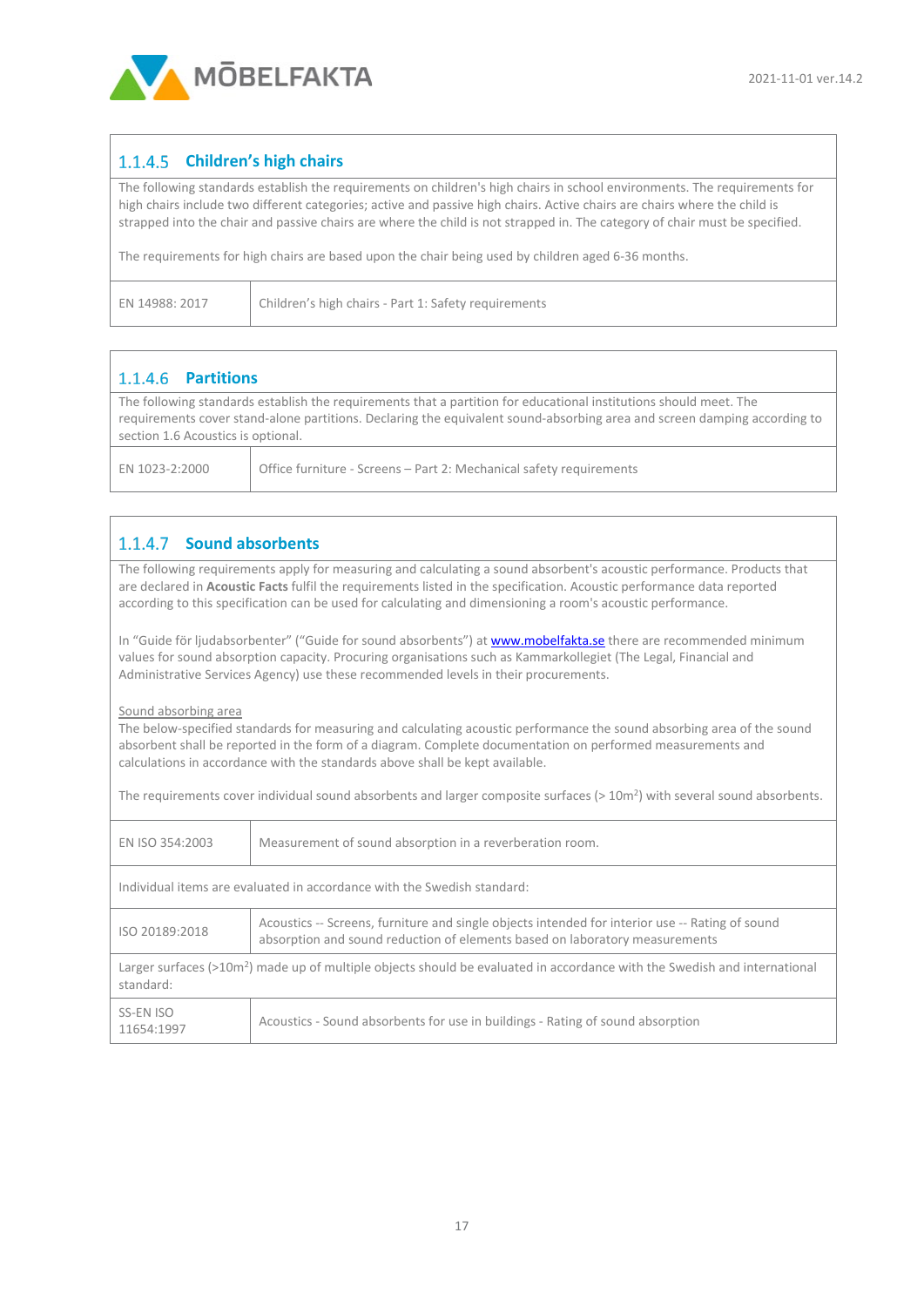### 1.1.4.5 Children's high chairs

The following standards establish the requirements on children's high chairs in school environments. The requirements for high chairs include two different categories; active and passive high chairs. Active chairs are chairs where the child is strapped into the chair and passive chairs are where the child is not strapped in. The category of chair must be specified.

The requirements for high chairs are based upon the chair being used by children aged 6-36 months.

| | |
|---|---|
| EN 14988: 2017 | Children's high chairs - Part 1: Safety requirements |

### 1.1.4.6 Partitions

The following standards establish the requirements that a partition for educational institutions should meet. The requirements cover stand-alone partitions. Declaring the equivalent sound-absorbing area and screen damping according to section 1.6 Acoustics is optional.

| | |
|---|---|
| EN 1023-2:2000 | Office furniture - Screens – Part 2: Mechanical safety requirements |

### 1.1.4.7 Sound absorbents

The following requirements apply for measuring and calculating a sound absorbent's acoustic performance. Products that are declared in **Acoustic Facts** fulfil the requirements listed in the specification. Acoustic performance data reported according to this specification can be used for calculating and dimensioning a room's acoustic performance.

In "Guide för ljudabsorbenter" ("Guide for sound absorbents") at www.mobelfakta.se there are recommended minimum values for sound absorption capacity. Procuring organisations such as Kammarkollegiet (The Legal, Financial and Administrative Services Agency) use these recommended levels in their procurements.

Sound absorbing area

The below-specified standards for measuring and calculating acoustic performance the sound absorbing area of the sound absorbent shall be reported in the form of a diagram. Complete documentation on performed measurements and calculations in accordance with the standards above shall be kept available.

The requirements cover individual sound absorbents and larger composite surfaces (> 10m$^2$) with several sound absorbents.

| | |
|---|---|
| EN ISO 354:2003 | Measurement of sound absorption in a reverberation room. |
| Individual items are evaluated in accordance with the Swedish standard: | |
| ISO 20189:2018 | Acoustics -- Screens, furniture and single objects intended for interior use -- Rating of sound absorption and sound reduction of elements based on laboratory measurements |
| Larger surfaces (>10m$^2$) made up of multiple objects should be evaluated in accordance with the Swedish and international standard: | |
| SS-EN ISO 11654:1997 | Acoustics - Sound absorbents for use in buildings - Rating of sound absorption |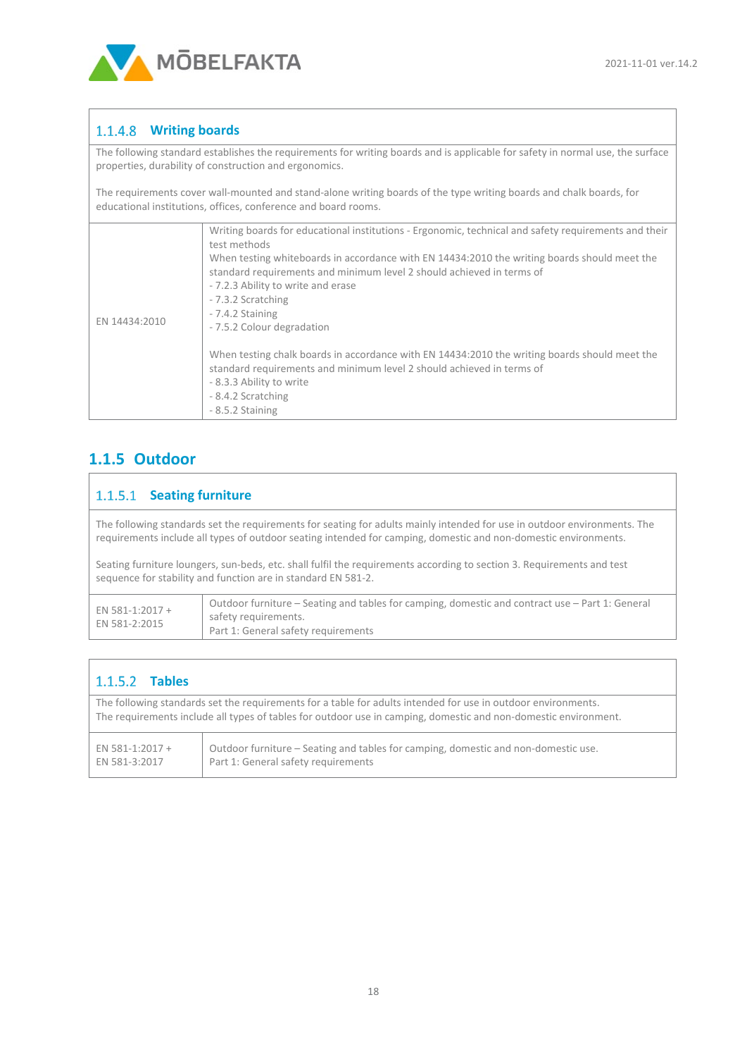#### 1.1.4.8 Writing boards

The following standard establishes the requirements for writing boards and is applicable for safety in normal use, the surface properties, durability of construction and ergonomics.

The requirements cover wall-mounted and stand-alone writing boards of the type writing boards and chalk boards, for educational institutions, offices, conference and board rooms.

| | |
|---|---|
| EN 14434:2010 | Writing boards for educational institutions - Ergonomic, technical and safety requirements and their test methods<br>When testing whiteboards in accordance with EN 14434:2010 the writing boards should meet the standard requirements and minimum level 2 should achieved in terms of<br>- 7.2.3 Ability to write and erase<br>- 7.3.2 Scratching<br>- 7.4.2 Staining<br>- 7.5.2 Colour degradation<br><br>When testing chalk boards in accordance with EN 14434:2010 the writing boards should meet the standard requirements and minimum level 2 should achieved in terms of<br>- 8.3.3 Ability to write<br>- 8.4.2 Scratching<br>- 8.5.2 Staining |

### 1.1.5 Outdoor

#### 1.1.5.1 Seating furniture

The following standards set the requirements for seating for adults mainly intended for use in outdoor environments. The requirements include all types of outdoor seating intended for camping, domestic and non-domestic environments.

Seating furniture loungers, sun-beds, etc. shall fulfil the requirements according to section 3. Requirements and test sequence for stability and function are in standard EN 581-2.

| | |
|---|---|
| EN 581-1:2017 +<br>EN 581-2:2015 | Outdoor furniture – Seating and tables for camping, domestic and contract use – Part 1: General safety requirements.<br>Part 1: General safety requirements |

#### 1.1.5.2 Tables

The following standards set the requirements for a table for adults intended for use in outdoor environments.
The requirements include all types of tables for outdoor use in camping, domestic and non-domestic environment.

| | |
|---|---|
| EN 581-1:2017 +<br>EN 581-3:2017 | Outdoor furniture – Seating and tables for camping, domestic and non-domestic use.<br>Part 1: General safety requirements |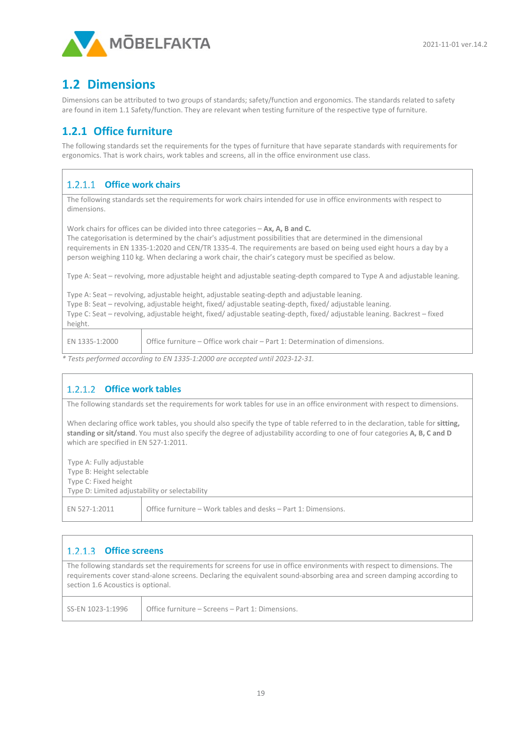## 1.2 Dimensions

Dimensions can be attributed to two groups of standards; safety/function and ergonomics. The standards related to safety are found in item 1.1 Safety/function. They are relevant when testing furniture of the respective type of furniture.

### 1.2.1 Office furniture

The following standards set the requirements for the types of furniture that have separate standards with requirements for ergonomics. That is work chairs, work tables and screens, all in the office environment use class.

#### 1.2.1.1 Office work chairs

The following standards set the requirements for work chairs intended for use in office environments with respect to dimensions.

Work chairs for offices can be divided into three categories – **Ax, A, B and C.**
The categorisation is determined by the chair's adjustment possibilities that are determined in the dimensional requirements in EN 1335-1:2020 and CEN/TR 1335-4. The requirements are based on being used eight hours a day by a person weighing 110 kg. When declaring a work chair, the chair's category must be specified as below.

Type A: Seat – revolving, more adjustable height and adjustable seating-depth compared to Type A and adjustable leaning.

Type A: Seat – revolving, adjustable height, adjustable seating-depth and adjustable leaning.
Type B: Seat – revolving, adjustable height, fixed/ adjustable seating-depth, fixed/ adjustable leaning.
Type C: Seat – revolving, adjustable height, fixed/ adjustable seating-depth, fixed/ adjustable leaning. Backrest – fixed height.

| | |
|---|---|
| EN 1335-1:2000 | Office furniture – Office work chair – Part 1: Determination of dimensions. |

*\* Tests performed according to EN 1335-1:2000 are accepted until 2023-12-31.*

#### 1.2.1.2 Office work tables

The following standards set the requirements for work tables for use in an office environment with respect to dimensions.

When declaring office work tables, you should also specify the type of table referred to in the declaration, table for **sitting, standing or sit/stand**. You must also specify the degree of adjustability according to one of four categories **A, B, C and D** which are specified in EN 527-1:2011.

Type A: Fully adjustable
Type B: Height selectable
Type C: Fixed height
Type D: Limited adjustability or selectability

| | |
|---|---|
| EN 527-1:2011 | Office furniture – Work tables and desks – Part 1: Dimensions. |

#### 1.2.1.3 Office screens

The following standards set the requirements for screens for use in office environments with respect to dimensions. The requirements cover stand-alone screens. Declaring the equivalent sound-absorbing area and screen damping according to section 1.6 Acoustics is optional.

| | |
|---|---|
| SS-EN 1023-1:1996 | Office furniture – Screens – Part 1: Dimensions. |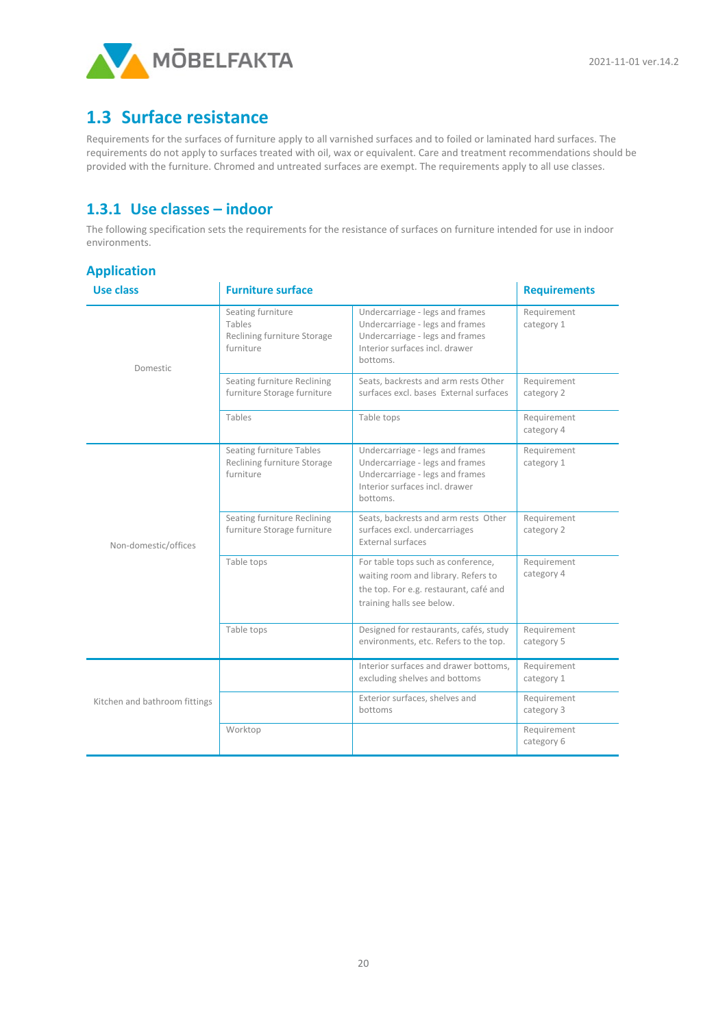## 1.3 Surface resistance

Requirements for the surfaces of furniture apply to all varnished surfaces and to foiled or laminated hard surfaces. The requirements do not apply to surfaces treated with oil, wax or equivalent. Care and treatment recommendations should be provided with the furniture. Chromed and untreated surfaces are exempt. The requirements apply to all use classes.

### 1.3.1 Use classes – indoor

The following specification sets the requirements for the resistance of surfaces on furniture intended for use in indoor environments.

#### Application

| Use class | Furniture surface | | Requirements |
|---|---|---|---|
| Domestic | Seating furniture<br>Tables<br>Reclining furniture Storage furniture | Undercarriage - legs and frames<br>Undercarriage - legs and frames<br>Undercarriage - legs and frames<br>Interior surfaces incl. drawer bottoms. | Requirement category 1 |
| | Seating furniture Reclining furniture Storage furniture | Seats, backrests and arm rests Other surfaces excl. bases External surfaces | Requirement category 2 |
| | Tables | Table tops | Requirement category 4 |
| Non-domestic/offices | Seating furniture Tables Reclining furniture Storage furniture | Undercarriage - legs and frames<br>Undercarriage - legs and frames<br>Undercarriage - legs and frames<br>Interior surfaces incl. drawer bottoms. | Requirement category 1 |
| | Seating furniture Reclining furniture Storage furniture | Seats, backrests and arm rests Other surfaces excl. undercarriages<br>External surfaces | Requirement category 2 |
| | Table tops | For table tops such as conference, waiting room and library. Refers to the top. For e.g. restaurant, café and training halls see below. | Requirement category 4 |
| | Table tops | Designed for restaurants, cafés, study environments, etc. Refers to the top. | Requirement category 5 |
| Kitchen and bathroom fittings | | Interior surfaces and drawer bottoms, excluding shelves and bottoms | Requirement category 1 |
| | | Exterior surfaces, shelves and bottoms | Requirement category 3 |
| | Worktop | | Requirement category 6 |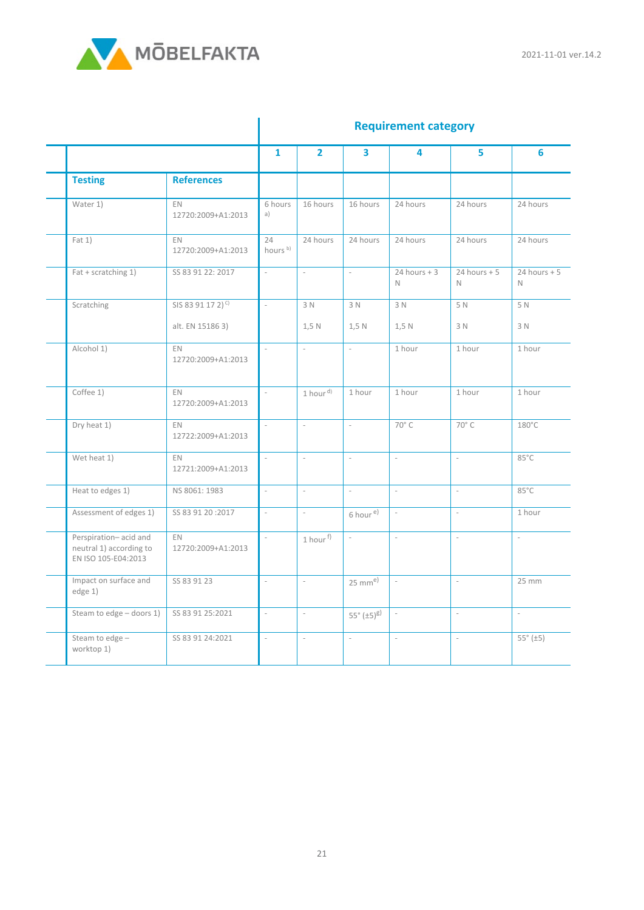| Testing | References | Requirement category 1 | 2 | 3 | 4 | 5 | 6 |
|---|---|---|---|---|---|---|---|
| Water 1) | EN 12720:2009+A1:2013 | 6 hours [a)] | 16 hours | 16 hours | 24 hours | 24 hours | 24 hours |
| Fat 1) | EN 12720:2009+A1:2013 | 24 hours [b)] | 24 hours | 24 hours | 24 hours | 24 hours | 24 hours |
| Fat + scratching 1) | SS 83 91 22: 2017 | - | - | - | 24 hours + 3 N | 24 hours + 5 N | 24 hours + 5 N |
| Scratching | SIS 83 91 17 2) [c)]<br>alt. EN 15186 3) | - | 3 N<br>1,5 N | 3 N<br>1,5 N | 3 N<br>1,5 N | 5 N<br>3 N | 5 N<br>3 N |
| Alcohol 1) | EN 12720:2009+A1:2013 | - | - | - | 1 hour | 1 hour | 1 hour |
| Coffee 1) | EN 12720:2009+A1:2013 | - | 1 hour [d)] | 1 hour | 1 hour | 1 hour | 1 hour |
| Dry heat 1) | EN 12722:2009+A1:2013 | - | - | - | 70° C | 70° C | 180°C |
| Wet heat 1) | EN 12721:2009+A1:2013 | - | - | - | - | - | 85°C |
| Heat to edges 1) | NS 8061: 1983 | - | - | - | - | - | 85°C |
| Assessment of edges 1) | SS 83 91 20 :2017 | - | - | 6 hour [e)] | - | - | 1 hour |
| Perspiration– acid and neutral 1) according to EN ISO 105-E04:2013 | EN 12720:2009+A1:2013 | - | 1 hour [f)] | - | - | - | - |
| Impact on surface and edge 1) | SS 83 91 23 | - | - | 25 mm[e)] | - | - | 25 mm |
| Steam to edge – doors 1) | SS 83 91 25:2021 | - | - | 55° (±5)[g)] | - | - | - |
| Steam to edge – worktop 1) | SS 83 91 24:2021 | - | - | - | - | - | 55° (±5) |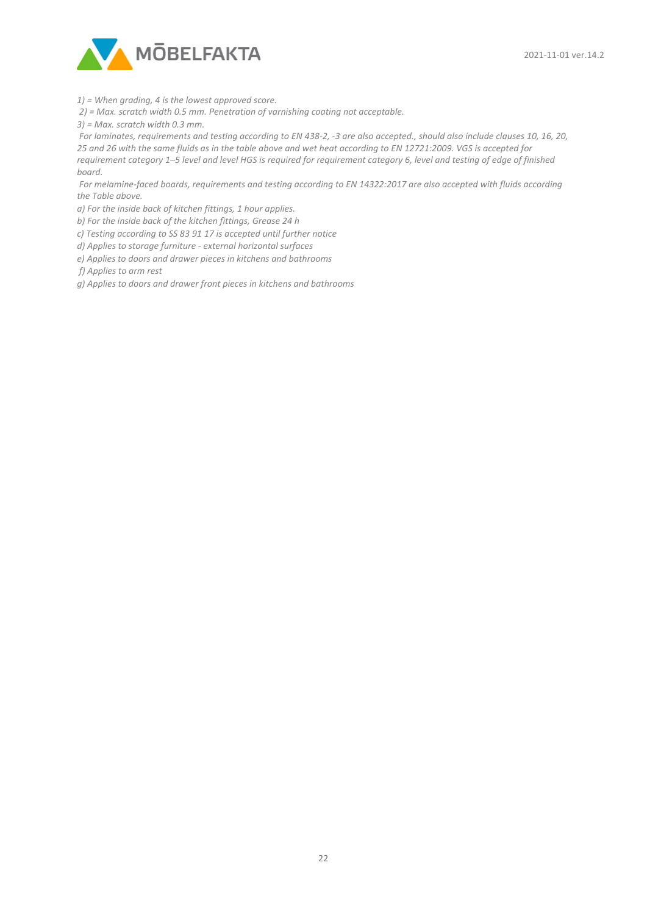*1) = When grading, 4 is the lowest approved score.*

*2) = Max. scratch width 0.5 mm. Penetration of varnishing coating not acceptable.*

*3) = Max. scratch width 0.3 mm.*

*For laminates, requirements and testing according to EN 438-2, -3 are also accepted., should also include clauses 10, 16, 20, 25 and 26 with the same fluids as in the table above and wet heat according to EN 12721:2009. VGS is accepted for requirement category 1–5 level and level HGS is required for requirement category 6, level and testing of edge of finished board.*

*For melamine-faced boards, requirements and testing according to EN 14322:2017 are also accepted with fluids according the Table above.*

*a) For the inside back of kitchen fittings, 1 hour applies.*

*b) For the inside back of the kitchen fittings, Grease 24 h*

*c) Testing according to SS 83 91 17 is accepted until further notice*

*d) Applies to storage furniture - external horizontal surfaces*

*e) Applies to doors and drawer pieces in kitchens and bathrooms*

*f) Applies to arm rest*

*g) Applies to doors and drawer front pieces in kitchens and bathrooms*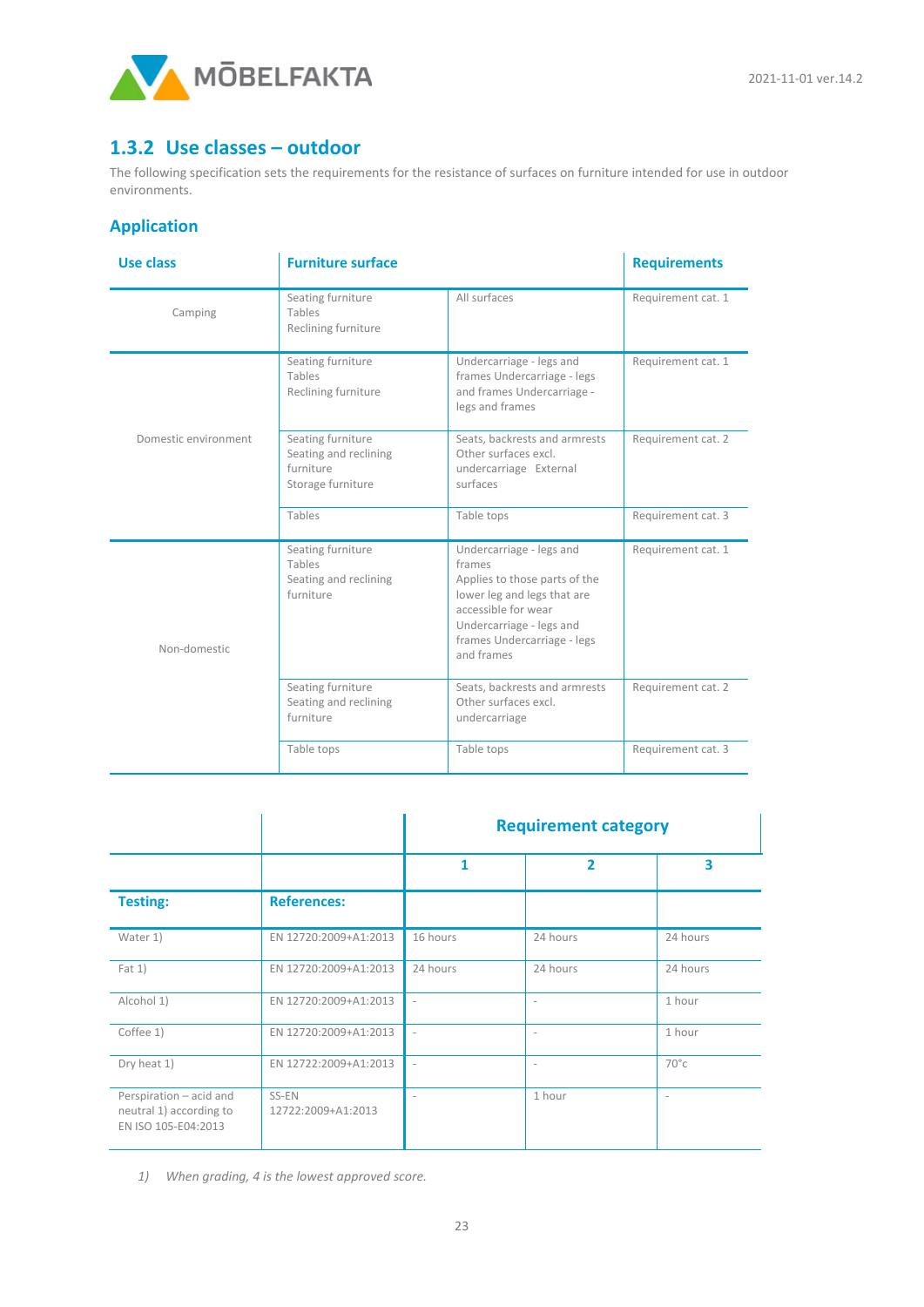## 1.3.2 Use classes – outdoor

The following specification sets the requirements for the resistance of surfaces on furniture intended for use in outdoor environments.

### Application

| Use class | Furniture surface | | Requirements |
|---|---|---|---|
| Camping | Seating furniture<br>Tables<br>Reclining furniture | All surfaces | Requirement cat. 1 |
| Domestic environment | Seating furniture<br>Tables<br>Reclining furniture | Undercarriage - legs and frames Undercarriage - legs and frames Undercarriage - legs and frames | Requirement cat. 1 |
| | Seating furniture<br>Seating and reclining furniture<br>Storage furniture | Seats, backrests and armrests<br>Other surfaces excl. undercarriage External surfaces | Requirement cat. 2 |
| | Tables | Table tops | Requirement cat. 3 |
| Non-domestic | Seating furniture<br>Tables<br>Seating and reclining furniture | Undercarriage - legs and frames<br>Applies to those parts of the lower leg and legs that are accessible for wear<br>Undercarriage - legs and frames Undercarriage - legs and frames | Requirement cat. 1 |
| | Seating furniture<br>Seating and reclining furniture | Seats, backrests and armrests<br>Other surfaces excl. undercarriage | Requirement cat. 2 |
| | Table tops | Table tops | Requirement cat. 3 |

| | | Requirement category | | |
|---|---|---|---|---|
| | | 1 | 2 | 3 |
| **Testing:** | **References:** | | | |
| Water 1) | EN 12720:2009+A1:2013 | 16 hours | 24 hours | 24 hours |
| Fat 1) | EN 12720:2009+A1:2013 | 24 hours | 24 hours | 24 hours |
| Alcohol 1) | EN 12720:2009+A1:2013 | - | - | 1 hour |
| Coffee 1) | EN 12720:2009+A1:2013 | - | - | 1 hour |
| Dry heat 1) | EN 12722:2009+A1:2013 | - | - | 70°c |
| Perspiration – acid and neutral 1) according to EN ISO 105-E04:2013 | SS-EN 12722:2009+A1:2013 | - | 1 hour | - |

1) *When grading, 4 is the lowest approved score.*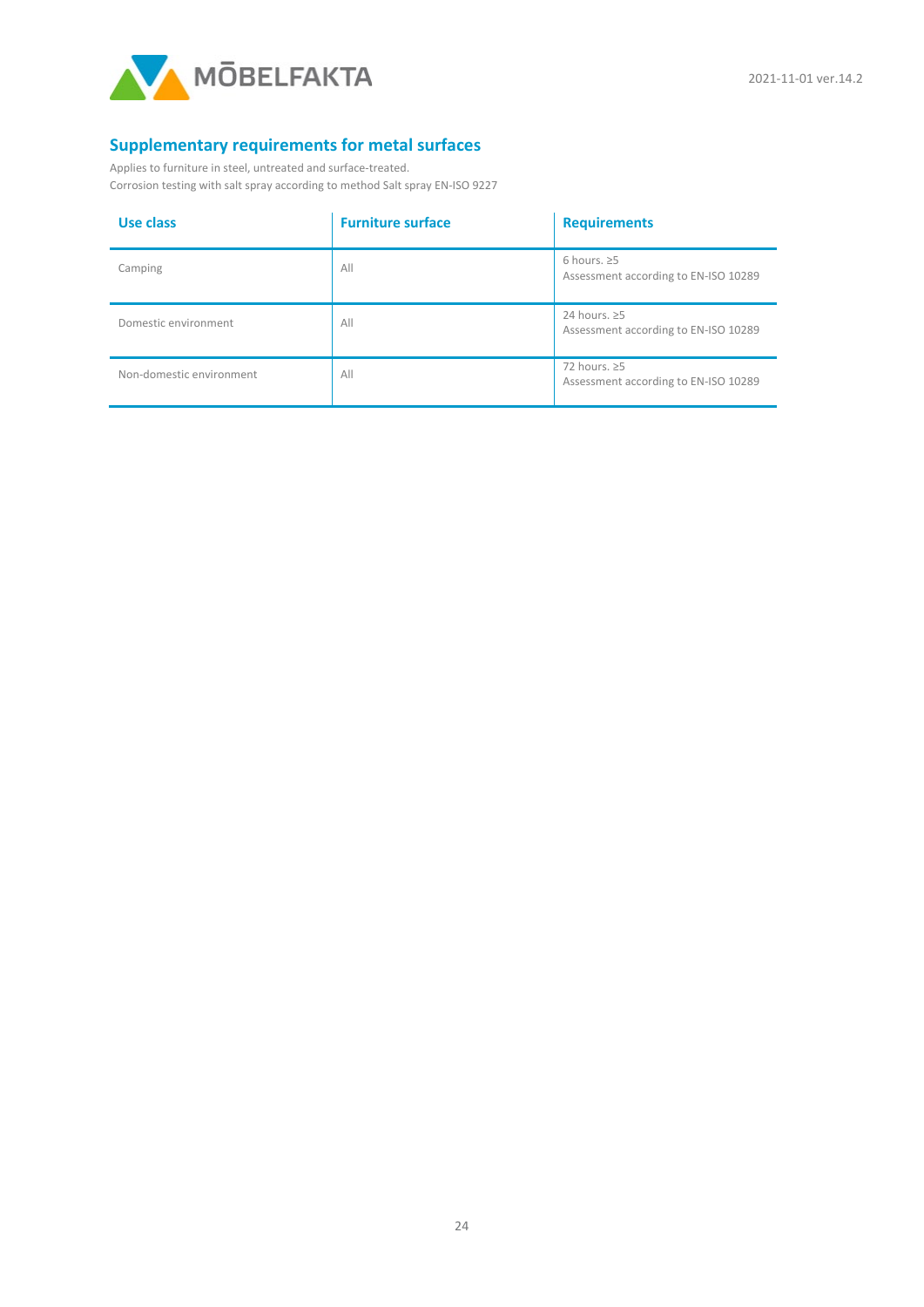## Supplementary requirements for metal surfaces

Applies to furniture in steel, untreated and surface-treated.
Corrosion testing with salt spray according to method Salt spray EN-ISO 9227

| Use class | Furniture surface | Requirements |
|---|---|---|
| Camping | All | 6 hours. ≥5<br>Assessment according to EN-ISO 10289 |
| Domestic environment | All | 24 hours. ≥5<br>Assessment according to EN-ISO 10289 |
| Non-domestic environment | All | 72 hours. ≥5<br>Assessment according to EN-ISO 10289 |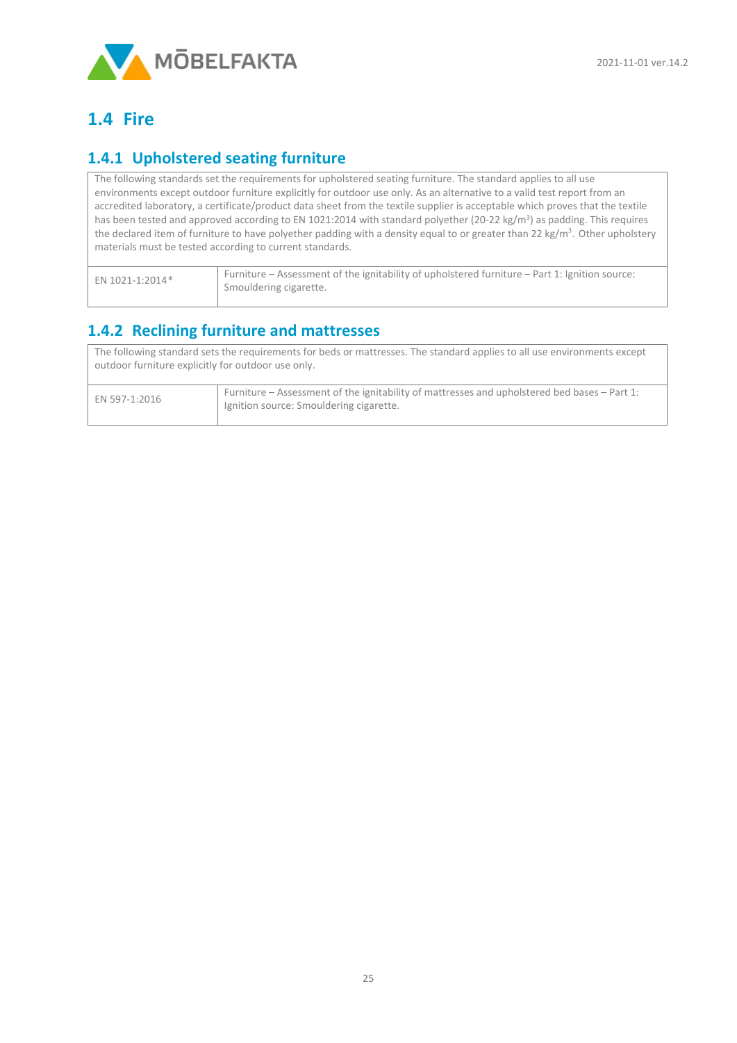## 1.4 Fire

### 1.4.1 Upholstered seating furniture

| The following standards set the requirements for upholstered seating furniture. The standard applies to all use environments except outdoor furniture explicitly for outdoor use only. As an alternative to a valid test report from an accredited laboratory, a certificate/product data sheet from the textile supplier is acceptable which proves that the textile has been tested and approved according to EN 1021:2014 with standard polyether (20-22 $kg/m^3$) as padding. This requires the declared item of furniture to have polyether padding with a density equal to or greater than 22 $kg/m^3$. Other upholstery materials must be tested according to current standards. | |
|---|---|
| EN 1021-1:2014* | Furniture – Assessment of the ignitability of upholstered furniture – Part 1: Ignition source: Smouldering cigarette. |

### 1.4.2 Reclining furniture and mattresses

| The following standard sets the requirements for beds or mattresses. The standard applies to all use environments except outdoor furniture explicitly for outdoor use only. | |
|---|---|
| EN 597-1:2016 | Furniture – Assessment of the ignitability of mattresses and upholstered bed bases – Part 1: Ignition source: Smouldering cigarette. |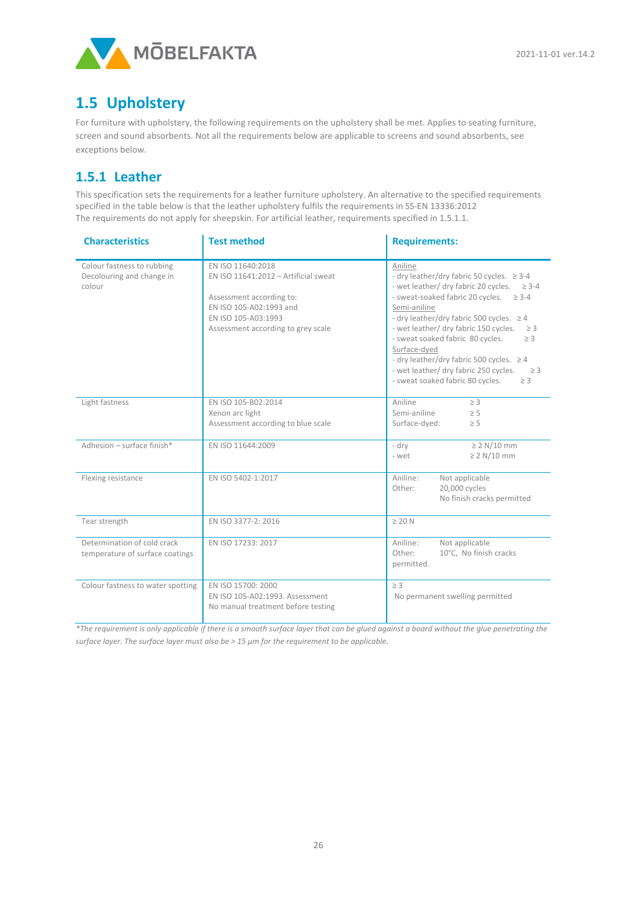## 1.5 Upholstery

For furniture with upholstery, the following requirements on the upholstery shall be met. Applies to seating furniture, screen and sound absorbents. Not all the requirements below are applicable to screens and sound absorbents, see exceptions below.

### 1.5.1 Leather

This specification sets the requirements for a leather furniture upholstery. An alternative to the specified requirements specified in the table below is that the leather upholstery fulfils the requirements in SS-EN 13336:2012
The requirements do not apply for sheepskin. For artificial leather, requirements specified in 1.5.1.1.

| Characteristics | Test method | Requirements: |
|---|---|---|
| Colour fastness to rubbing<br>Decolouring and change in colour | EN ISO 11640:2018<br>EN ISO 11641:2012 – Artificial sweat<br><br>Assessment according to:<br>EN ISO 105-A02:1993 and<br>EN ISO 105-A03:1993<br>Assessment according to grey scale | Aniline<br>- dry leather/dry fabric 50 cycles. ≥ 3-4<br>- wet leather/ dry fabric 20 cycles. ≥ 3-4<br>- sweat-soaked fabric 20 cycles. ≥ 3-4<br>Semi-aniline<br>- dry leather/dry fabric 500 cycles. ≥ 4<br>- wet leather/ dry fabric 150 cycles. ≥ 3<br>- sweat soaked fabric 80 cycles. ≥ 3<br>Surface-dyed<br>- dry leather/dry fabric 500 cycles. ≥ 4<br>- wet leather/ dry fabric 250 cycles. ≥ 3<br>- sweat soaked fabric 80 cycles. ≥ 3 |
| Light fastness | EN ISO 105-B02:2014<br>Xenon arc light<br>Assessment according to blue scale | Aniline ≥ 3<br>Semi-aniline ≥ 5<br>Surface-dyed: ≥ 5 |
| Adhesion – surface finish* | EN ISO 11644:2009 | - dry ≥ 2 N/10 mm<br>- wet ≥ 2 N/10 mm |
| Flexing resistance | EN ISO 5402-1:2017 | Aniline: Not applicable<br>Other: 20,000 cycles<br>No finish cracks permitted |
| Tear strength | EN ISO 3377-2: 2016 | ≥ 20 N |
| Determination of cold crack temperature of surface coatings | EN ISO 17233: 2017 | Aniline: Not applicable<br>Other: 10°C, No finish cracks permitted. |
| Colour fastness to water spotting | EN ISO 15700: 2000<br>EN ISO 105-A02:1993. Assessment<br>No manual treatment before testing | ≥ 3<br>No permanent swelling permitted |

*The requirement is only applicable if there is a smooth surface layer that can be glued against a board without the glue penetrating the surface layer. The surface layer must also be > 15 µm for the requirement to be applicable.*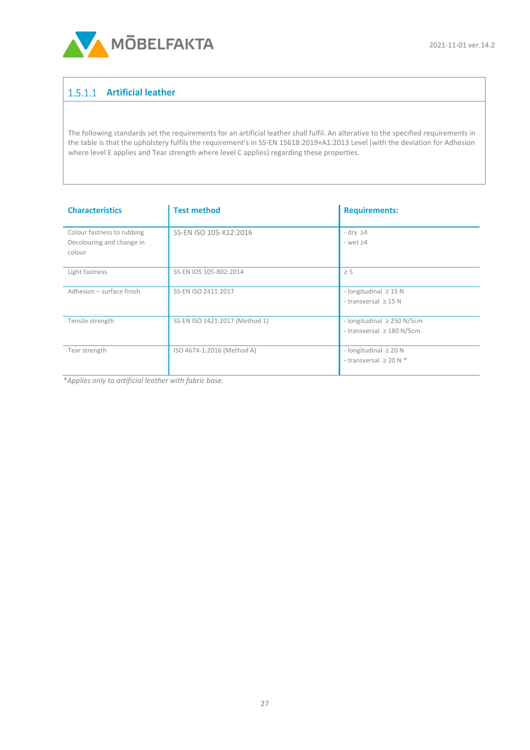#### 1.5.1.1 Artificial leather

The following standards set the requirements for an artificial leather shall fulfil. An alterative to the specified requirements in the table is that the upholstery fulfils the requirement's in SS-EN 15618:2019+A1:2013 Level (with the deviation for Adhesion where level E applies and Tear strength where level C applies) regarding these properties.

| Characteristics | Test method | Requirements: |
|---|---|---|
| Colour fastness to rubbing Decolouring and change in colour | SS-EN ISO 105-X12:2016 | - dry ≥4<br>- wet ≥4 |
| Light fastness | SS-EN IOS 105-B02:2014 | ≥ 5 |
| Adhesion – surface finish | SS-EN ISO 2411:2017 | - longitudinal ≥ 15 N<br>- transversal ≥ 15 N |
| Tensile strength | SS-EN ISO 1421:2017 (Method 1) | - longitudinal ≥ 250 N/5cm<br>- transversal ≥ 180 N/5cm |
| Tear strength | ISO 4674-1:2016 (Method A) | - longitudinal ≥ 20 N<br>- transversal ≥ 20 N * |

*Applies only to artificial leather with fabric base.*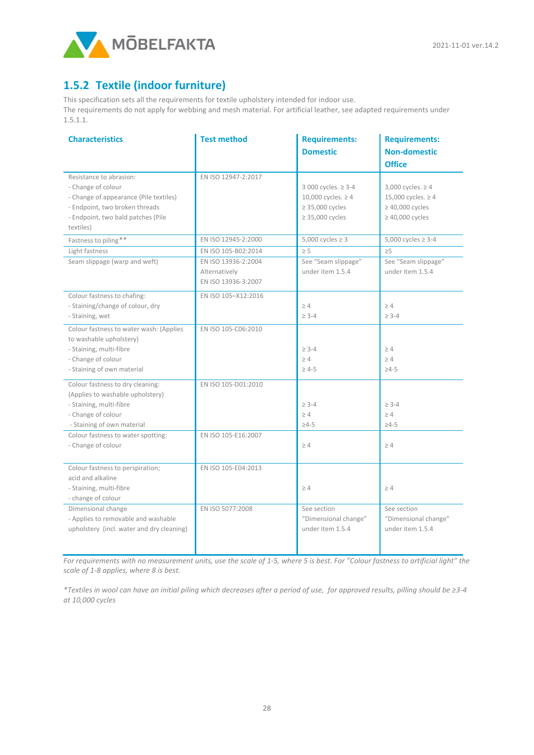## 1.5.2 Textile (indoor furniture)

This specification sets all the requirements for textile upholstery intended for indoor use.
The requirements do not apply for webbing and mesh material. For artificial leather, see adapted requirements under 1.5.1.1.

| Characteristics | Test method | Requirements: Domestic | Requirements: Non-domestic Office |
|---|---|---|---|
| Resistance to abrasion:<br>- Change of colour<br>- Change of appearance (Pile textiles)<br>- Endpoint, two broken threads<br>- Endpoint, two bald patches (Pile textiles) | EN ISO 12947-2:2017 | <br>3 000 cycles. ≥ 3-4<br>10,000 cycles. ≥ 4<br>≥ 35,000 cycles<br>≥ 35,000 cycles | <br>3,000 cycles. ≥ 4<br>15,000 cycles. ≥ 4<br>≥ 40,000 cycles<br>≥ 40,000 cycles |
| Fastness to piling** | EN ISO 12945-2:2000 | 5,000 cycles ≥ 3 | 5,000 cycles ≥ 3-4 |
| Light fastness | EN ISO 105-B02:2014 | ≥ 5 | ≥5 |
| Seam slippage (warp and weft) | EN ISO 13936-2:2004<br>Alternatively<br>EN ISO 13936-3:2007 | See "Seam slippage" under item 1.5.4 | See "Seam slippage" under item 1.5.4 |
| Colour fastness to chafing:<br>- Staining/change of colour, dry<br>- Staining, wet | EN ISO 105–X12:2016 | <br>≥ 4<br>≥ 3-4 | <br>≥ 4<br>≥ 3-4 |
| Colour fastness to water wash: (Applies to washable upholstery)<br>- Staining, multi-fibre<br>- Change of colour<br>- Staining of own material | EN ISO 105-C06:2010 | <br><br>≥ 3-4<br>≥ 4<br>≥ 4-5 | <br><br>≥ 4<br>≥ 4<br>≥4-5 |
| Colour fastness to dry cleaning: (Applies to washable upholstery)<br>- Staining, multi-fibre<br>- Change of colour<br>- Staining of own material | EN ISO 105-D01:2010 | <br><br>≥ 3-4<br>≥ 4<br>≥4-5 | <br><br>≥ 3-4<br>≥ 4<br>≥4-5 |
| Colour fastness to water spotting:<br>- Change of colour | EN ISO 105-E16:2007 | <br>≥ 4 | <br>≥ 4 |
| Colour fastness to perspiration; acid and alkaline<br>- Staining, multi-fibre<br>- change of colour | EN ISO 105-E04:2013 | <br><br>≥ 4 | <br><br>≥ 4 |
| Dimensional change<br>- Applies to removable and washable upholstery (incl. water and dry cleaning) | EN ISO 5077:2008 | See section "Dimensional change" under item 1.5.4 | See section "Dimensional change" under item 1.5.4 |

*For requirements with no measurement units, use the scale of 1-5, where 5 is best. For "Colour fastness to artificial light" the scale of 1-8 applies, where 8 is best.*

**Textiles in wool can have an initial piling which decreases after a period of use, for approved results, pilling should be ≥3-4 at 10,000 cycles*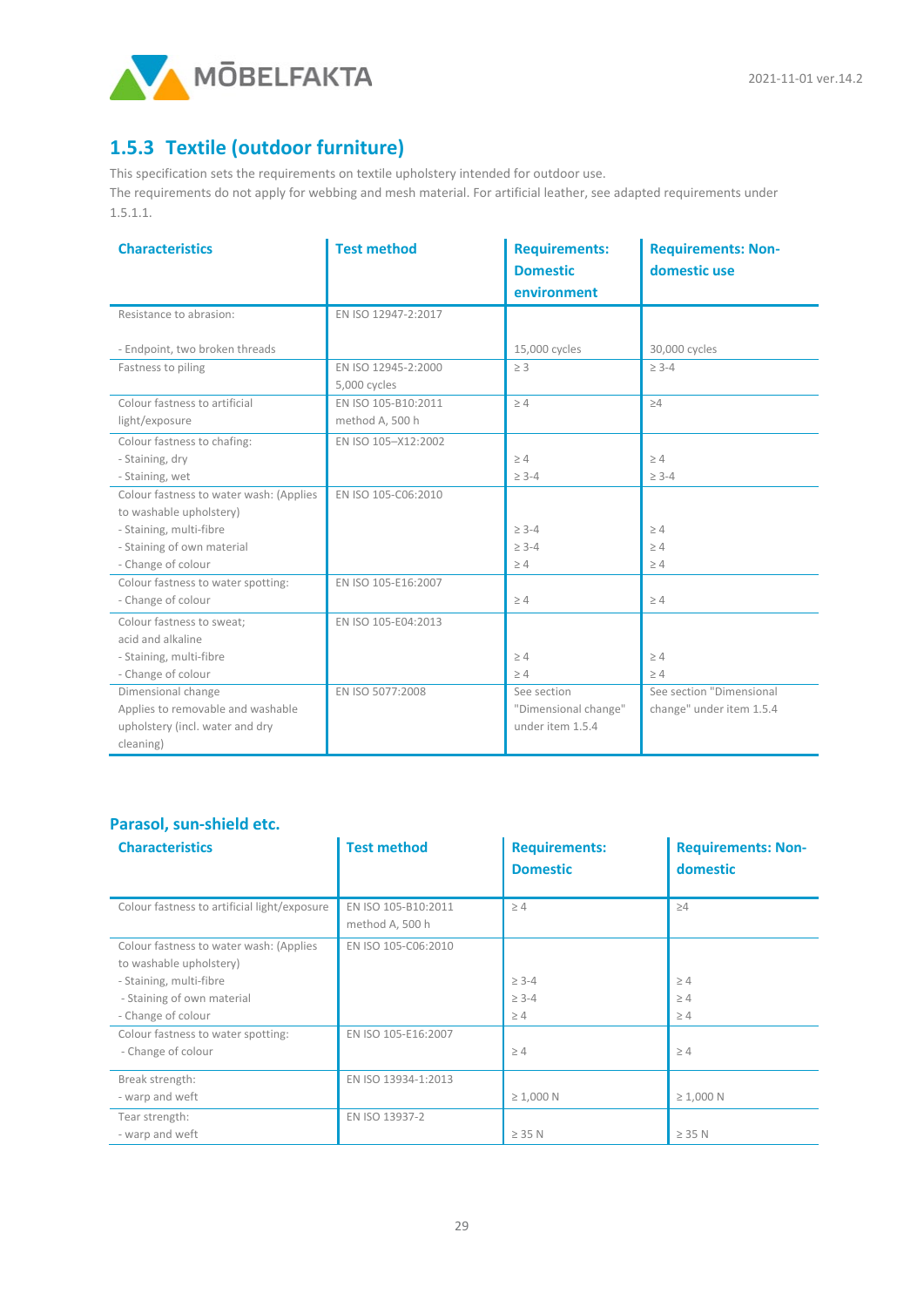## 1.5.3 Textile (outdoor furniture)

This specification sets the requirements on textile upholstery intended for outdoor use.
The requirements do not apply for webbing and mesh material. For artificial leather, see adapted requirements under 1.5.1.1.

| Characteristics | Test method | Requirements: Domestic environment | Requirements: Non-domestic use |
|---|---|---|---|
| Resistance to abrasion:<br><br>- Endpoint, two broken threads | EN ISO 12947-2:2017 | <br><br>15,000 cycles | <br><br>30,000 cycles |
| Fastness to piling | EN ISO 12945-2:2000<br>5,000 cycles | ≥ 3 | ≥ 3-4 |
| Colour fastness to artificial light/exposure | EN ISO 105-B10:2011<br>method A, 500 h | ≥ 4 | ≥4 |
| Colour fastness to chafing:<br>- Staining, dry<br>- Staining, wet | EN ISO 105–X12:2002 | <br>≥ 4<br>≥ 3-4 | <br>≥ 4<br>≥ 3-4 |
| Colour fastness to water wash: (Applies to washable upholstery)<br>- Staining, multi-fibre<br>- Staining of own material<br>- Change of colour | EN ISO 105-C06:2010 | <br><br>≥ 3-4<br>≥ 3-4<br>≥ 4 | <br><br>≥ 4<br>≥ 4<br>≥ 4 |
| Colour fastness to water spotting:<br>- Change of colour | EN ISO 105-E16:2007 | <br>≥ 4 | <br>≥ 4 |
| Colour fastness to sweat; acid and alkaline<br>- Staining, multi-fibre<br>- Change of colour | EN ISO 105-E04:2013 | <br><br>≥ 4<br>≥ 4 | <br><br>≥ 4<br>≥ 4 |
| Dimensional change<br>Applies to removable and washable upholstery (incl. water and dry cleaning) | EN ISO 5077:2008 | See section "Dimensional change" under item 1.5.4 | See section "Dimensional change" under item 1.5.4 |

### Parasol, sun-shield etc.

| Characteristics | Test method | Requirements: Domestic | Requirements: Non-domestic |
|---|---|---|---|
| Colour fastness to artificial light/exposure | EN ISO 105-B10:2011<br>method A, 500 h | ≥ 4 | ≥4 |
| Colour fastness to water wash: (Applies to washable upholstery)<br>- Staining, multi-fibre<br>- Staining of own material<br>- Change of colour | EN ISO 105-C06:2010 | <br><br>≥ 3-4<br>≥ 3-4<br>≥ 4 | <br><br>≥ 4<br>≥ 4<br>≥ 4 |
| Colour fastness to water spotting:<br>- Change of colour | EN ISO 105-E16:2007 | <br>≥ 4 | <br>≥ 4 |
| Break strength:<br>- warp and weft | EN ISO 13934-1:2013 | <br>≥ 1,000 N | <br>≥ 1,000 N |
| Tear strength:<br>- warp and weft | EN ISO 13937-2 | <br>≥ 35 N | <br>≥ 35 N |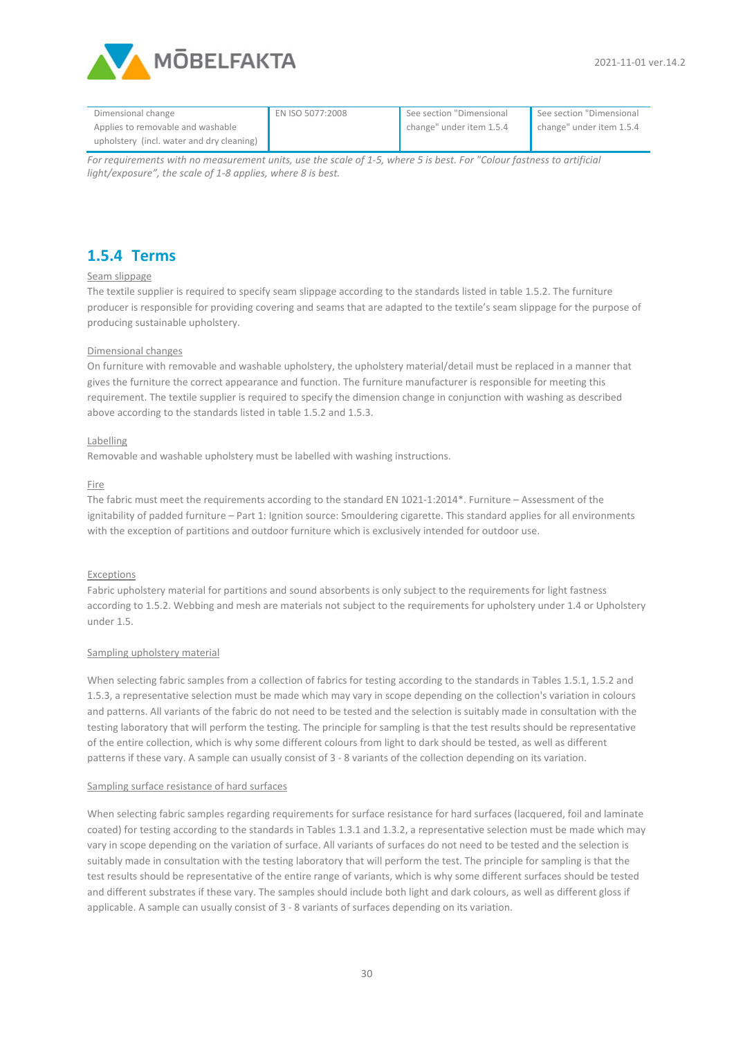| Dimensional change<br>Applies to removable and washable upholstery (incl. water and dry cleaning) | EN ISO 5077:2008 | See section "Dimensional change" under item 1.5.4 | See section "Dimensional change" under item 1.5.4 |
|---|---|---|---|

*For requirements with no measurement units, use the scale of 1-5, where 5 is best. For "Colour fastness to artificial light/exposure", the scale of 1-8 applies, where 8 is best.*

## 1.5.4 Terms

Seam slippage

The textile supplier is required to specify seam slippage according to the standards listed in table 1.5.2. The furniture producer is responsible for providing covering and seams that are adapted to the textile's seam slippage for the purpose of producing sustainable upholstery.

Dimensional changes

On furniture with removable and washable upholstery, the upholstery material/detail must be replaced in a manner that gives the furniture the correct appearance and function. The furniture manufacturer is responsible for meeting this requirement. The textile supplier is required to specify the dimension change in conjunction with washing as described above according to the standards listed in table 1.5.2 and 1.5.3.

Labelling

Removable and washable upholstery must be labelled with washing instructions.

Fire

The fabric must meet the requirements according to the standard EN 1021-1:2014*. Furniture – Assessment of the ignitability of padded furniture – Part 1: Ignition source: Smouldering cigarette. This standard applies for all environments with the exception of partitions and outdoor furniture which is exclusively intended for outdoor use.

Exceptions

Fabric upholstery material for partitions and sound absorbents is only subject to the requirements for light fastness according to 1.5.2. Webbing and mesh are materials not subject to the requirements for upholstery under 1.4 or Upholstery under 1.5.

Sampling upholstery material

When selecting fabric samples from a collection of fabrics for testing according to the standards in Tables 1.5.1, 1.5.2 and 1.5.3, a representative selection must be made which may vary in scope depending on the collection's variation in colours and patterns. All variants of the fabric do not need to be tested and the selection is suitably made in consultation with the testing laboratory that will perform the testing. The principle for sampling is that the test results should be representative of the entire collection, which is why some different colours from light to dark should be tested, as well as different patterns if these vary. A sample can usually consist of 3 - 8 variants of the collection depending on its variation.

Sampling surface resistance of hard surfaces

When selecting fabric samples regarding requirements for surface resistance for hard surfaces (lacquered, foil and laminate coated) for testing according to the standards in Tables 1.3.1 and 1.3.2, a representative selection must be made which may vary in scope depending on the variation of surface. All variants of surfaces do not need to be tested and the selection is suitably made in consultation with the testing laboratory that will perform the test. The principle for sampling is that the test results should be representative of the entire range of variants, which is why some different surfaces should be tested and different substrates if these vary. The samples should include both light and dark colours, as well as different gloss if applicable. A sample can usually consist of 3 - 8 variants of surfaces depending on its variation.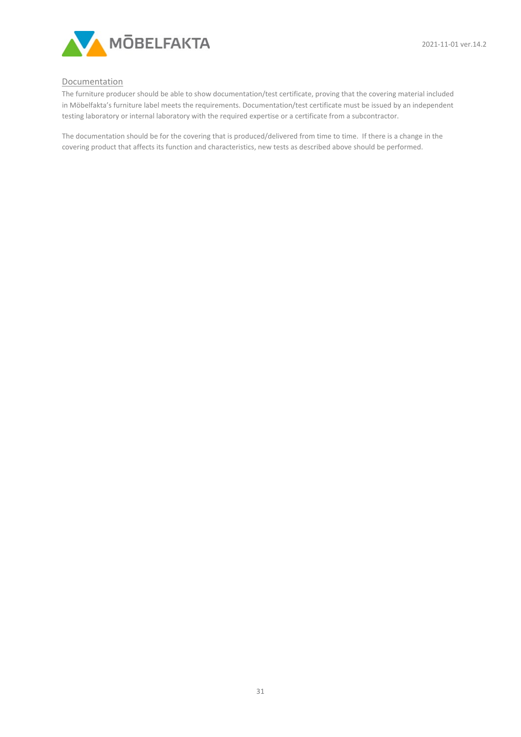<u>Documentation</u>

The furniture producer should be able to show documentation/test certificate, proving that the covering material included in Möbelfakta's furniture label meets the requirements. Documentation/test certificate must be issued by an independent testing laboratory or internal laboratory with the required expertise or a certificate from a subcontractor.

The documentation should be for the covering that is produced/delivered from time to time. If there is a change in the covering product that affects its function and characteristics, new tests as described above should be performed.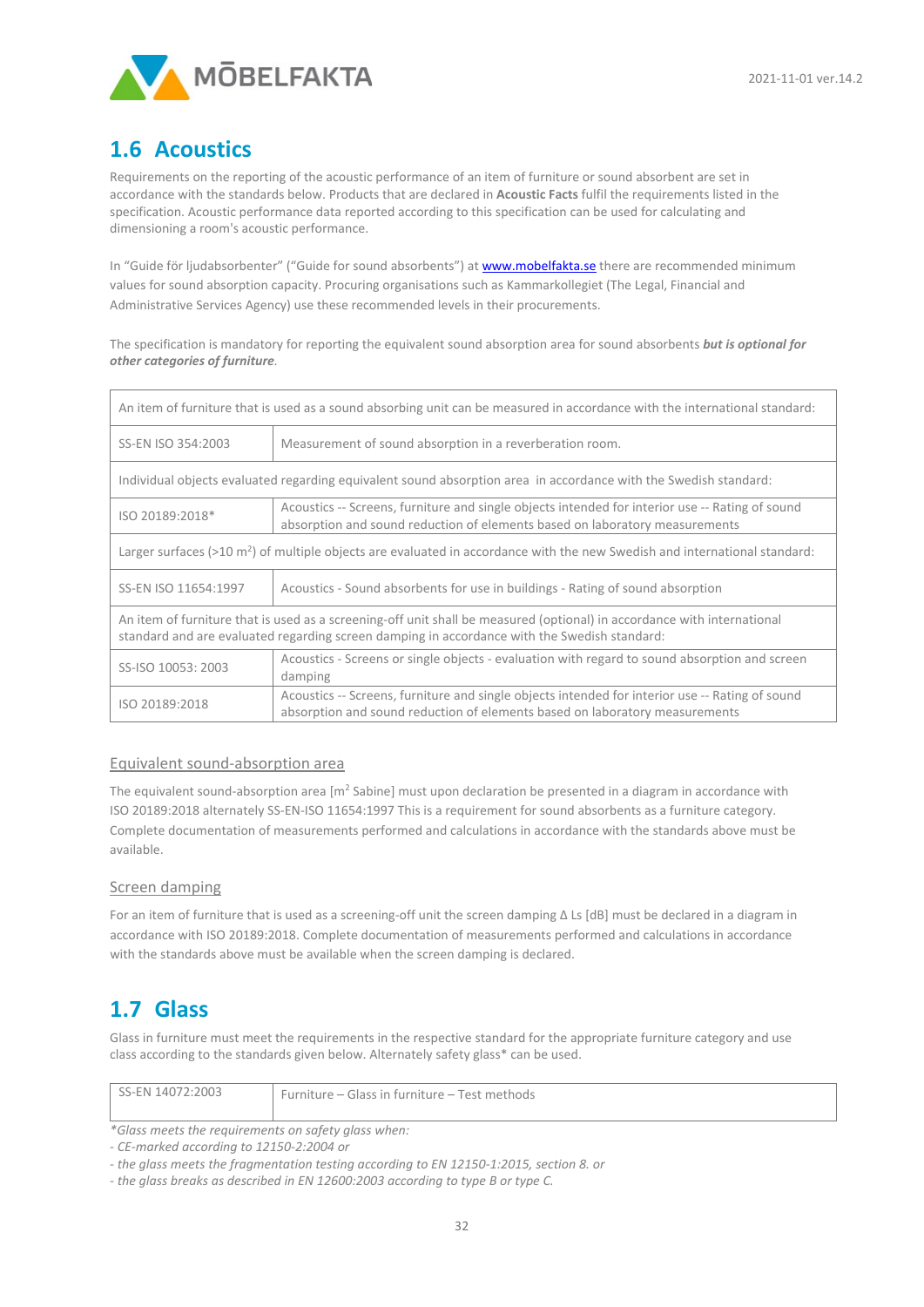## 1.6 Acoustics

Requirements on the reporting of the acoustic performance of an item of furniture or sound absorbent are set in accordance with the standards below. Products that are declared in **Acoustic Facts** fulfil the requirements listed in the specification. Acoustic performance data reported according to this specification can be used for calculating and dimensioning a room's acoustic performance.

In "Guide för ljudabsorbenter" ("Guide for sound absorbents") at www.mobelfakta.se there are recommended minimum values for sound absorption capacity. Procuring organisations such as Kammarkollegiet (The Legal, Financial and Administrative Services Agency) use these recommended levels in their procurements.

The specification is mandatory for reporting the equivalent sound absorption area for sound absorbents ***but is optional for other categories of furniture***.

| An item of furniture that is used as a sound absorbing unit can be measured in accordance with the international standard: | |
|---|---|
| SS-EN ISO 354:2003 | Measurement of sound absorption in a reverberation room. |
| Individual objects evaluated regarding equivalent sound absorption area in accordance with the Swedish standard: | |
| ISO 20189:2018* | Acoustics -- Screens, furniture and single objects intended for interior use -- Rating of sound absorption and sound reduction of elements based on laboratory measurements |
| Larger surfaces (>10 m²) of multiple objects are evaluated in accordance with the new Swedish and international standard: | |
| SS-EN ISO 11654:1997 | Acoustics - Sound absorbents for use in buildings - Rating of sound absorption |
| An item of furniture that is used as a screening-off unit shall be measured (optional) in accordance with international standard and are evaluated regarding screen damping in accordance with the Swedish standard: | |
| SS-ISO 10053: 2003 | Acoustics - Screens or single objects - evaluation with regard to sound absorption and screen damping |
| ISO 20189:2018 | Acoustics -- Screens, furniture and single objects intended for interior use -- Rating of sound absorption and sound reduction of elements based on laboratory measurements |

### Equivalent sound-absorption area

The equivalent sound-absorption area [m² Sabine] must upon declaration be presented in a diagram in accordance with ISO 20189:2018 alternately SS-EN-ISO 11654:1997 This is a requirement for sound absorbents as a furniture category. Complete documentation of measurements performed and calculations in accordance with the standards above must be available.

### Screen damping

For an item of furniture that is used as a screening-off unit the screen damping $\Delta$ Ls [dB] must be declared in a diagram in accordance with ISO 20189:2018. Complete documentation of measurements performed and calculations in accordance with the standards above must be available when the screen damping is declared.

## 1.7 Glass

Glass in furniture must meet the requirements in the respective standard for the appropriate furniture category and use class according to the standards given below. Alternately safety glass* can be used.

| SS-EN 14072:2003 | Furniture – Glass in furniture – Test methods |
|---|---|

*\*Glass meets the requirements on safety glass when:*
*- CE-marked according to 12150-2:2004 or*
*- the glass meets the fragmentation testing according to EN 12150-1:2015, section 8. or*
*- the glass breaks as described in EN 12600:2003 according to type B or type C.*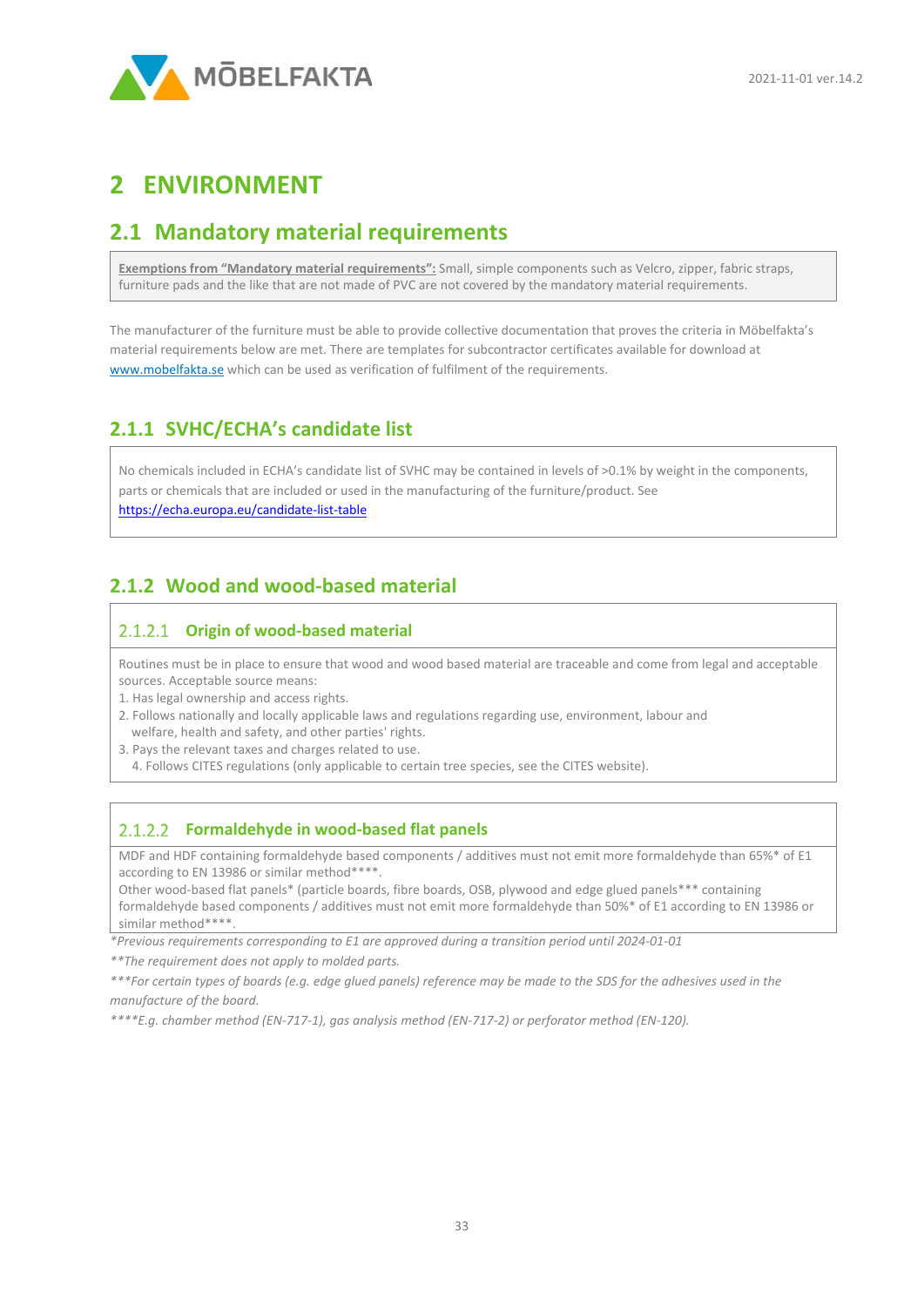# 2 ENVIRONMENT

## 2.1 Mandatory material requirements

**Exemptions from "Mandatory material requirements":** Small, simple components such as Velcro, zipper, fabric straps, furniture pads and the like that are not made of PVC are not covered by the mandatory material requirements.

The manufacturer of the furniture must be able to provide collective documentation that proves the criteria in Möbelfakta's material requirements below are met. There are templates for subcontractor certificates available for download at www.mobelfakta.se which can be used as verification of fulfilment of the requirements.

### 2.1.1 SVHC/ECHA's candidate list

No chemicals included in ECHA's candidate list of SVHC may be contained in levels of >0.1% by weight in the components, parts or chemicals that are included or used in the manufacturing of the furniture/product. See https://echa.europa.eu/candidate-list-table

### 2.1.2 Wood and wood-based material

#### 2.1.2.1 Origin of wood-based material

Routines must be in place to ensure that wood and wood based material are traceable and come from legal and acceptable sources. Acceptable source means:

1. Has legal ownership and access rights.
2. Follows nationally and locally applicable laws and regulations regarding use, environment, labour and welfare, health and safety, and other parties' rights.
3. Pays the relevant taxes and charges related to use.
4. Follows CITES regulations (only applicable to certain tree species, see the CITES website).

#### 2.1.2.2 Formaldehyde in wood-based flat panels

MDF and HDF containing formaldehyde based components / additives must not emit more formaldehyde than 65%* of E1 according to EN 13986 or similar method****.
Other wood-based flat panels* (particle boards, fibre boards, OSB, plywood and edge glued panels*** containing formaldehyde based components / additives must not emit more formaldehyde than 50%* of E1 according to EN 13986 or similar method****.

*\*Previous requirements corresponding to E1 are approved during a transition period until 2024-01-01*

*\*\*The requirement does not apply to molded parts.*

*\*\*\*For certain types of boards (e.g. edge glued panels) reference may be made to the SDS for the adhesives used in the manufacture of the board.*

*\*\*\*\*E.g. chamber method (EN-717-1), gas analysis method (EN-717-2) or perforator method (EN-120).*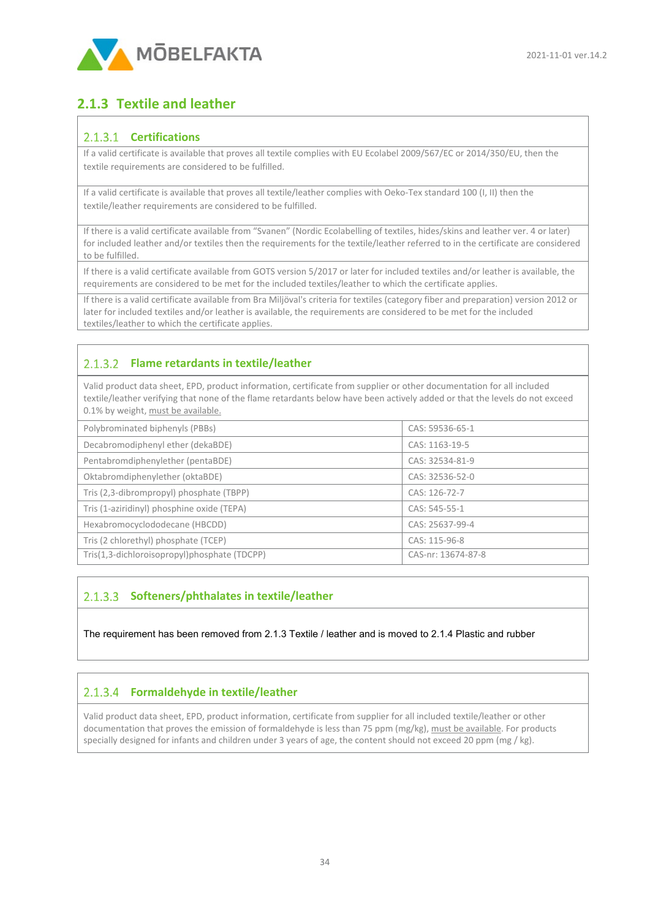## 2.1.3 Textile and leather

### 2.1.3.1 Certifications

If a valid certificate is available that proves all textile complies with EU Ecolabel 2009/567/EC or 2014/350/EU, then the textile requirements are considered to be fulfilled.

If a valid certificate is available that proves all textile/leather complies with Oeko-Tex standard 100 (I, II) then the textile/leather requirements are considered to be fulfilled.

If there is a valid certificate available from "Svanen" (Nordic Ecolabelling of textiles, hides/skins and leather ver. 4 or later) for included leather and/or textiles then the requirements for the textile/leather referred to in the certificate are considered to be fulfilled.

If there is a valid certificate available from GOTS version 5/2017 or later for included textiles and/or leather is available, the requirements are considered to be met for the included textiles/leather to which the certificate applies.

If there is a valid certificate available from Bra Miljöval's criteria for textiles (category fiber and preparation) version 2012 or later for included textiles and/or leather is available, the requirements are considered to be met for the included textiles/leather to which the certificate applies.

### 2.1.3.2 Flame retardants in textile/leather

Valid product data sheet, EPD, product information, certificate from supplier or other documentation for all included textile/leather verifying that none of the flame retardants below have been actively added or that the levels do not exceed 0.1% by weight, must be available.

| Substance | CAS |
|---|---|
| Polybrominated biphenyls (PBBs) | CAS: 59536-65-1 |
| Decabromodiphenyl ether (dekaBDE) | CAS: 1163-19-5 |
| Pentabromdiphenylether (pentaBDE) | CAS: 32534-81-9 |
| Oktabromdiphenylether (oktaBDE) | CAS: 32536-52-0 |
| Tris (2,3-dibrompropyl) phosphate (TBPP) | CAS: 126-72-7 |
| Tris (1-aziridinyl) phosphine oxide (TEPA) | CAS: 545-55-1 |
| Hexabromocyclododecane (HBCDD) | CAS: 25637-99-4 |
| Tris (2 chlorethyl) phosphate (TCEP) | CAS: 115-96-8 |
| Tris(1,3-dichloroisopropyl)phosphate (TDCPP) | CAS-nr: 13674-87-8 |

### 2.1.3.3 Softeners/phthalates in textile/leather

The requirement has been removed from 2.1.3 Textile / leather and is moved to 2.1.4 Plastic and rubber

### 2.1.3.4 Formaldehyde in textile/leather

Valid product data sheet, EPD, product information, certificate from supplier for all included textile/leather or other documentation that proves the emission of formaldehyde is less than 75 ppm (mg/kg), must be available. For products specially designed for infants and children under 3 years of age, the content should not exceed 20 ppm (mg / kg).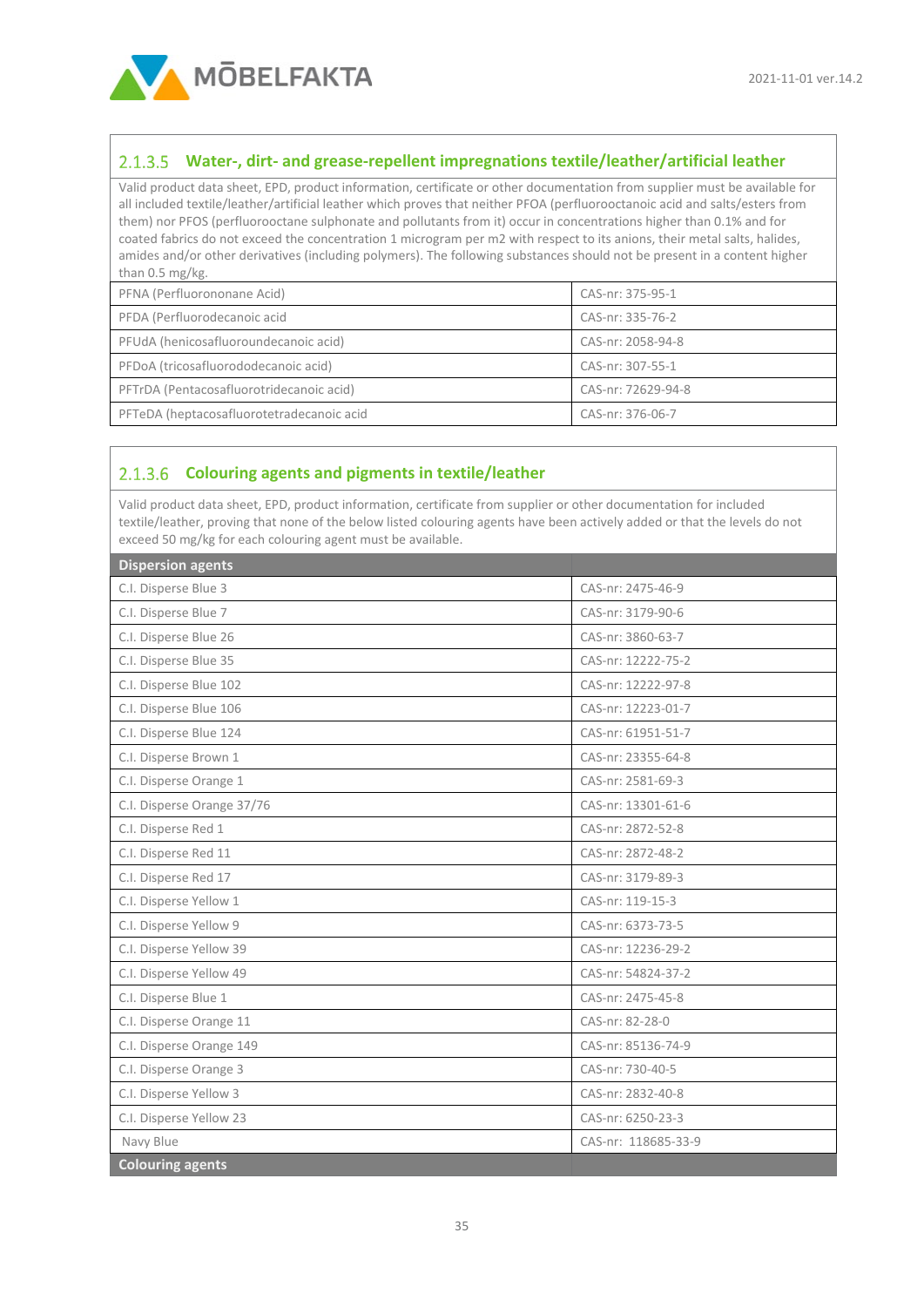### 2.1.3.5 Water-, dirt- and grease-repellent impregnations textile/leather/artificial leather

Valid product data sheet, EPD, product information, certificate or other documentation from supplier must be available for all included textile/leather/artificial leather which proves that neither PFOA (perfluorooctanoic acid and salts/esters from them) nor PFOS (perfluorooctane sulphonate and pollutants from it) occur in concentrations higher than 0.1% and for coated fabrics do not exceed the concentration 1 microgram per m2 with respect to its anions, their metal salts, halides, amides and/or other derivatives (including polymers). The following substances should not be present in a content higher than 0.5 mg/kg.

| | |
|---|---|
| PFNA (Perfluorononane Acid) | CAS-nr: 375-95-1 |
| PFDA (Perfluorodecanoic acid | CAS-nr: 335-76-2 |
| PFUdA (henicosafluoroundecanoic acid) | CAS-nr: 2058-94-8 |
| PFDoA (tricosafluorododecanoic acid) | CAS-nr: 307-55-1 |
| PFTrDA (Pentacosafluorotridecanoic acid) | CAS-nr: 72629-94-8 |
| PFTeDA (heptacosafluorotetradecanoic acid | CAS-nr: 376-06-7 |

### 2.1.3.6 Colouring agents and pigments in textile/leather

Valid product data sheet, EPD, product information, certificate from supplier or other documentation for included textile/leather, proving that none of the below listed colouring agents have been actively added or that the levels do not exceed 50 mg/kg for each colouring agent must be available.

| **Dispersion agents** | |
|---|---|
| C.I. Disperse Blue 3 | CAS-nr: 2475-46-9 |
| C.I. Disperse Blue 7 | CAS-nr: 3179-90-6 |
| C.I. Disperse Blue 26 | CAS-nr: 3860-63-7 |
| C.I. Disperse Blue 35 | CAS-nr: 12222-75-2 |
| C.I. Disperse Blue 102 | CAS-nr: 12222-97-8 |
| C.I. Disperse Blue 106 | CAS-nr: 12223-01-7 |
| C.I. Disperse Blue 124 | CAS-nr: 61951-51-7 |
| C.I. Disperse Brown 1 | CAS-nr: 23355-64-8 |
| C.I. Disperse Orange 1 | CAS-nr: 2581-69-3 |
| C.I. Disperse Orange 37/76 | CAS-nr: 13301-61-6 |
| C.I. Disperse Red 1 | CAS-nr: 2872-52-8 |
| C.I. Disperse Red 11 | CAS-nr: 2872-48-2 |
| C.I. Disperse Red 17 | CAS-nr: 3179-89-3 |
| C.I. Disperse Yellow 1 | CAS-nr: 119-15-3 |
| C.I. Disperse Yellow 9 | CAS-nr: 6373-73-5 |
| C.I. Disperse Yellow 39 | CAS-nr: 12236-29-2 |
| C.I. Disperse Yellow 49 | CAS-nr: 54824-37-2 |
| C.I. Disperse Blue 1 | CAS-nr: 2475-45-8 |
| C.I. Disperse Orange 11 | CAS-nr: 82-28-0 |
| C.I. Disperse Orange 149 | CAS-nr: 85136-74-9 |
| C.I. Disperse Orange 3 | CAS-nr: 730-40-5 |
| C.I. Disperse Yellow 3 | CAS-nr: 2832-40-8 |
| C.I. Disperse Yellow 23 | CAS-nr: 6250-23-3 |
| Navy Blue | CAS-nr: 118685-33-9 |
| **Colouring agents** | |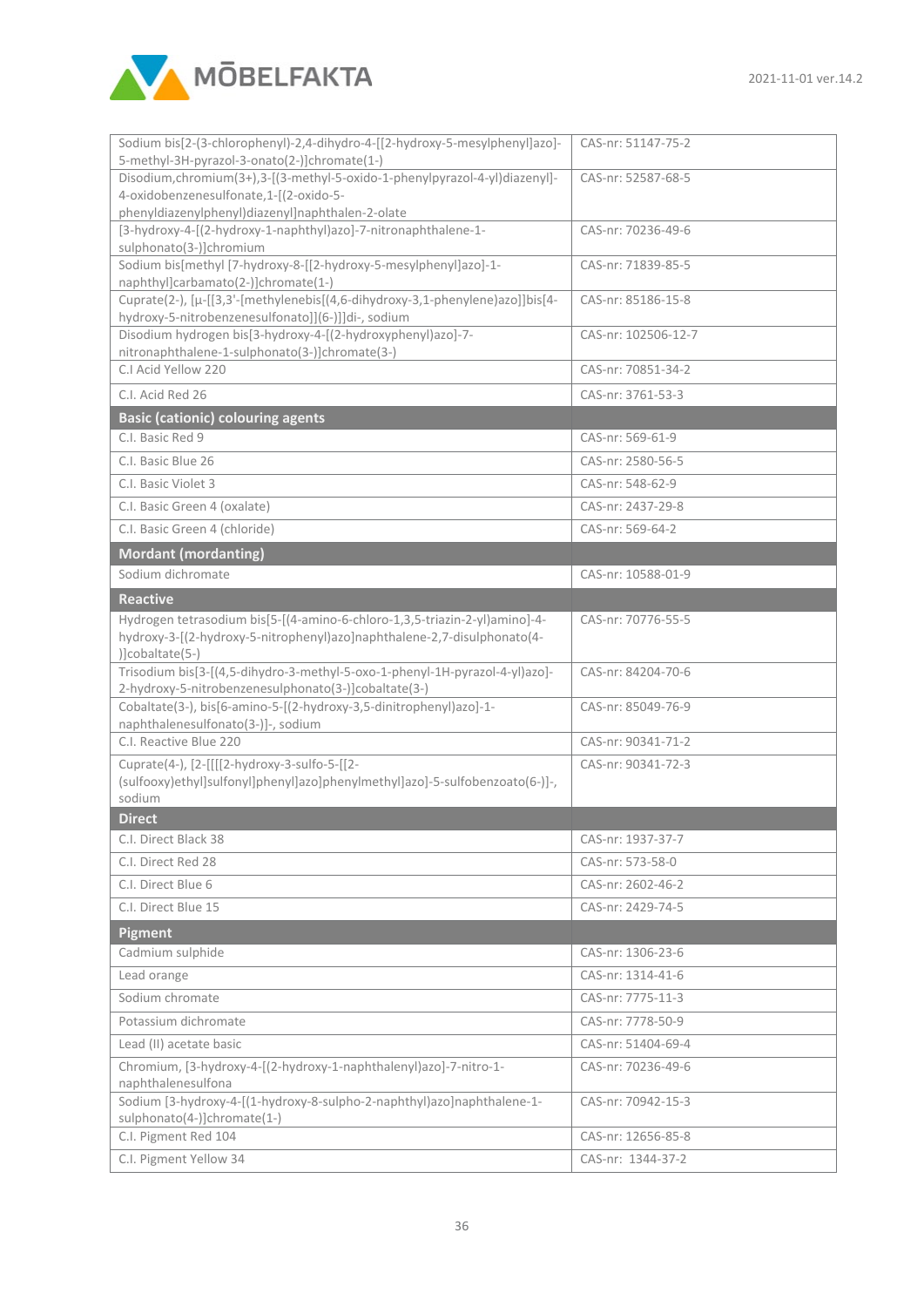| | |
|---|---|
| Sodium bis[2-(3-chlorophenyl)-2,4-dihydro-4-[[2-hydroxy-5-mesylphenyl]azo]-5-methyl-3H-pyrazol-3-onato(2-)]chromate(1-) | CAS-nr: 51147-75-2 |
| Disodium,chromium(3+),3-[(3-methyl-5-oxido-1-phenylpyrazol-4-yl)diazenyl]-4-oxidobenzenesulfonate,1-[(2-oxido-5-phenyldiazenylphenyl)diazenyl]naphthalen-2-olate | CAS-nr: 52587-68-5 |
| [3-hydroxy-4-[(2-hydroxy-1-naphthyl)azo]-7-nitronaphthalene-1-sulphonato(3-)]chromium | CAS-nr: 70236-49-6 |
| Sodium bis[methyl [7-hydroxy-8-[[2-hydroxy-5-mesylphenyl]azo]-1-naphthyl]carbamato(2-)]chromate(1-) | CAS-nr: 71839-85-5 |
| Cuprate(2-), [μ-[[3,3'-[methylenebis[(4,6-dihydroxy-3,1-phenylene)azo]]bis[4-hydroxy-5-nitrobenzenesulfonato]](6-)]]di-, sodium | CAS-nr: 85186-15-8 |
| Disodium hydrogen bis[3-hydroxy-4-[(2-hydroxyphenyl)azo]-7-nitronaphthalene-1-sulphonato(3-)]chromate(3-) | CAS-nr: 102506-12-7 |
| C.I Acid Yellow 220 | CAS-nr: 70851-34-2 |
| C.I. Acid Red 26 | CAS-nr: 3761-53-3 |
| **Basic (cationic) colouring agents** | |
| C.I. Basic Red 9 | CAS-nr: 569-61-9 |
| C.I. Basic Blue 26 | CAS-nr: 2580-56-5 |
| C.I. Basic Violet 3 | CAS-nr: 548-62-9 |
| C.I. Basic Green 4 (oxalate) | CAS-nr: 2437-29-8 |
| C.I. Basic Green 4 (chloride) | CAS-nr: 569-64-2 |
| **Mordant (mordanting)** | |
| Sodium dichromate | CAS-nr: 10588-01-9 |
| **Reactive** | |
| Hydrogen tetrasodium bis[5-[(4-amino-6-chloro-1,3,5-triazin-2-yl)amino]-4-hydroxy-3-[(2-hydroxy-5-nitrophenyl)azo]naphthalene-2,7-disulphonato(4-)]cobaltate(5-) | CAS-nr: 70776-55-5 |
| Trisodium bis[3-[(4,5-dihydro-3-methyl-5-oxo-1-phenyl-1H-pyrazol-4-yl)azo]-2-hydroxy-5-nitrobenzenesulphonato(3-)]cobaltate(3-) | CAS-nr: 84204-70-6 |
| Cobaltate(3-), bis[6-amino-5-[(2-hydroxy-3,5-dinitrophenyl)azo]-1-naphthalenesulfonato(3-)]-, sodium | CAS-nr: 85049-76-9 |
| C.I. Reactive Blue 220 | CAS-nr: 90341-71-2 |
| Cuprate(4-), [2-[[[[2-hydroxy-3-sulfo-5-[[2-(sulfooxy)ethyl]sulfonyl]phenyl]azo]phenylmethyl]azo]-5-sulfobenzoato(6-)]-, sodium | CAS-nr: 90341-72-3 |
| **Direct** | |
| C.I. Direct Black 38 | CAS-nr: 1937-37-7 |
| C.I. Direct Red 28 | CAS-nr: 573-58-0 |
| C.I. Direct Blue 6 | CAS-nr: 2602-46-2 |
| C.I. Direct Blue 15 | CAS-nr: 2429-74-5 |
| **Pigment** | |
| Cadmium sulphide | CAS-nr: 1306-23-6 |
| Lead orange | CAS-nr: 1314-41-6 |
| Sodium chromate | CAS-nr: 7775-11-3 |
| Potassium dichromate | CAS-nr: 7778-50-9 |
| Lead (II) acetate basic | CAS-nr: 51404-69-4 |
| Chromium, [3-hydroxy-4-[(2-hydroxy-1-naphthalenyl)azo]-7-nitro-1-naphthalenesulfona | CAS-nr: 70236-49-6 |
| Sodium [3-hydroxy-4-[(1-hydroxy-8-sulpho-2-naphthyl)azo]naphthalene-1-sulphonato(4-)]chromate(1-) | CAS-nr: 70942-15-3 |
| C.I. Pigment Red 104 | CAS-nr: 12656-85-8 |
| C.I. Pigment Yellow 34 | CAS-nr: 1344-37-2 |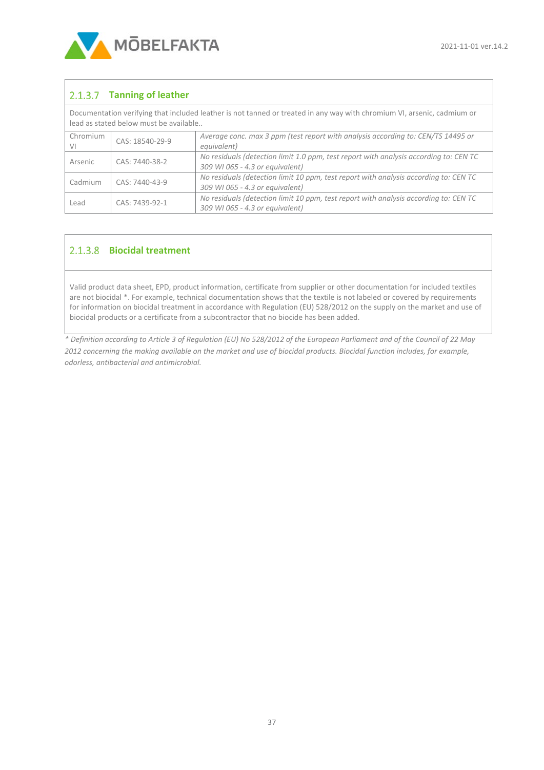### 2.1.3.7 Tanning of leather

Documentation verifying that included leather is not tanned or treated in any way with chromium VI, arsenic, cadmium or lead as stated below must be available..

| | | |
|---|---|---|
| Chromium VI | CAS: 18540-29-9 | *Average conc. max 3 ppm (test report with analysis according to: CEN/TS 14495 or equivalent)* |
| Arsenic | CAS: 7440-38-2 | *No residuals (detection limit 1.0 ppm, test report with analysis according to: CEN TC 309 WI 065 - 4.3 or equivalent)* |
| Cadmium | CAS: 7440-43-9 | *No residuals (detection limit 10 ppm, test report with analysis according to: CEN TC 309 WI 065 - 4.3 or equivalent)* |
| Lead | CAS: 7439-92-1 | *No residuals (detection limit 10 ppm, test report with analysis according to: CEN TC 309 WI 065 - 4.3 or equivalent)* |

### 2.1.3.8 Biocidal treatment

Valid product data sheet, EPD, product information, certificate from supplier or other documentation for included textiles are not biocidal *. For example, technical documentation shows that the textile is not labeled or covered by requirements for information on biocidal treatment in accordance with Regulation (EU) 528/2012 on the supply on the market and use of biocidal products or a certificate from a subcontractor that no biocide has been added.

*\* Definition according to Article 3 of Regulation (EU) No 528/2012 of the European Parliament and of the Council of 22 May 2012 concerning the making available on the market and use of biocidal products. Biocidal function includes, for example, odorless, antibacterial and antimicrobial.*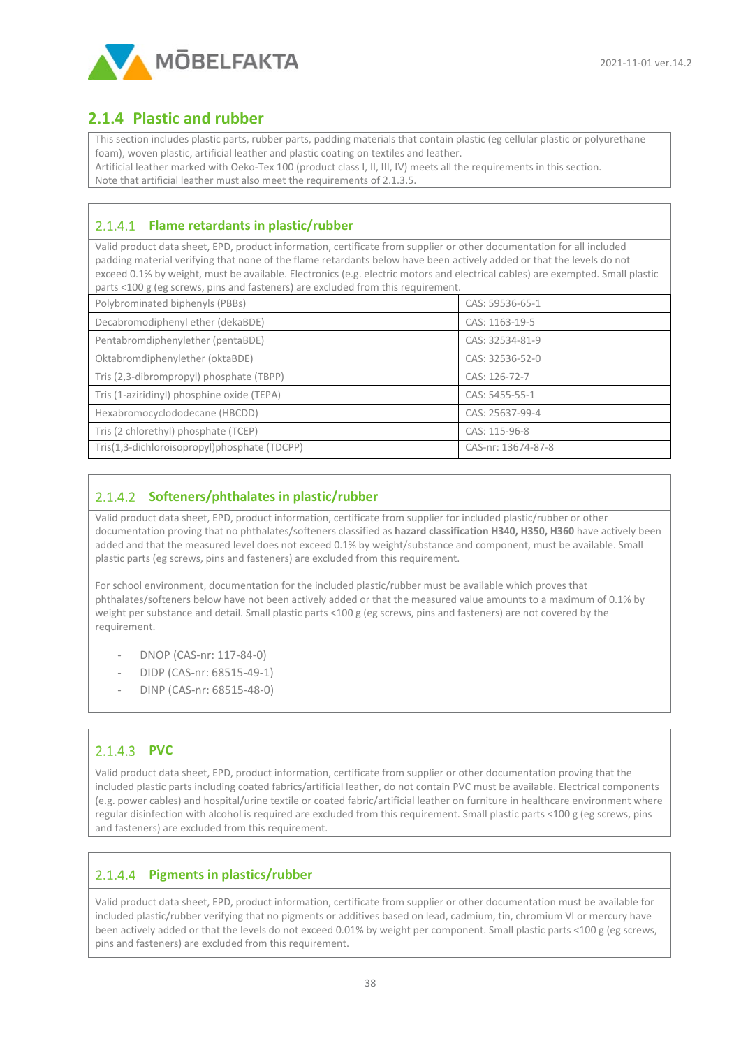## 2.1.4 Plastic and rubber

This section includes plastic parts, rubber parts, padding materials that contain plastic (eg cellular plastic or polyurethane foam), woven plastic, artificial leather and plastic coating on textiles and leather.
Artificial leather marked with Oeko-Tex 100 (product class I, II, III, IV) meets all the requirements in this section.
Note that artificial leather must also meet the requirements of 2.1.3.5.

### 2.1.4.1 Flame retardants in plastic/rubber

Valid product data sheet, EPD, product information, certificate from supplier or other documentation for all included padding material verifying that none of the flame retardants below have been actively added or that the levels do not exceed 0.1% by weight, must be available. Electronics (e.g. electric motors and electrical cables) are exempted. Small plastic parts <100 g (eg screws, pins and fasteners) are excluded from this requirement.

| Substance | CAS |
|---|---|
| Polybrominated biphenyls (PBBs) | CAS: 59536-65-1 |
| Decabromodiphenyl ether (dekaBDE) | CAS: 1163-19-5 |
| Pentabromdiphenylether (pentaBDE) | CAS: 32534-81-9 |
| Oktabromdiphenylether (oktaBDE) | CAS: 32536-52-0 |
| Tris (2,3-dibrompropyl) phosphate (TBPP) | CAS: 126-72-7 |
| Tris (1-aziridinyl) phosphine oxide (TEPA) | CAS: 5455-55-1 |
| Hexabromocyclododecane (HBCDD) | CAS: 25637-99-4 |
| Tris (2 chlorethyl) phosphate (TCEP) | CAS: 115-96-8 |
| Tris(1,3-dichloroisopropyl)phosphate (TDCPP) | CAS-nr: 13674-87-8 |

### 2.1.4.2 Softeners/phthalates in plastic/rubber

Valid product data sheet, EPD, product information, certificate from supplier for included plastic/rubber or other documentation proving that no phthalates/softeners classified as **hazard classification H340, H350, H360** have actively been added and that the measured level does not exceed 0.1% by weight/substance and component, must be available. Small plastic parts (eg screws, pins and fasteners) are excluded from this requirement.

For school environment, documentation for the included plastic/rubber must be available which proves that phthalates/softeners below have not been actively added or that the measured value amounts to a maximum of 0.1% by weight per substance and detail. Small plastic parts <100 g (eg screws, pins and fasteners) are not covered by the requirement.

- DNOP (CAS-nr: 117-84-0)
- DIDP (CAS-nr: 68515-49-1)
- DINP (CAS-nr: 68515-48-0)

### 2.1.4.3 PVC

Valid product data sheet, EPD, product information, certificate from supplier or other documentation proving that the included plastic parts including coated fabrics/artificial leather, do not contain PVC must be available. Electrical components (e.g. power cables) and hospital/urine textile or coated fabric/artificial leather on furniture in healthcare environment where regular disinfection with alcohol is required are excluded from this requirement. Small plastic parts <100 g (eg screws, pins and fasteners) are excluded from this requirement.

### 2.1.4.4 Pigments in plastics/rubber

Valid product data sheet, EPD, product information, certificate from supplier or other documentation must be available for included plastic/rubber verifying that no pigments or additives based on lead, cadmium, tin, chromium VI or mercury have been actively added or that the levels do not exceed 0.01% by weight per component. Small plastic parts <100 g (eg screws, pins and fasteners) are excluded from this requirement.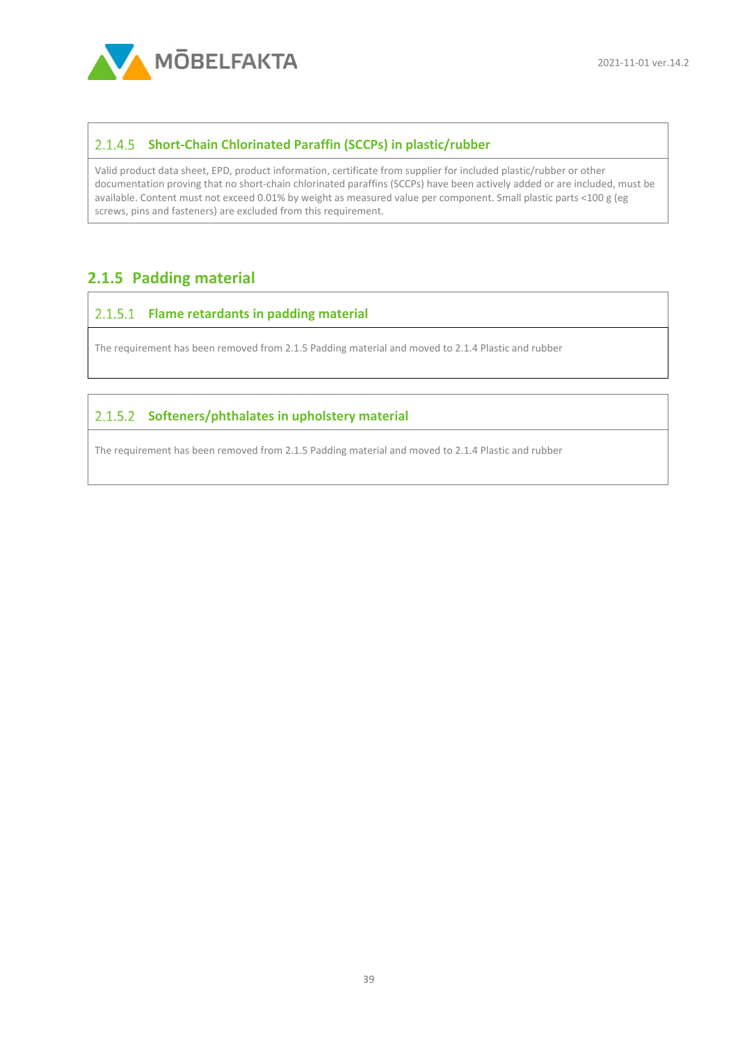#### 2.1.4.5 Short-Chain Chlorinated Paraffin (SCCPs) in plastic/rubber

Valid product data sheet, EPD, product information, certificate from supplier for included plastic/rubber or other documentation proving that no short-chain chlorinated paraffins (SCCPs) have been actively added or are included, must be available. Content must not exceed 0.01% by weight as measured value per component. Small plastic parts <100 g (eg screws, pins and fasteners) are excluded from this requirement.

### 2.1.5 Padding material

#### 2.1.5.1 Flame retardants in padding material

The requirement has been removed from 2.1.5 Padding material and moved to 2.1.4 Plastic and rubber

#### 2.1.5.2 Softeners/phthalates in upholstery material

The requirement has been removed from 2.1.5 Padding material and moved to 2.1.4 Plastic and rubber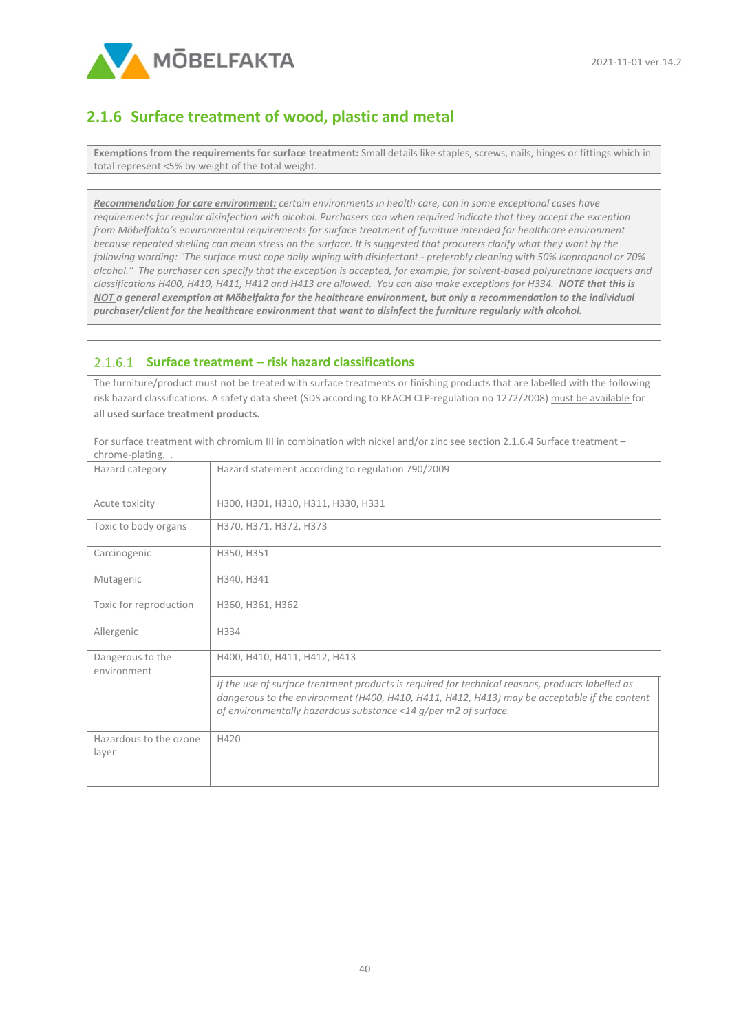## 2.1.6 Surface treatment of wood, plastic and metal

**Exemptions from the requirements for surface treatment:** Small details like staples, screws, nails, hinges or fittings which in total represent <5% by weight of the total weight.

***Recommendation for care environment:*** *certain environments in health care, can in some exceptional cases have requirements for regular disinfection with alcohol. Purchasers can when required indicate that they accept the exception from Möbelfakta's environmental requirements for surface treatment of furniture intended for healthcare environment because repeated shelling can mean stress on the surface. It is suggested that procurers clarify what they want by the following wording: "The surface must cope daily wiping with disinfectant - preferably cleaning with 50% isopropanol or 70% alcohol." The purchaser can specify that the exception is accepted, for example, for solvent-based polyurethane lacquers and classifications H400, H410, H411, H412 and H413 are allowed. You can also make exceptions for H334.* ***NOTE that this is NOT a general exemption at Möbelfakta for the healthcare environment, but only a recommendation to the individual purchaser/client for the healthcare environment that want to disinfect the furniture regularly with alcohol.***

### 2.1.6.1 Surface treatment – risk hazard classifications

The furniture/product must not be treated with surface treatments or finishing products that are labelled with the following risk hazard classifications. A safety data sheet (SDS according to REACH CLP-regulation no 1272/2008) must be available for **all used surface treatment products.**

For surface treatment with chromium III in combination with nickel and/or zinc see section 2.1.6.4 Surface treatment – chrome-plating. .

| Hazard category | Hazard statement according to regulation 790/2009 |
|---|---|
| Acute toxicity | H300, H301, H310, H311, H330, H331 |
| Toxic to body organs | H370, H371, H372, H373 |
| Carcinogenic | H350, H351 |
| Mutagenic | H340, H341 |
| Toxic for reproduction | H360, H361, H362 |
| Allergenic | H334 |
| Dangerous to the environment | H400, H410, H411, H412, H413<br>*If the use of surface treatment products is required for technical reasons, products labelled as dangerous to the environment (H400, H410, H411, H412, H413) may be acceptable if the content of environmentally hazardous substance <14 g/per m2 of surface.* |
| Hazardous to the ozone layer | H420 |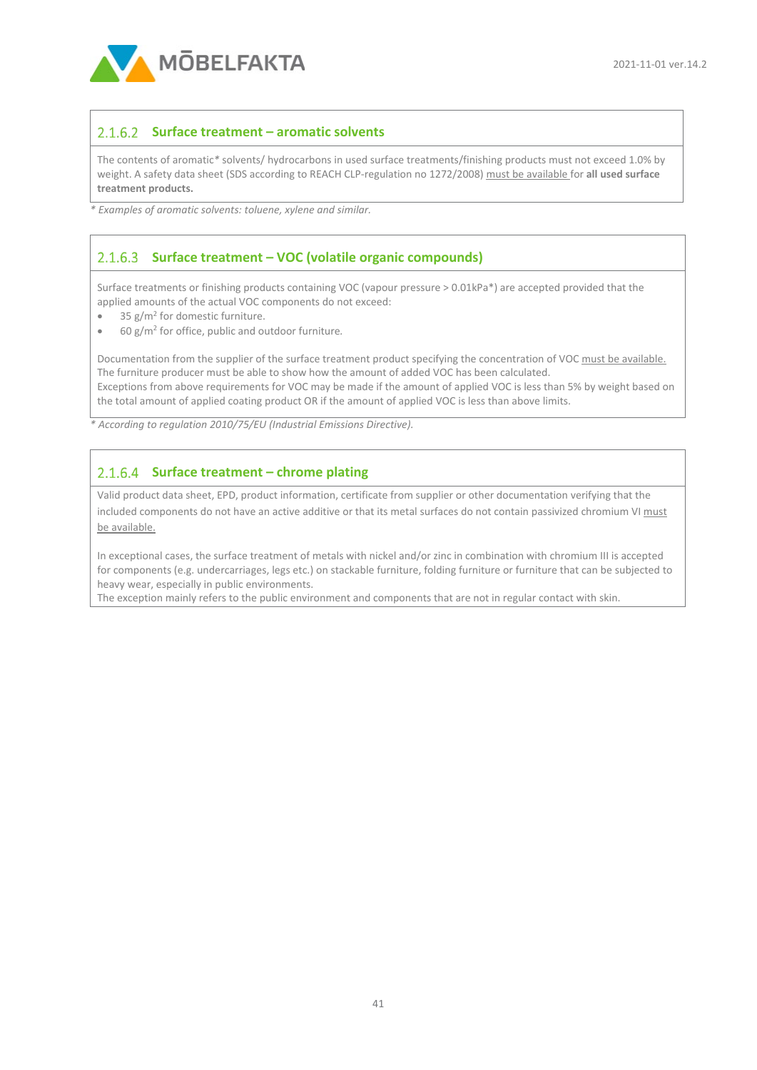### 2.1.6.2 Surface treatment – aromatic solvents

The contents of aromatic* solvents/ hydrocarbons in used surface treatments/finishing products must not exceed 1.0% by weight. A safety data sheet (SDS according to REACH CLP-regulation no 1272/2008) <u>must be available</u> for **all used surface treatment products.**

*\* Examples of aromatic solvents: toluene, xylene and similar.*

### 2.1.6.3 Surface treatment – VOC (volatile organic compounds)

Surface treatments or finishing products containing VOC (vapour pressure > 0.01kPa*) are accepted provided that the applied amounts of the actual VOC components do not exceed:

- 35 g/m$^2$ for domestic furniture.
- 60 g/m$^2$ for office, public and outdoor furniture.

Documentation from the supplier of the surface treatment product specifying the concentration of VOC <u>must be available.</u>
The furniture producer must be able to show how the amount of added VOC has been calculated.
Exceptions from above requirements for VOC may be made if the amount of applied VOC is less than 5% by weight based on the total amount of applied coating product OR if the amount of applied VOC is less than above limits.

*\* According to regulation 2010/75/EU (Industrial Emissions Directive).*

### 2.1.6.4 Surface treatment – chrome plating

Valid product data sheet, EPD, product information, certificate from supplier or other documentation verifying that the included components do not have an active additive or that its metal surfaces do not contain passivized chromium VI <u>must be available.</u>

In exceptional cases, the surface treatment of metals with nickel and/or zinc in combination with chromium III is accepted for components (e.g. undercarriages, legs etc.) on stackable furniture, folding furniture or furniture that can be subjected to heavy wear, especially in public environments.
The exception mainly refers to the public environment and components that are not in regular contact with skin.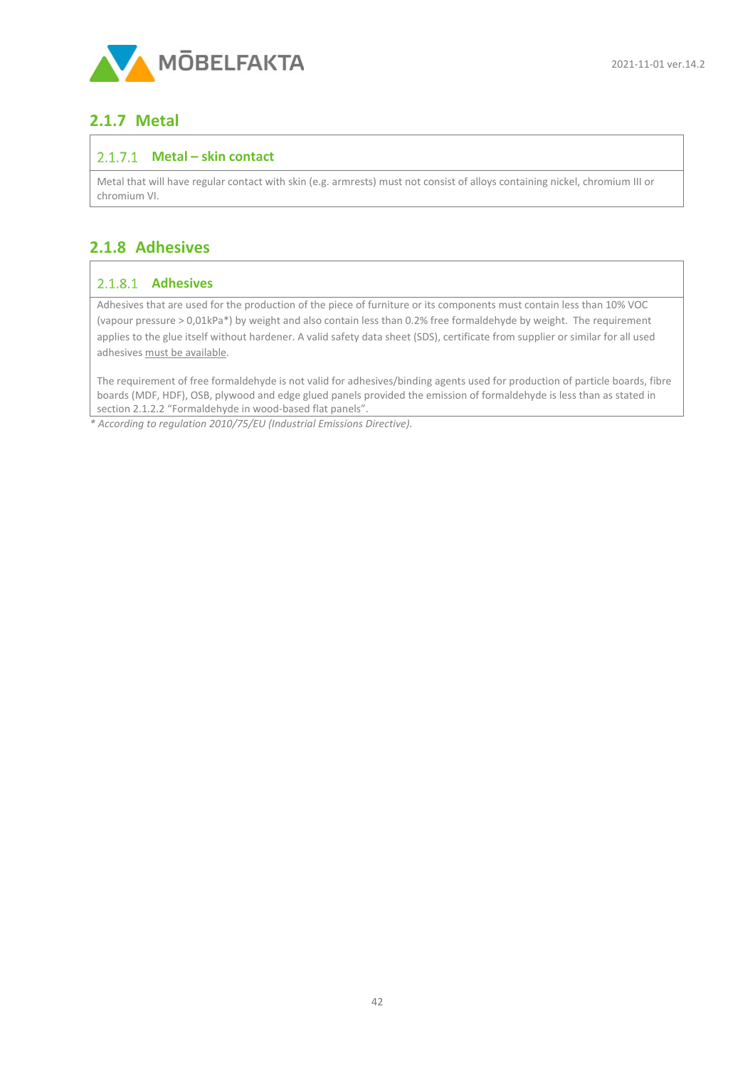## 2.1.7 Metal

### 2.1.7.1 Metal – skin contact

Metal that will have regular contact with skin (e.g. armrests) must not consist of alloys containing nickel, chromium III or chromium VI.

## 2.1.8 Adhesives

### 2.1.8.1 Adhesives

Adhesives that are used for the production of the piece of furniture or its components must contain less than 10% VOC (vapour pressure > 0,01kPa*) by weight and also contain less than 0.2% free formaldehyde by weight. The requirement applies to the glue itself without hardener. A valid safety data sheet (SDS), certificate from supplier or similar for all used adhesives must be available.

The requirement of free formaldehyde is not valid for adhesives/binding agents used for production of particle boards, fibre boards (MDF, HDF), OSB, plywood and edge glued panels provided the emission of formaldehyde is less than as stated in section 2.1.2.2 "Formaldehyde in wood-based flat panels".

*\* According to regulation 2010/75/EU (Industrial Emissions Directive).*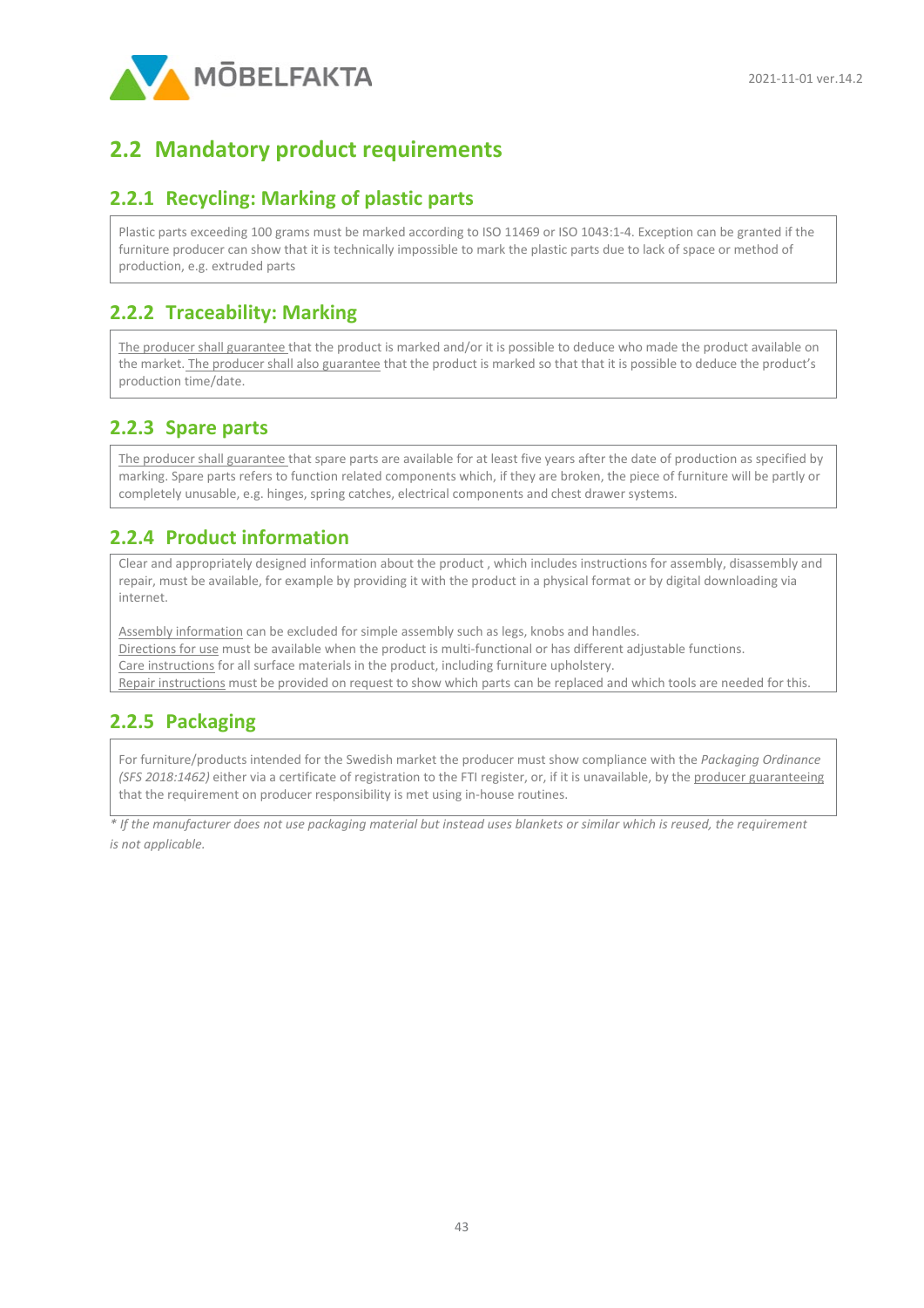## 2.2 Mandatory product requirements

### 2.2.1 Recycling: Marking of plastic parts

Plastic parts exceeding 100 grams must be marked according to ISO 11469 or ISO 1043:1-4. Exception can be granted if the furniture producer can show that it is technically impossible to mark the plastic parts due to lack of space or method of production, e.g. extruded parts

### 2.2.2 Traceability: Marking

The producer shall guarantee that the product is marked and/or it is possible to deduce who made the product available on the market. The producer shall also guarantee that the product is marked so that that it is possible to deduce the product's production time/date.

### 2.2.3 Spare parts

The producer shall guarantee that spare parts are available for at least five years after the date of production as specified by marking. Spare parts refers to function related components which, if they are broken, the piece of furniture will be partly or completely unusable, e.g. hinges, spring catches, electrical components and chest drawer systems.

### 2.2.4 Product information

Clear and appropriately designed information about the product , which includes instructions for assembly, disassembly and repair, must be available, for example by providing it with the product in a physical format or by digital downloading via internet.

Assembly information can be excluded for simple assembly such as legs, knobs and handles.
Directions for use must be available when the product is multi-functional or has different adjustable functions.
Care instructions for all surface materials in the product, including furniture upholstery.
Repair instructions must be provided on request to show which parts can be replaced and which tools are needed for this.

### 2.2.5 Packaging

For furniture/products intended for the Swedish market the producer must show compliance with the *Packaging Ordinance (SFS 2018:1462)* either via a certificate of registration to the FTI register, or, if it is unavailable, by the producer guaranteeing that the requirement on producer responsibility is met using in-house routines.

*\* If the manufacturer does not use packaging material but instead uses blankets or similar which is reused, the requirement is not applicable.*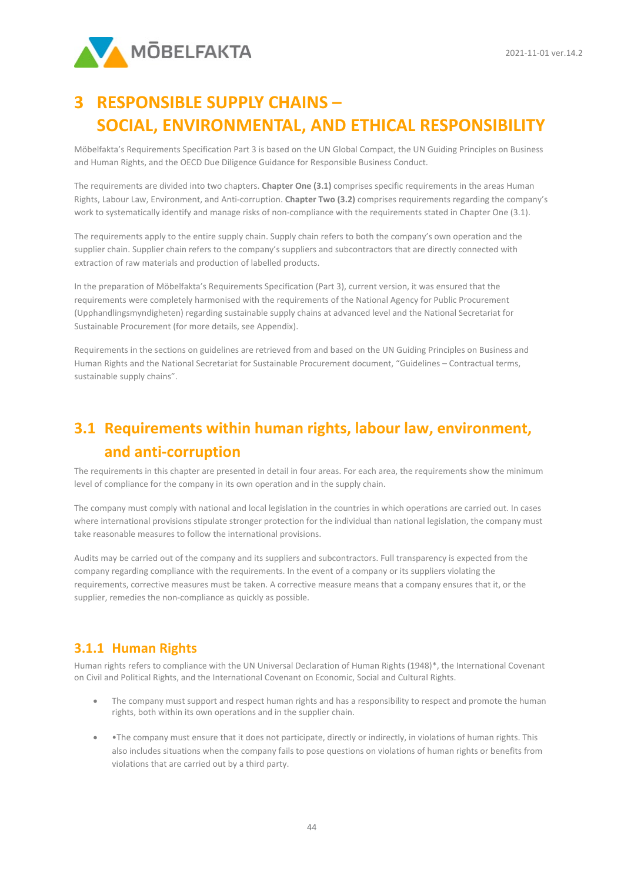# 3 RESPONSIBLE SUPPLY CHAINS – SOCIAL, ENVIRONMENTAL, AND ETHICAL RESPONSIBILITY

Möbelfakta's Requirements Specification Part 3 is based on the UN Global Compact, the UN Guiding Principles on Business and Human Rights, and the OECD Due Diligence Guidance for Responsible Business Conduct.

The requirements are divided into two chapters. **Chapter One (3.1)** comprises specific requirements in the areas Human Rights, Labour Law, Environment, and Anti-corruption. **Chapter Two (3.2)** comprises requirements regarding the company's work to systematically identify and manage risks of non-compliance with the requirements stated in Chapter One (3.1).

The requirements apply to the entire supply chain. Supply chain refers to both the company's own operation and the supplier chain. Supplier chain refers to the company's suppliers and subcontractors that are directly connected with extraction of raw materials and production of labelled products.

In the preparation of Möbelfakta's Requirements Specification (Part 3), current version, it was ensured that the requirements were completely harmonised with the requirements of the National Agency for Public Procurement (Upphandlingsmyndigheten) regarding sustainable supply chains at advanced level and the National Secretariat for Sustainable Procurement (for more details, see Appendix).

Requirements in the sections on guidelines are retrieved from and based on the UN Guiding Principles on Business and Human Rights and the National Secretariat for Sustainable Procurement document, "Guidelines – Contractual terms, sustainable supply chains".

## 3.1 Requirements within human rights, labour law, environment, and anti-corruption

The requirements in this chapter are presented in detail in four areas. For each area, the requirements show the minimum level of compliance for the company in its own operation and in the supply chain.

The company must comply with national and local legislation in the countries in which operations are carried out. In cases where international provisions stipulate stronger protection for the individual than national legislation, the company must take reasonable measures to follow the international provisions.

Audits may be carried out of the company and its suppliers and subcontractors. Full transparency is expected from the company regarding compliance with the requirements. In the event of a company or its suppliers violating the requirements, corrective measures must be taken. A corrective measure means that a company ensures that it, or the supplier, remedies the non-compliance as quickly as possible.

### 3.1.1 Human Rights

Human rights refers to compliance with the UN Universal Declaration of Human Rights (1948)*, the International Covenant on Civil and Political Rights, and the International Covenant on Economic, Social and Cultural Rights.

- The company must support and respect human rights and has a responsibility to respect and promote the human rights, both within its own operations and in the supplier chain.
- •The company must ensure that it does not participate, directly or indirectly, in violations of human rights. This also includes situations when the company fails to pose questions on violations of human rights or benefits from violations that are carried out by a third party.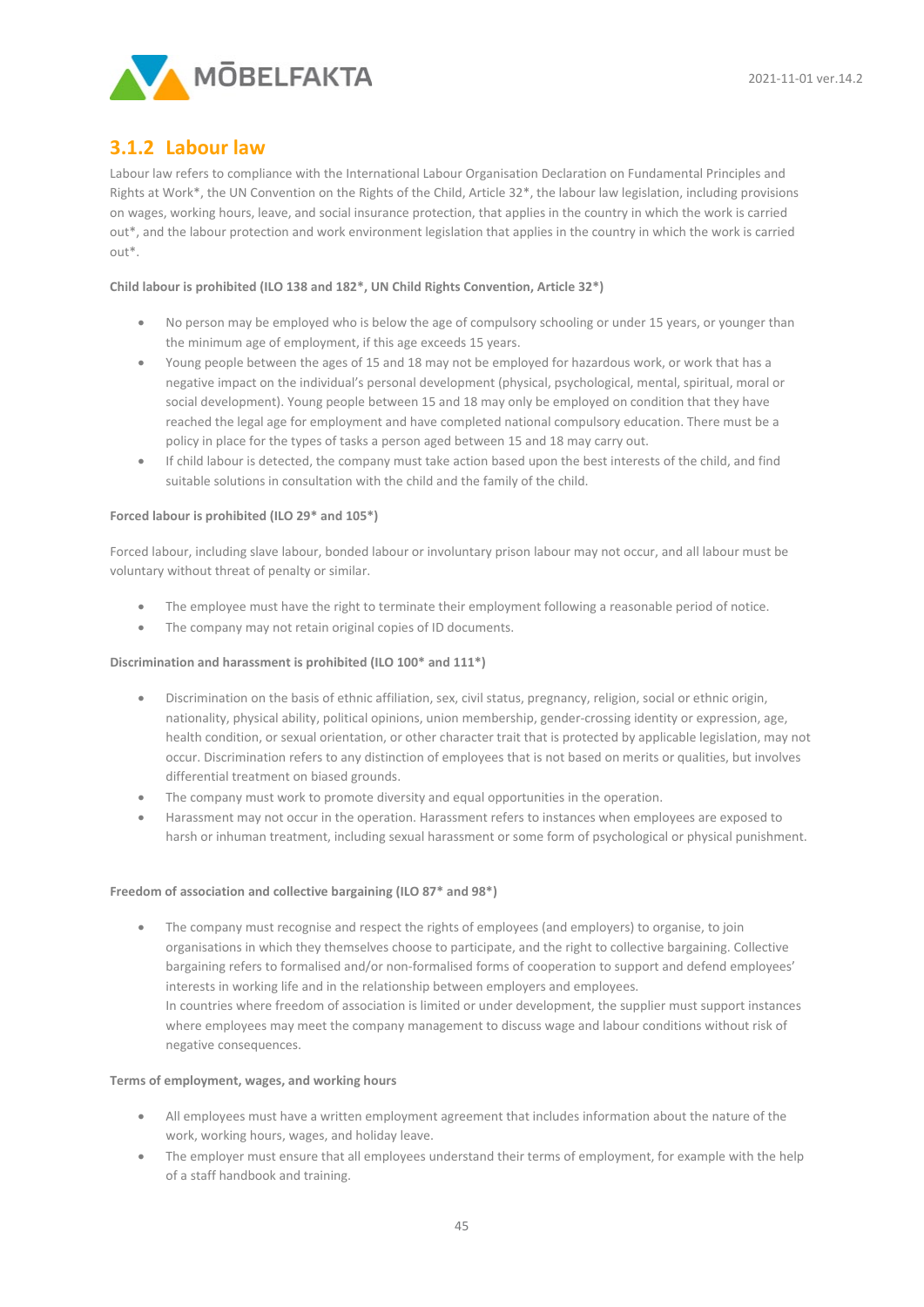### 3.1.2 Labour law

Labour law refers to compliance with the International Labour Organisation Declaration on Fundamental Principles and Rights at Work*, the UN Convention on the Rights of the Child, Article 32*, the labour law legislation, including provisions on wages, working hours, leave, and social insurance protection, that applies in the country in which the work is carried out*, and the labour protection and work environment legislation that applies in the country in which the work is carried out*.

**Child labour is prohibited (ILO 138 and 182*, UN Child Rights Convention, Article 32*)**

- No person may be employed who is below the age of compulsory schooling or under 15 years, or younger than the minimum age of employment, if this age exceeds 15 years.
- Young people between the ages of 15 and 18 may not be employed for hazardous work, or work that has a negative impact on the individual's personal development (physical, psychological, mental, spiritual, moral or social development). Young people between 15 and 18 may only be employed on condition that they have reached the legal age for employment and have completed national compulsory education. There must be a policy in place for the types of tasks a person aged between 15 and 18 may carry out.
- If child labour is detected, the company must take action based upon the best interests of the child, and find suitable solutions in consultation with the child and the family of the child.

**Forced labour is prohibited (ILO 29* and 105*)**

Forced labour, including slave labour, bonded labour or involuntary prison labour may not occur, and all labour must be voluntary without threat of penalty or similar.

- The employee must have the right to terminate their employment following a reasonable period of notice.
- The company may not retain original copies of ID documents.

**Discrimination and harassment is prohibited (ILO 100* and 111*)**

- Discrimination on the basis of ethnic affiliation, sex, civil status, pregnancy, religion, social or ethnic origin, nationality, physical ability, political opinions, union membership, gender-crossing identity or expression, age, health condition, or sexual orientation, or other character trait that is protected by applicable legislation, may not occur. Discrimination refers to any distinction of employees that is not based on merits or qualities, but involves differential treatment on biased grounds.
- The company must work to promote diversity and equal opportunities in the operation.
- Harassment may not occur in the operation. Harassment refers to instances when employees are exposed to harsh or inhuman treatment, including sexual harassment or some form of psychological or physical punishment.

**Freedom of association and collective bargaining (ILO 87* and 98*)**

- The company must recognise and respect the rights of employees (and employers) to organise, to join organisations in which they themselves choose to participate, and the right to collective bargaining. Collective bargaining refers to formalised and/or non-formalised forms of cooperation to support and defend employees' interests in working life and in the relationship between employers and employees.
  In countries where freedom of association is limited or under development, the supplier must support instances where employees may meet the company management to discuss wage and labour conditions without risk of negative consequences.

**Terms of employment, wages, and working hours**

- All employees must have a written employment agreement that includes information about the nature of the work, working hours, wages, and holiday leave.
- The employer must ensure that all employees understand their terms of employment, for example with the help of a staff handbook and training.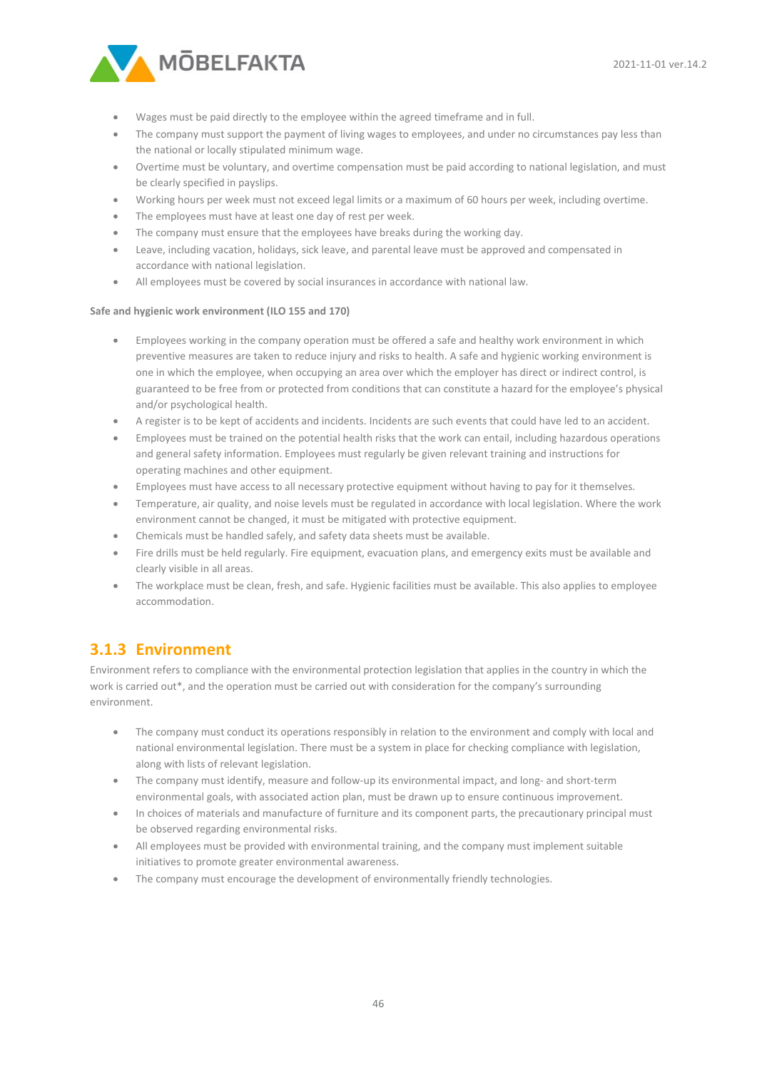- Wages must be paid directly to the employee within the agreed timeframe and in full.
- The company must support the payment of living wages to employees, and under no circumstances pay less than the national or locally stipulated minimum wage.
- Overtime must be voluntary, and overtime compensation must be paid according to national legislation, and must be clearly specified in payslips.
- Working hours per week must not exceed legal limits or a maximum of 60 hours per week, including overtime.
- The employees must have at least one day of rest per week.
- The company must ensure that the employees have breaks during the working day.
- Leave, including vacation, holidays, sick leave, and parental leave must be approved and compensated in accordance with national legislation.
- All employees must be covered by social insurances in accordance with national law.

**Safe and hygienic work environment (ILO 155 and 170)**

- Employees working in the company operation must be offered a safe and healthy work environment in which preventive measures are taken to reduce injury and risks to health. A safe and hygienic working environment is one in which the employee, when occupying an area over which the employer has direct or indirect control, is guaranteed to be free from or protected from conditions that can constitute a hazard for the employee's physical and/or psychological health.
- A register is to be kept of accidents and incidents. Incidents are such events that could have led to an accident.
- Employees must be trained on the potential health risks that the work can entail, including hazardous operations and general safety information. Employees must regularly be given relevant training and instructions for operating machines and other equipment.
- Employees must have access to all necessary protective equipment without having to pay for it themselves.
- Temperature, air quality, and noise levels must be regulated in accordance with local legislation. Where the work environment cannot be changed, it must be mitigated with protective equipment.
- Chemicals must be handled safely, and safety data sheets must be available.
- Fire drills must be held regularly. Fire equipment, evacuation plans, and emergency exits must be available and clearly visible in all areas.
- The workplace must be clean, fresh, and safe. Hygienic facilities must be available. This also applies to employee accommodation.

### 3.1.3 Environment

Environment refers to compliance with the environmental protection legislation that applies in the country in which the work is carried out*, and the operation must be carried out with consideration for the company's surrounding environment.

- The company must conduct its operations responsibly in relation to the environment and comply with local and national environmental legislation. There must be a system in place for checking compliance with legislation, along with lists of relevant legislation.
- The company must identify, measure and follow-up its environmental impact, and long- and short-term environmental goals, with associated action plan, must be drawn up to ensure continuous improvement.
- In choices of materials and manufacture of furniture and its component parts, the precautionary principal must be observed regarding environmental risks.
- All employees must be provided with environmental training, and the company must implement suitable initiatives to promote greater environmental awareness.
- The company must encourage the development of environmentally friendly technologies.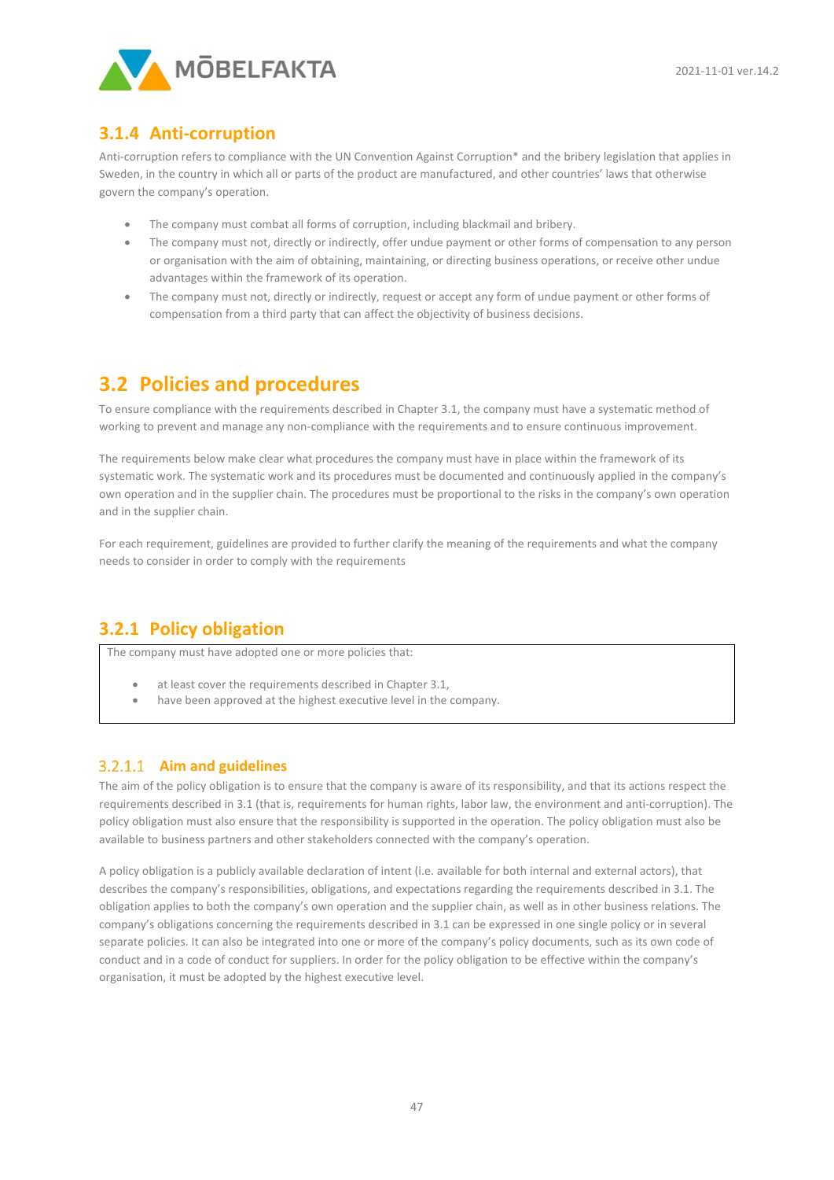### 3.1.4 Anti-corruption

Anti-corruption refers to compliance with the UN Convention Against Corruption* and the bribery legislation that applies in Sweden, in the country in which all or parts of the product are manufactured, and other countries' laws that otherwise govern the company's operation.

- The company must combat all forms of corruption, including blackmail and bribery.
- The company must not, directly or indirectly, offer undue payment or other forms of compensation to any person or organisation with the aim of obtaining, maintaining, or directing business operations, or receive other undue advantages within the framework of its operation.
- The company must not, directly or indirectly, request or accept any form of undue payment or other forms of compensation from a third party that can affect the objectivity of business decisions.

## 3.2 Policies and procedures

To ensure compliance with the requirements described in Chapter 3.1, the company must have a systematic method of working to prevent and manage any non-compliance with the requirements and to ensure continuous improvement.

The requirements below make clear what procedures the company must have in place within the framework of its systematic work. The systematic work and its procedures must be documented and continuously applied in the company's own operation and in the supplier chain. The procedures must be proportional to the risks in the company's own operation and in the supplier chain.

For each requirement, guidelines are provided to further clarify the meaning of the requirements and what the company needs to consider in order to comply with the requirements

### 3.2.1 Policy obligation

The company must have adopted one or more policies that:

- at least cover the requirements described in Chapter 3.1,
- have been approved at the highest executive level in the company.

#### 3.2.1.1 Aim and guidelines

The aim of the policy obligation is to ensure that the company is aware of its responsibility, and that its actions respect the requirements described in 3.1 (that is, requirements for human rights, labor law, the environment and anti-corruption). The policy obligation must also ensure that the responsibility is supported in the operation. The policy obligation must also be available to business partners and other stakeholders connected with the company's operation.

A policy obligation is a publicly available declaration of intent (i.e. available for both internal and external actors), that describes the company's responsibilities, obligations, and expectations regarding the requirements described in 3.1. The obligation applies to both the company's own operation and the supplier chain, as well as in other business relations. The company's obligations concerning the requirements described in 3.1 can be expressed in one single policy or in several separate policies. It can also be integrated into one or more of the company's policy documents, such as its own code of conduct and in a code of conduct for suppliers. In order for the policy obligation to be effective within the company's organisation, it must be adopted by the highest executive level.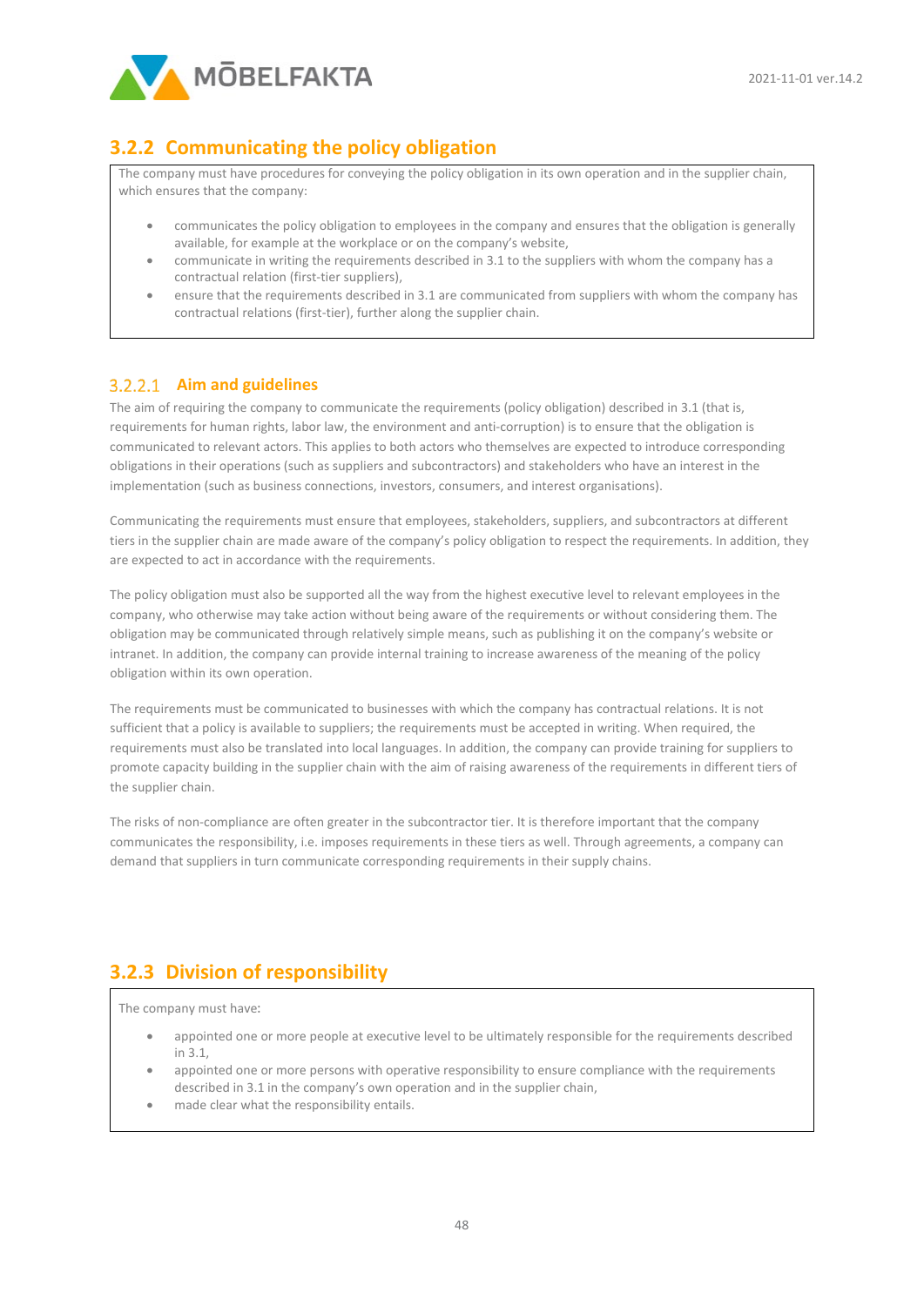### 3.2.2 Communicating the policy obligation

The company must have procedures for conveying the policy obligation in its own operation and in the supplier chain, which ensures that the company:

- communicates the policy obligation to employees in the company and ensures that the obligation is generally available, for example at the workplace or on the company's website,
- communicate in writing the requirements described in 3.1 to the suppliers with whom the company has a contractual relation (first-tier suppliers),
- ensure that the requirements described in 3.1 are communicated from suppliers with whom the company has contractual relations (first-tier), further along the supplier chain.

#### 3.2.2.1 Aim and guidelines

The aim of requiring the company to communicate the requirements (policy obligation) described in 3.1 (that is, requirements for human rights, labor law, the environment and anti-corruption) is to ensure that the obligation is communicated to relevant actors. This applies to both actors who themselves are expected to introduce corresponding obligations in their operations (such as suppliers and subcontractors) and stakeholders who have an interest in the implementation (such as business connections, investors, consumers, and interest organisations).

Communicating the requirements must ensure that employees, stakeholders, suppliers, and subcontractors at different tiers in the supplier chain are made aware of the company's policy obligation to respect the requirements. In addition, they are expected to act in accordance with the requirements.

The policy obligation must also be supported all the way from the highest executive level to relevant employees in the company, who otherwise may take action without being aware of the requirements or without considering them. The obligation may be communicated through relatively simple means, such as publishing it on the company's website or intranet. In addition, the company can provide internal training to increase awareness of the meaning of the policy obligation within its own operation.

The requirements must be communicated to businesses with which the company has contractual relations. It is not sufficient that a policy is available to suppliers; the requirements must be accepted in writing. When required, the requirements must also be translated into local languages. In addition, the company can provide training for suppliers to promote capacity building in the supplier chain with the aim of raising awareness of the requirements in different tiers of the supplier chain.

The risks of non-compliance are often greater in the subcontractor tier. It is therefore important that the company communicates the responsibility, i.e. imposes requirements in these tiers as well. Through agreements, a company can demand that suppliers in turn communicate corresponding requirements in their supply chains.

### 3.2.3 Division of responsibility

The company must have:

- appointed one or more people at executive level to be ultimately responsible for the requirements described in 3.1,
- appointed one or more persons with operative responsibility to ensure compliance with the requirements described in 3.1 in the company's own operation and in the supplier chain,
- made clear what the responsibility entails.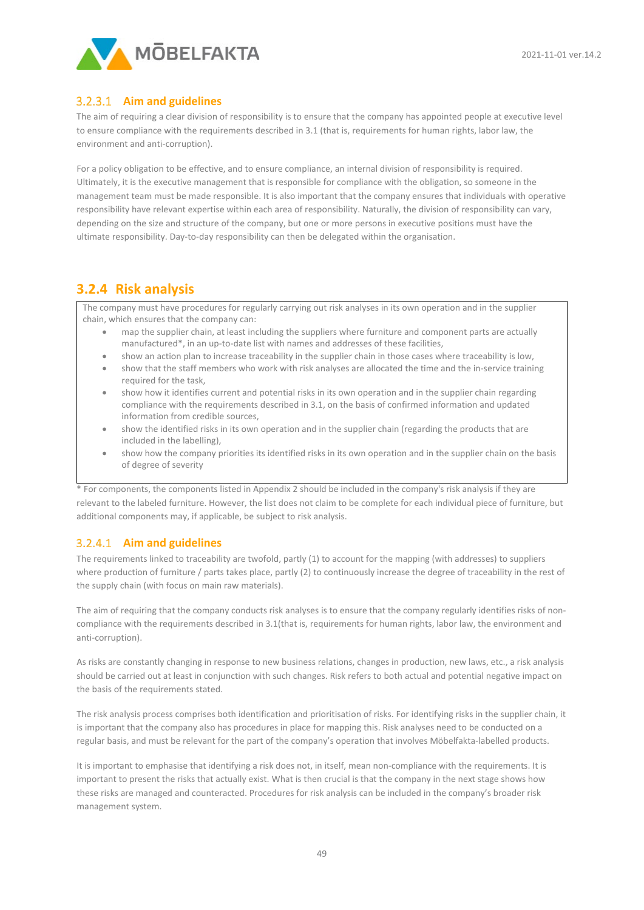#### 3.2.3.1 Aim and guidelines

The aim of requiring a clear division of responsibility is to ensure that the company has appointed people at executive level to ensure compliance with the requirements described in 3.1 (that is, requirements for human rights, labor law, the environment and anti-corruption).

For a policy obligation to be effective, and to ensure compliance, an internal division of responsibility is required. Ultimately, it is the executive management that is responsible for compliance with the obligation, so someone in the management team must be made responsible. It is also important that the company ensures that individuals with operative responsibility have relevant expertise within each area of responsibility. Naturally, the division of responsibility can vary, depending on the size and structure of the company, but one or more persons in executive positions must have the ultimate responsibility. Day-to-day responsibility can then be delegated within the organisation.

### 3.2.4 Risk analysis

The company must have procedures for regularly carrying out risk analyses in its own operation and in the supplier chain, which ensures that the company can:

- map the supplier chain, at least including the suppliers where furniture and component parts are actually manufactured*, in an up-to-date list with names and addresses of these facilities,
- show an action plan to increase traceability in the supplier chain in those cases where traceability is low,
- show that the staff members who work with risk analyses are allocated the time and the in-service training required for the task,
- show how it identifies current and potential risks in its own operation and in the supplier chain regarding compliance with the requirements described in 3.1, on the basis of confirmed information and updated information from credible sources,
- show the identified risks in its own operation and in the supplier chain (regarding the products that are included in the labelling),
- show how the company priorities its identified risks in its own operation and in the supplier chain on the basis of degree of severity

* For components, the components listed in Appendix 2 should be included in the company's risk analysis if they are relevant to the labeled furniture. However, the list does not claim to be complete for each individual piece of furniture, but additional components may, if applicable, be subject to risk analysis.

#### 3.2.4.1 Aim and guidelines

The requirements linked to traceability are twofold, partly (1) to account for the mapping (with addresses) to suppliers where production of furniture / parts takes place, partly (2) to continuously increase the degree of traceability in the rest of the supply chain (with focus on main raw materials).

The aim of requiring that the company conducts risk analyses is to ensure that the company regularly identifies risks of non-compliance with the requirements described in 3.1(that is, requirements for human rights, labor law, the environment and anti-corruption).

As risks are constantly changing in response to new business relations, changes in production, new laws, etc., a risk analysis should be carried out at least in conjunction with such changes. Risk refers to both actual and potential negative impact on the basis of the requirements stated.

The risk analysis process comprises both identification and prioritisation of risks. For identifying risks in the supplier chain, it is important that the company also has procedures in place for mapping this. Risk analyses need to be conducted on a regular basis, and must be relevant for the part of the company's operation that involves Möbelfakta-labelled products.

It is important to emphasise that identifying a risk does not, in itself, mean non-compliance with the requirements. It is important to present the risks that actually exist. What is then crucial is that the company in the next stage shows how these risks are managed and counteracted. Procedures for risk analysis can be included in the company's broader risk management system.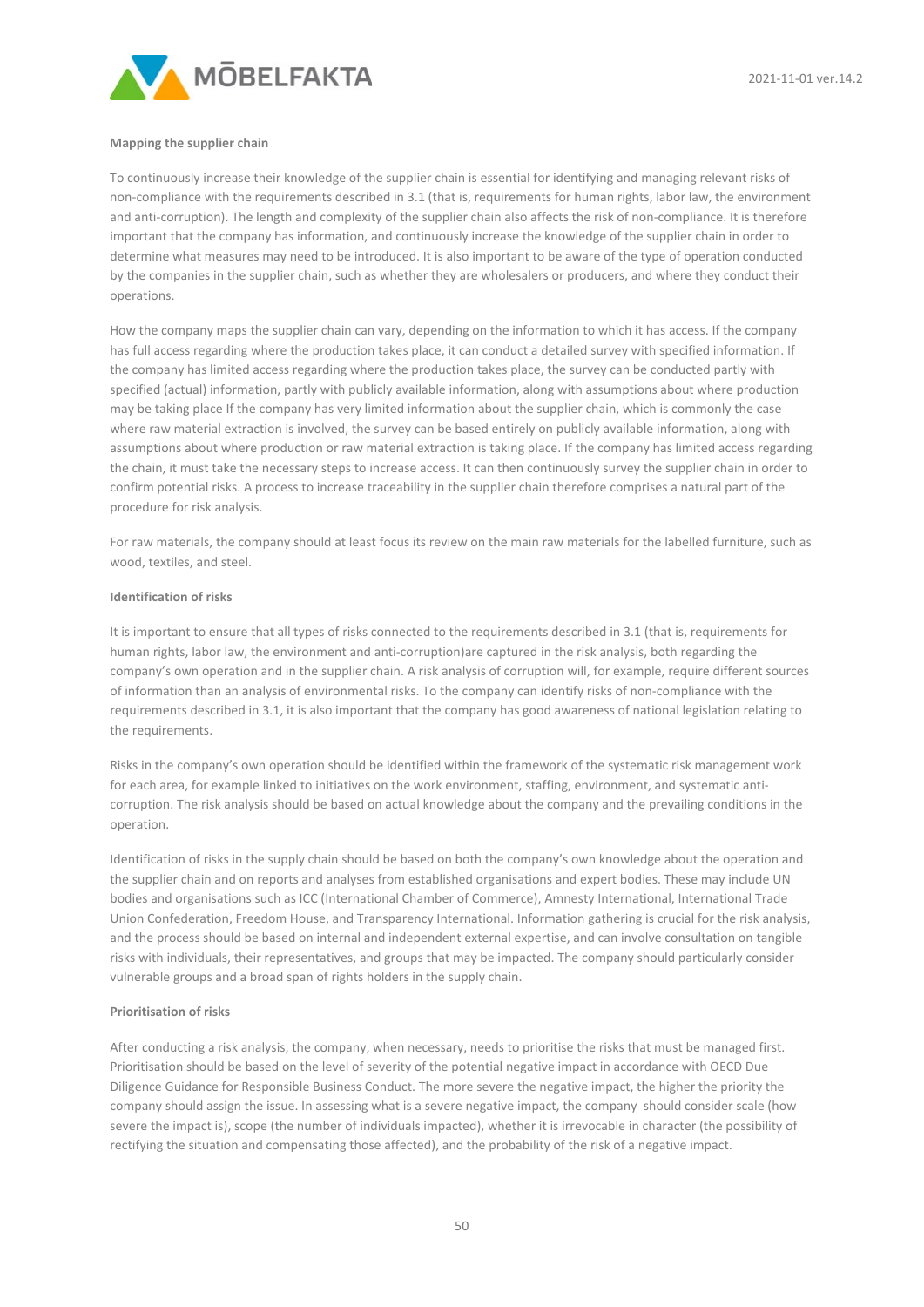**Mapping the supplier chain**

To continuously increase their knowledge of the supplier chain is essential for identifying and managing relevant risks of non-compliance with the requirements described in 3.1 (that is, requirements for human rights, labor law, the environment and anti-corruption). The length and complexity of the supplier chain also affects the risk of non-compliance. It is therefore important that the company has information, and continuously increase the knowledge of the supplier chain in order to determine what measures may need to be introduced. It is also important to be aware of the type of operation conducted by the companies in the supplier chain, such as whether they are wholesalers or producers, and where they conduct their operations.

How the company maps the supplier chain can vary, depending on the information to which it has access. If the company has full access regarding where the production takes place, it can conduct a detailed survey with specified information. If the company has limited access regarding where the production takes place, the survey can be conducted partly with specified (actual) information, partly with publicly available information, along with assumptions about where production may be taking place If the company has very limited information about the supplier chain, which is commonly the case where raw material extraction is involved, the survey can be based entirely on publicly available information, along with assumptions about where production or raw material extraction is taking place. If the company has limited access regarding the chain, it must take the necessary steps to increase access. It can then continuously survey the supplier chain in order to confirm potential risks. A process to increase traceability in the supplier chain therefore comprises a natural part of the procedure for risk analysis.

For raw materials, the company should at least focus its review on the main raw materials for the labelled furniture, such as wood, textiles, and steel.

**Identification of risks**

It is important to ensure that all types of risks connected to the requirements described in 3.1 (that is, requirements for human rights, labor law, the environment and anti-corruption)are captured in the risk analysis, both regarding the company's own operation and in the supplier chain. A risk analysis of corruption will, for example, require different sources of information than an analysis of environmental risks. To the company can identify risks of non-compliance with the requirements described in 3.1, it is also important that the company has good awareness of national legislation relating to the requirements.

Risks in the company's own operation should be identified within the framework of the systematic risk management work for each area, for example linked to initiatives on the work environment, staffing, environment, and systematic anti-corruption. The risk analysis should be based on actual knowledge about the company and the prevailing conditions in the operation.

Identification of risks in the supply chain should be based on both the company's own knowledge about the operation and the supplier chain and on reports and analyses from established organisations and expert bodies. These may include UN bodies and organisations such as ICC (International Chamber of Commerce), Amnesty International, International Trade Union Confederation, Freedom House, and Transparency International. Information gathering is crucial for the risk analysis, and the process should be based on internal and independent external expertise, and can involve consultation on tangible risks with individuals, their representatives, and groups that may be impacted. The company should particularly consider vulnerable groups and a broad span of rights holders in the supply chain.

**Prioritisation of risks**

After conducting a risk analysis, the company, when necessary, needs to prioritise the risks that must be managed first. Prioritisation should be based on the level of severity of the potential negative impact in accordance with OECD Due Diligence Guidance for Responsible Business Conduct. The more severe the negative impact, the higher the priority the company should assign the issue. In assessing what is a severe negative impact, the company should consider scale (how severe the impact is), scope (the number of individuals impacted), whether it is irrevocable in character (the possibility of rectifying the situation and compensating those affected), and the probability of the risk of a negative impact.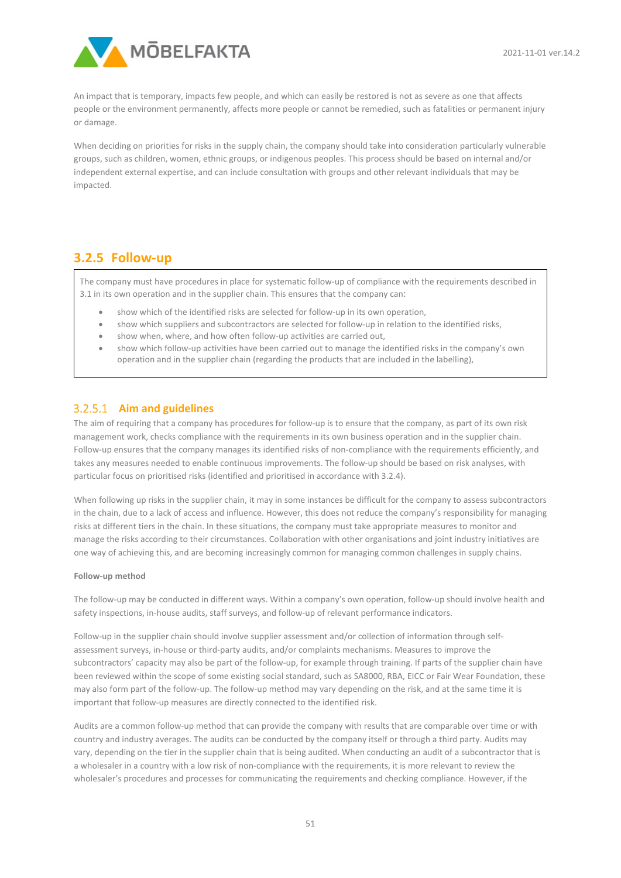An impact that is temporary, impacts few people, and which can easily be restored is not as severe as one that affects people or the environment permanently, affects more people or cannot be remedied, such as fatalities or permanent injury or damage.

When deciding on priorities for risks in the supply chain, the company should take into consideration particularly vulnerable groups, such as children, women, ethnic groups, or indigenous peoples. This process should be based on internal and/or independent external expertise, and can include consultation with groups and other relevant individuals that may be impacted.

## 3.2.5 Follow-up

The company must have procedures in place for systematic follow-up of compliance with the requirements described in 3.1 in its own operation and in the supplier chain. This ensures that the company can:

- show which of the identified risks are selected for follow-up in its own operation,
- show which suppliers and subcontractors are selected for follow-up in relation to the identified risks,
- show when, where, and how often follow-up activities are carried out,
- show which follow-up activities have been carried out to manage the identified risks in the company's own operation and in the supplier chain (regarding the products that are included in the labelling),

### 3.2.5.1 Aim and guidelines

The aim of requiring that a company has procedures for follow-up is to ensure that the company, as part of its own risk management work, checks compliance with the requirements in its own business operation and in the supplier chain. Follow-up ensures that the company manages its identified risks of non-compliance with the requirements efficiently, and takes any measures needed to enable continuous improvements. The follow-up should be based on risk analyses, with particular focus on prioritised risks (identified and prioritised in accordance with 3.2.4).

When following up risks in the supplier chain, it may in some instances be difficult for the company to assess subcontractors in the chain, due to a lack of access and influence. However, this does not reduce the company's responsibility for managing risks at different tiers in the chain. In these situations, the company must take appropriate measures to monitor and manage the risks according to their circumstances. Collaboration with other organisations and joint industry initiatives are one way of achieving this, and are becoming increasingly common for managing common challenges in supply chains.

**Follow-up method**

The follow-up may be conducted in different ways. Within a company's own operation, follow-up should involve health and safety inspections, in-house audits, staff surveys, and follow-up of relevant performance indicators.

Follow-up in the supplier chain should involve supplier assessment and/or collection of information through self-assessment surveys, in-house or third-party audits, and/or complaints mechanisms. Measures to improve the subcontractors' capacity may also be part of the follow-up, for example through training. If parts of the supplier chain have been reviewed within the scope of some existing social standard, such as SA8000, RBA, EICC or Fair Wear Foundation, these may also form part of the follow-up. The follow-up method may vary depending on the risk, and at the same time it is important that follow-up measures are directly connected to the identified risk.

Audits are a common follow-up method that can provide the company with results that are comparable over time or with country and industry averages. The audits can be conducted by the company itself or through a third party. Audits may vary, depending on the tier in the supplier chain that is being audited. When conducting an audit of a subcontractor that is a wholesaler in a country with a low risk of non-compliance with the requirements, it is more relevant to review the wholesaler's procedures and processes for communicating the requirements and checking compliance. However, if the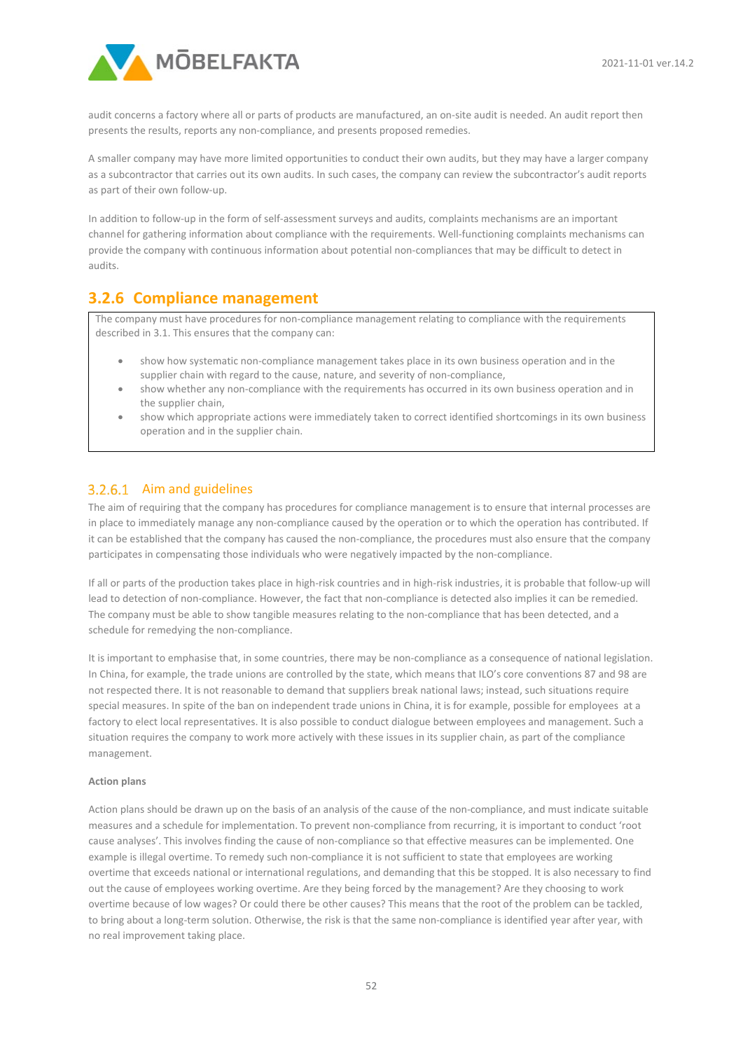audit concerns a factory where all or parts of products are manufactured, an on-site audit is needed. An audit report then presents the results, reports any non-compliance, and presents proposed remedies.

A smaller company may have more limited opportunities to conduct their own audits, but they may have a larger company as a subcontractor that carries out its own audits. In such cases, the company can review the subcontractor's audit reports as part of their own follow-up.

In addition to follow-up in the form of self-assessment surveys and audits, complaints mechanisms are an important channel for gathering information about compliance with the requirements. Well-functioning complaints mechanisms can provide the company with continuous information about potential non-compliances that may be difficult to detect in audits.

### 3.2.6 Compliance management

The company must have procedures for non-compliance management relating to compliance with the requirements described in 3.1. This ensures that the company can:

- show how systematic non-compliance management takes place in its own business operation and in the supplier chain with regard to the cause, nature, and severity of non-compliance,
- show whether any non-compliance with the requirements has occurred in its own business operation and in the supplier chain,
- show which appropriate actions were immediately taken to correct identified shortcomings in its own business operation and in the supplier chain.

#### 3.2.6.1 Aim and guidelines

The aim of requiring that the company has procedures for compliance management is to ensure that internal processes are in place to immediately manage any non-compliance caused by the operation or to which the operation has contributed. If it can be established that the company has caused the non-compliance, the procedures must also ensure that the company participates in compensating those individuals who were negatively impacted by the non-compliance.

If all or parts of the production takes place in high-risk countries and in high-risk industries, it is probable that follow-up will lead to detection of non-compliance. However, the fact that non-compliance is detected also implies it can be remedied. The company must be able to show tangible measures relating to the non-compliance that has been detected, and a schedule for remedying the non-compliance.

It is important to emphasise that, in some countries, there may be non-compliance as a consequence of national legislation. In China, for example, the trade unions are controlled by the state, which means that ILO's core conventions 87 and 98 are not respected there. It is not reasonable to demand that suppliers break national laws; instead, such situations require special measures. In spite of the ban on independent trade unions in China, it is for example, possible for employees at a factory to elect local representatives. It is also possible to conduct dialogue between employees and management. Such a situation requires the company to work more actively with these issues in its supplier chain, as part of the compliance management.

**Action plans**

Action plans should be drawn up on the basis of an analysis of the cause of the non-compliance, and must indicate suitable measures and a schedule for implementation. To prevent non-compliance from recurring, it is important to conduct 'root cause analyses'. This involves finding the cause of non-compliance so that effective measures can be implemented. One example is illegal overtime. To remedy such non-compliance it is not sufficient to state that employees are working overtime that exceeds national or international regulations, and demanding that this be stopped. It is also necessary to find out the cause of employees working overtime. Are they being forced by the management? Are they choosing to work overtime because of low wages? Or could there be other causes? This means that the root of the problem can be tackled, to bring about a long-term solution. Otherwise, the risk is that the same non-compliance is identified year after year, with no real improvement taking place.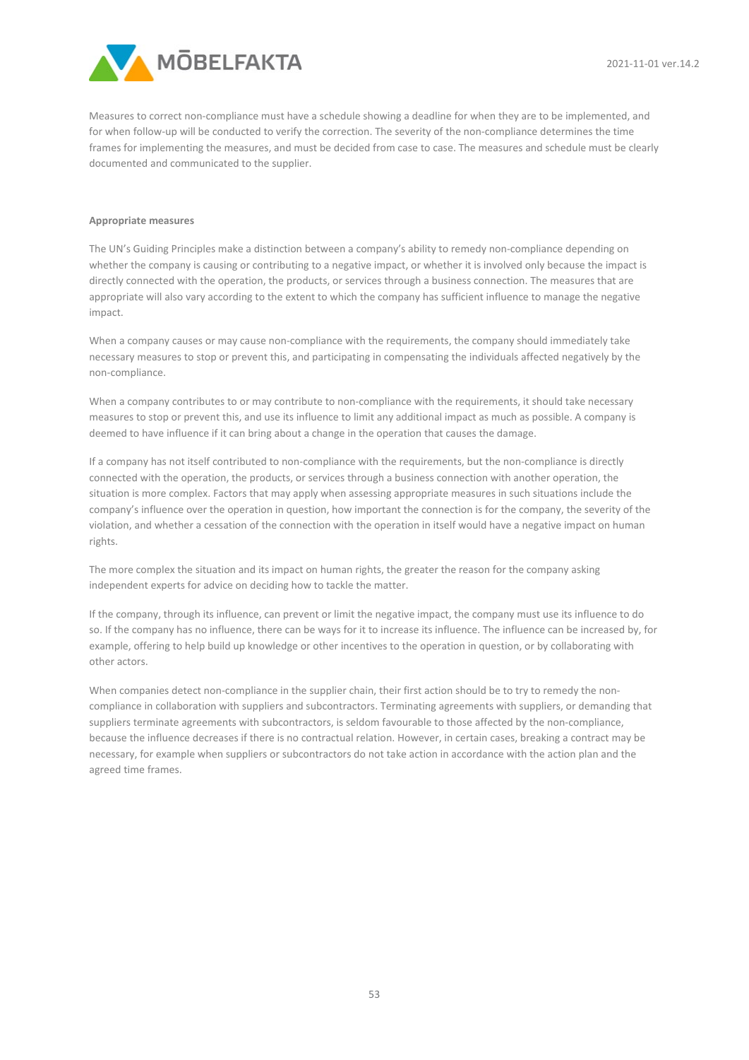Measures to correct non-compliance must have a schedule showing a deadline for when they are to be implemented, and for when follow-up will be conducted to verify the correction. The severity of the non-compliance determines the time frames for implementing the measures, and must be decided from case to case. The measures and schedule must be clearly documented and communicated to the supplier.

**Appropriate measures**

The UN's Guiding Principles make a distinction between a company's ability to remedy non-compliance depending on whether the company is causing or contributing to a negative impact, or whether it is involved only because the impact is directly connected with the operation, the products, or services through a business connection. The measures that are appropriate will also vary according to the extent to which the company has sufficient influence to manage the negative impact.

When a company causes or may cause non-compliance with the requirements, the company should immediately take necessary measures to stop or prevent this, and participating in compensating the individuals affected negatively by the non-compliance.

When a company contributes to or may contribute to non-compliance with the requirements, it should take necessary measures to stop or prevent this, and use its influence to limit any additional impact as much as possible. A company is deemed to have influence if it can bring about a change in the operation that causes the damage.

If a company has not itself contributed to non-compliance with the requirements, but the non-compliance is directly connected with the operation, the products, or services through a business connection with another operation, the situation is more complex. Factors that may apply when assessing appropriate measures in such situations include the company's influence over the operation in question, how important the connection is for the company, the severity of the violation, and whether a cessation of the connection with the operation in itself would have a negative impact on human rights.

The more complex the situation and its impact on human rights, the greater the reason for the company asking independent experts for advice on deciding how to tackle the matter.

If the company, through its influence, can prevent or limit the negative impact, the company must use its influence to do so. If the company has no influence, there can be ways for it to increase its influence. The influence can be increased by, for example, offering to help build up knowledge or other incentives to the operation in question, or by collaborating with other actors.

When companies detect non-compliance in the supplier chain, their first action should be to try to remedy the non-compliance in collaboration with suppliers and subcontractors. Terminating agreements with suppliers, or demanding that suppliers terminate agreements with subcontractors, is seldom favourable to those affected by the non-compliance, because the influence decreases if there is no contractual relation. However, in certain cases, breaking a contract may be necessary, for example when suppliers or subcontractors do not take action in accordance with the action plan and the agreed time frames.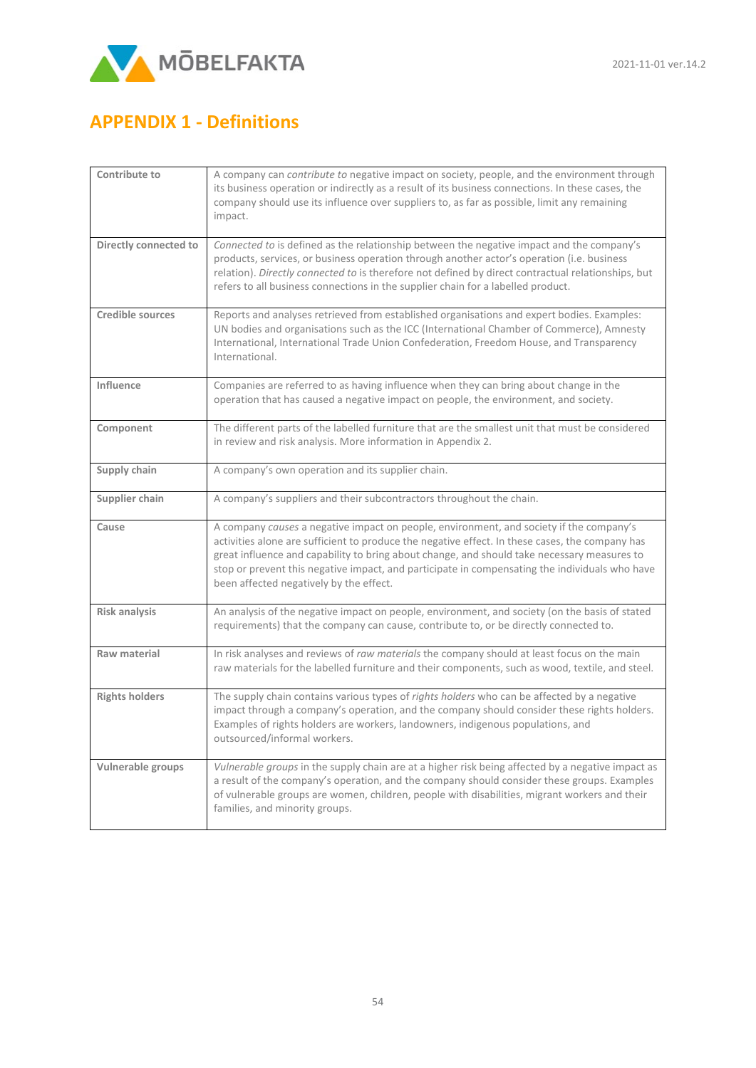# APPENDIX 1 - Definitions

| | |
|---|---|
| **Contribute to** | A company can *contribute to* negative impact on society, people, and the environment through its business operation or indirectly as a result of its business connections. In these cases, the company should use its influence over suppliers to, as far as possible, limit any remaining impact. |
| **Directly connected to** | *Connected to* is defined as the relationship between the negative impact and the company's products, services, or business operation through another actor's operation (i.e. business relation). *Directly connected to* is therefore not defined by direct contractual relationships, but refers to all business connections in the supplier chain for a labelled product. |
| **Credible sources** | Reports and analyses retrieved from established organisations and expert bodies. Examples: UN bodies and organisations such as the ICC (International Chamber of Commerce), Amnesty International, International Trade Union Confederation, Freedom House, and Transparency International. |
| **Influence** | Companies are referred to as having influence when they can bring about change in the operation that has caused a negative impact on people, the environment, and society. |
| **Component** | The different parts of the labelled furniture that are the smallest unit that must be considered in review and risk analysis. More information in Appendix 2. |
| **Supply chain** | A company's own operation and its supplier chain. |
| **Supplier chain** | A company's suppliers and their subcontractors throughout the chain. |
| **Cause** | A company *causes* a negative impact on people, environment, and society if the company's activities alone are sufficient to produce the negative effect. In these cases, the company has great influence and capability to bring about change, and should take necessary measures to stop or prevent this negative impact, and participate in compensating the individuals who have been affected negatively by the effect. |
| **Risk analysis** | An analysis of the negative impact on people, environment, and society (on the basis of stated requirements) that the company can cause, contribute to, or be directly connected to. |
| **Raw material** | In risk analyses and reviews of *raw materials* the company should at least focus on the main raw materials for the labelled furniture and their components, such as wood, textile, and steel. |
| **Rights holders** | The supply chain contains various types of *rights holders* who can be affected by a negative impact through a company's operation, and the company should consider these rights holders. Examples of rights holders are workers, landowners, indigenous populations, and outsourced/informal workers. |
| **Vulnerable groups** | *Vulnerable groups* in the supply chain are at a higher risk being affected by a negative impact as a result of the company's operation, and the company should consider these groups. Examples of vulnerable groups are women, children, people with disabilities, migrant workers and their families, and minority groups. |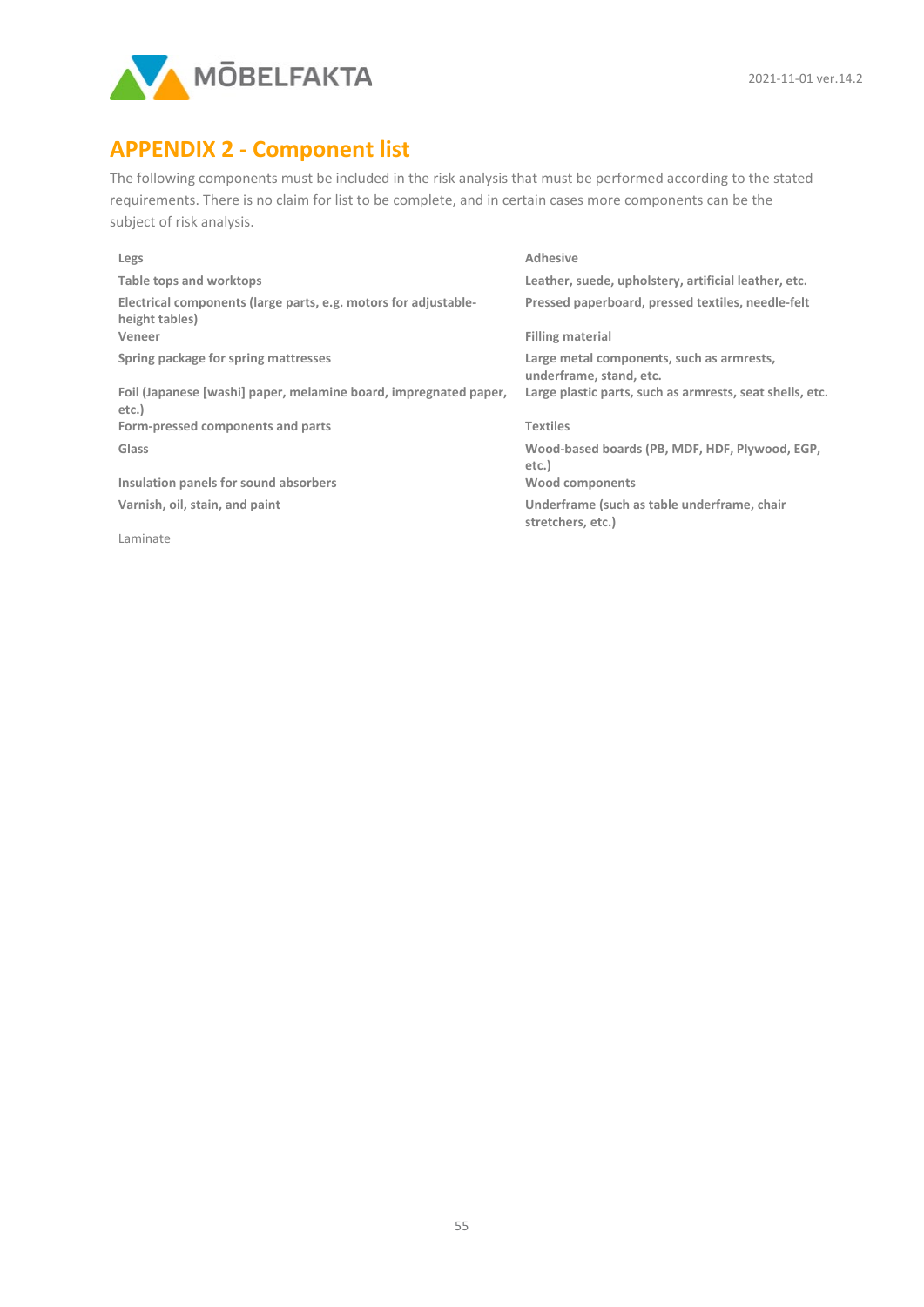## APPENDIX 2 - Component list

The following components must be included in the risk analysis that must be performed according to the stated requirements. There is no claim for list to be complete, and in certain cases more components can be the subject of risk analysis.

**Legs**

**Table tops and worktops**

**Electrical components (large parts, e.g. motors for adjustable-height tables)**

**Veneer**

**Spring package for spring mattresses**

**Foil (Japanese [washi] paper, melamine board, impregnated paper, etc.)**

**Form-pressed components and parts**

**Glass**

**Insulation panels for sound absorbers**

**Varnish, oil, stain, and paint**

Laminate

**Adhesive**

**Leather, suede, upholstery, artificial leather, etc.**

**Pressed paperboard, pressed textiles, needle-felt**

**Filling material**

**Large metal components, such as armrests, underframe, stand, etc.**

**Large plastic parts, such as armrests, seat shells, etc.**

**Textiles**

**Wood-based boards (PB, MDF, HDF, Plywood, EGP, etc.)**

**Wood components**

**Underframe (such as table underframe, chair stretchers, etc.)**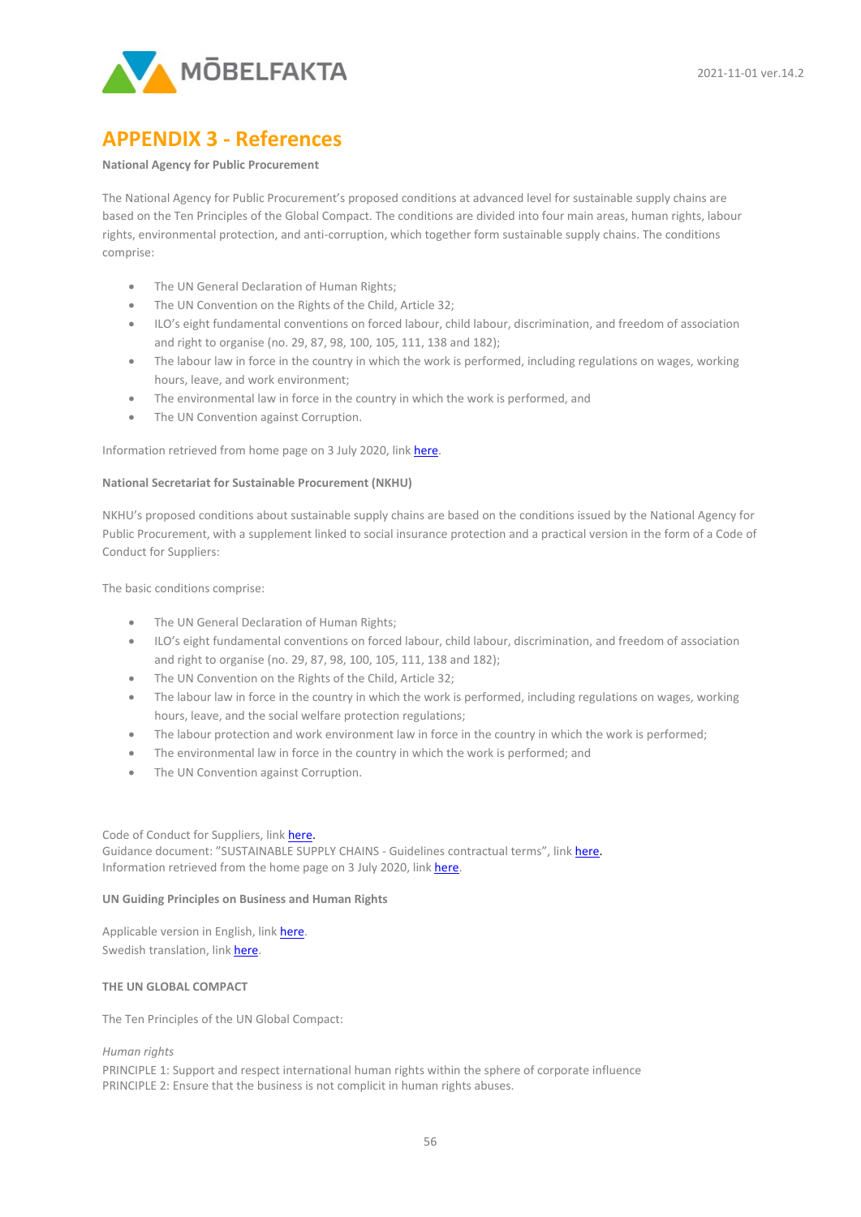# APPENDIX 3 - References

**National Agency for Public Procurement**

The National Agency for Public Procurement's proposed conditions at advanced level for sustainable supply chains are based on the Ten Principles of the Global Compact. The conditions are divided into four main areas, human rights, labour rights, environmental protection, and anti-corruption, which together form sustainable supply chains. The conditions comprise:

- The UN General Declaration of Human Rights;
- The UN Convention on the Rights of the Child, Article 32;
- ILO's eight fundamental conventions on forced labour, child labour, discrimination, and freedom of association and right to organise (no. 29, 87, 98, 100, 105, 111, 138 and 182);
- The labour law in force in the country in which the work is performed, including regulations on wages, working hours, leave, and work environment;
- The environmental law in force in the country in which the work is performed, and
- The UN Convention against Corruption.

Information retrieved from home page on 3 July 2020, link here.

**National Secretariat for Sustainable Procurement (NKHU)**

NKHU's proposed conditions about sustainable supply chains are based on the conditions issued by the National Agency for Public Procurement, with a supplement linked to social insurance protection and a practical version in the form of a Code of Conduct for Suppliers:

The basic conditions comprise:

- The UN General Declaration of Human Rights;
- ILO's eight fundamental conventions on forced labour, child labour, discrimination, and freedom of association and right to organise (no. 29, 87, 98, 100, 105, 111, 138 and 182);
- The UN Convention on the Rights of the Child, Article 32;
- The labour law in force in the country in which the work is performed, including regulations on wages, working hours, leave, and the social welfare protection regulations;
- The labour protection and work environment law in force in the country in which the work is performed;
- The environmental law in force in the country in which the work is performed; and
- The UN Convention against Corruption.

Code of Conduct for Suppliers, link here.
Guidance document: "SUSTAINABLE SUPPLY CHAINS - Guidelines contractual terms", link here.
Information retrieved from the home page on 3 July 2020, link here.

**UN Guiding Principles on Business and Human Rights**

Applicable version in English, link here.
Swedish translation, link here.

**THE UN GLOBAL COMPACT**

The Ten Principles of the UN Global Compact:

*Human rights*
PRINCIPLE 1: Support and respect international human rights within the sphere of corporate influence
PRINCIPLE 2: Ensure that the business is not complicit in human rights abuses.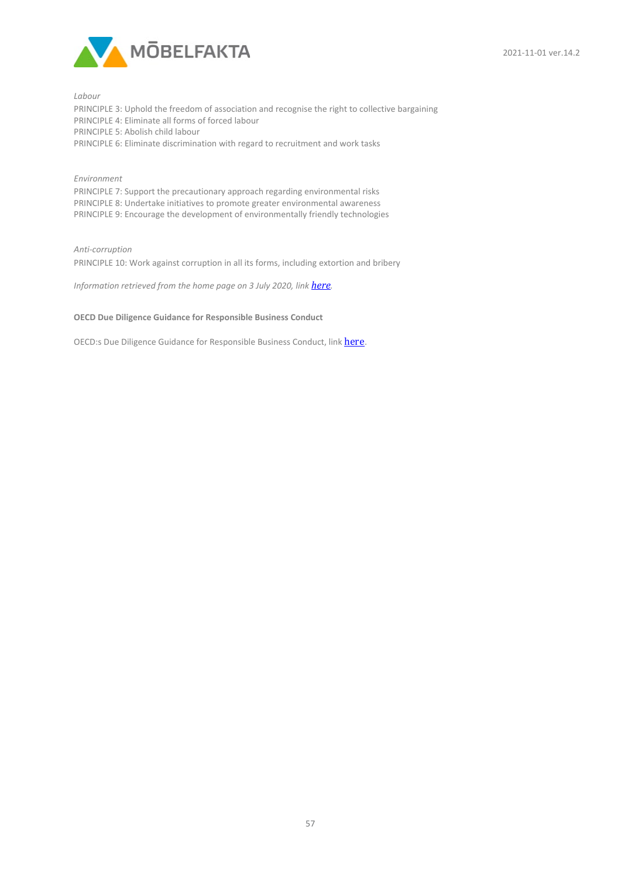*Labour*

PRINCIPLE 3: Uphold the freedom of association and recognise the right to collective bargaining
PRINCIPLE 4: Eliminate all forms of forced labour
PRINCIPLE 5: Abolish child labour
PRINCIPLE 6: Eliminate discrimination with regard to recruitment and work tasks

*Environment*

PRINCIPLE 7: Support the precautionary approach regarding environmental risks
PRINCIPLE 8: Undertake initiatives to promote greater environmental awareness
PRINCIPLE 9: Encourage the development of environmentally friendly technologies

*Anti-corruption*

PRINCIPLE 10: Work against corruption in all its forms, including extortion and bribery

*Information retrieved from the home page on 3 July 2020, link here.*

**OECD Due Diligence Guidance for Responsible Business Conduct**

OECD:s Due Diligence Guidance for Responsible Business Conduct, link here.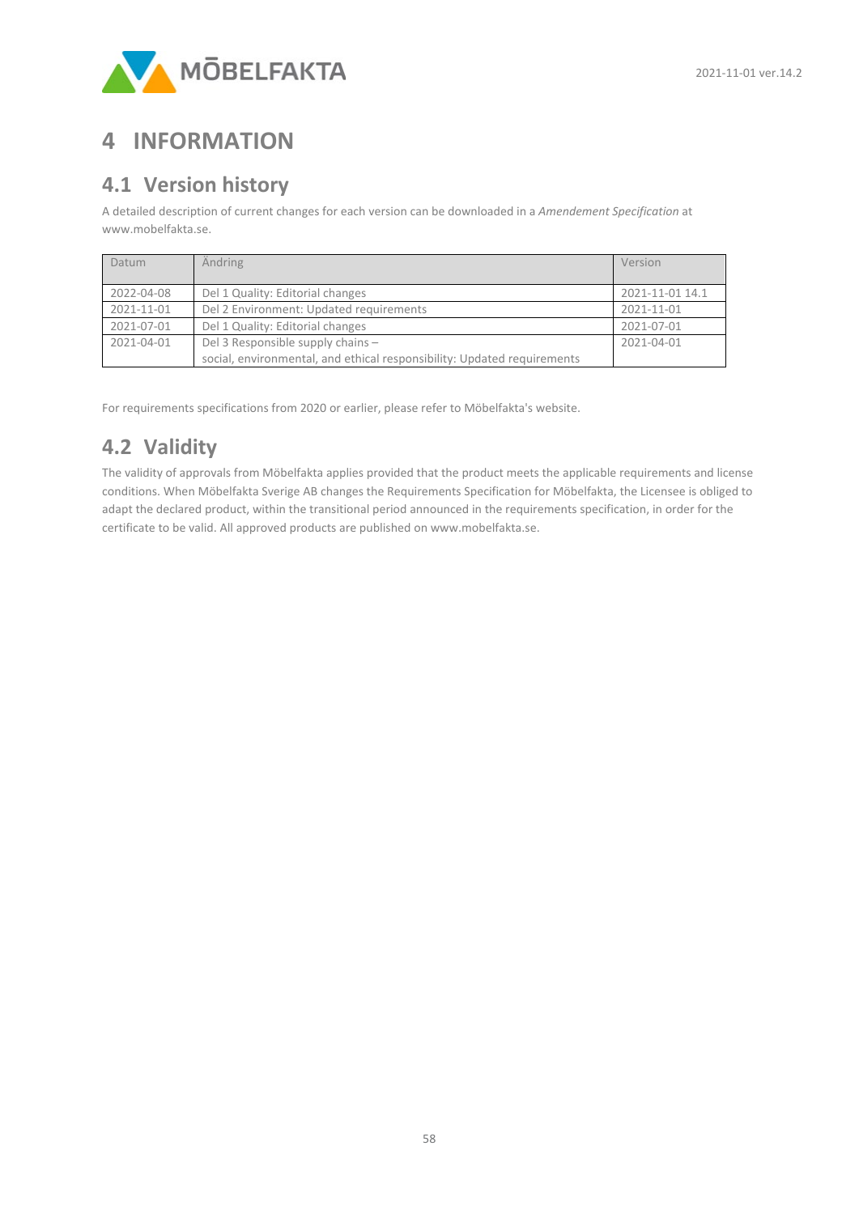# 4 INFORMATION

## 4.1 Version history

A detailed description of current changes for each version can be downloaded in a *Amendement Specification* at www.mobelfakta.se.

| Datum | Ändring | Version |
|---|---|---|
| 2022-04-08 | Del 1 Quality: Editorial changes | 2021-11-01 14.1 |
| 2021-11-01 | Del 2 Environment: Updated requirements | 2021-11-01 |
| 2021-07-01 | Del 1 Quality: Editorial changes | 2021-07-01 |
| 2021-04-01 | Del 3 Responsible supply chains – social, environmental, and ethical responsibility: Updated requirements | 2021-04-01 |

For requirements specifications from 2020 or earlier, please refer to Möbelfakta's website.

## 4.2 Validity

The validity of approvals from Möbelfakta applies provided that the product meets the applicable requirements and license conditions. When Möbelfakta Sverige AB changes the Requirements Specification for Möbelfakta, the Licensee is obliged to adapt the declared product, within the transitional period announced in the requirements specification, in order for the certificate to be valid. All approved products are published on www.mobelfakta.se.